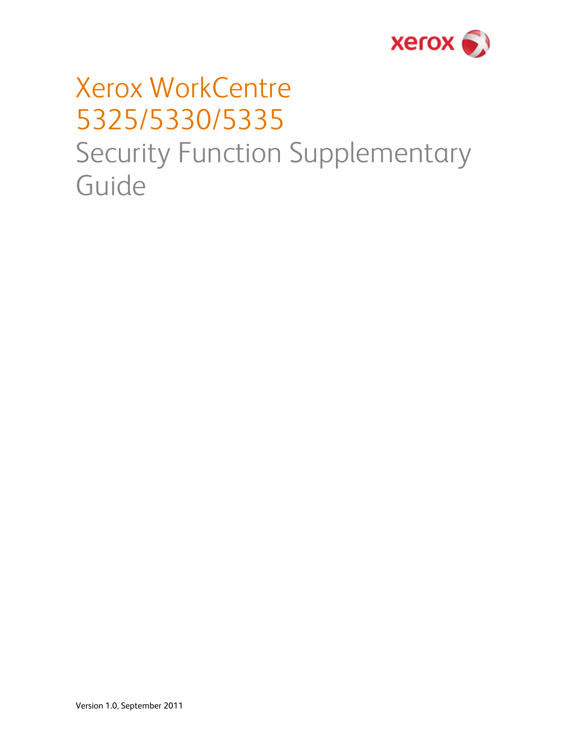# Xerox WorkCentre 5325/5330/5335

## Security Function Supplementary Guide

Version 1.0, September 2011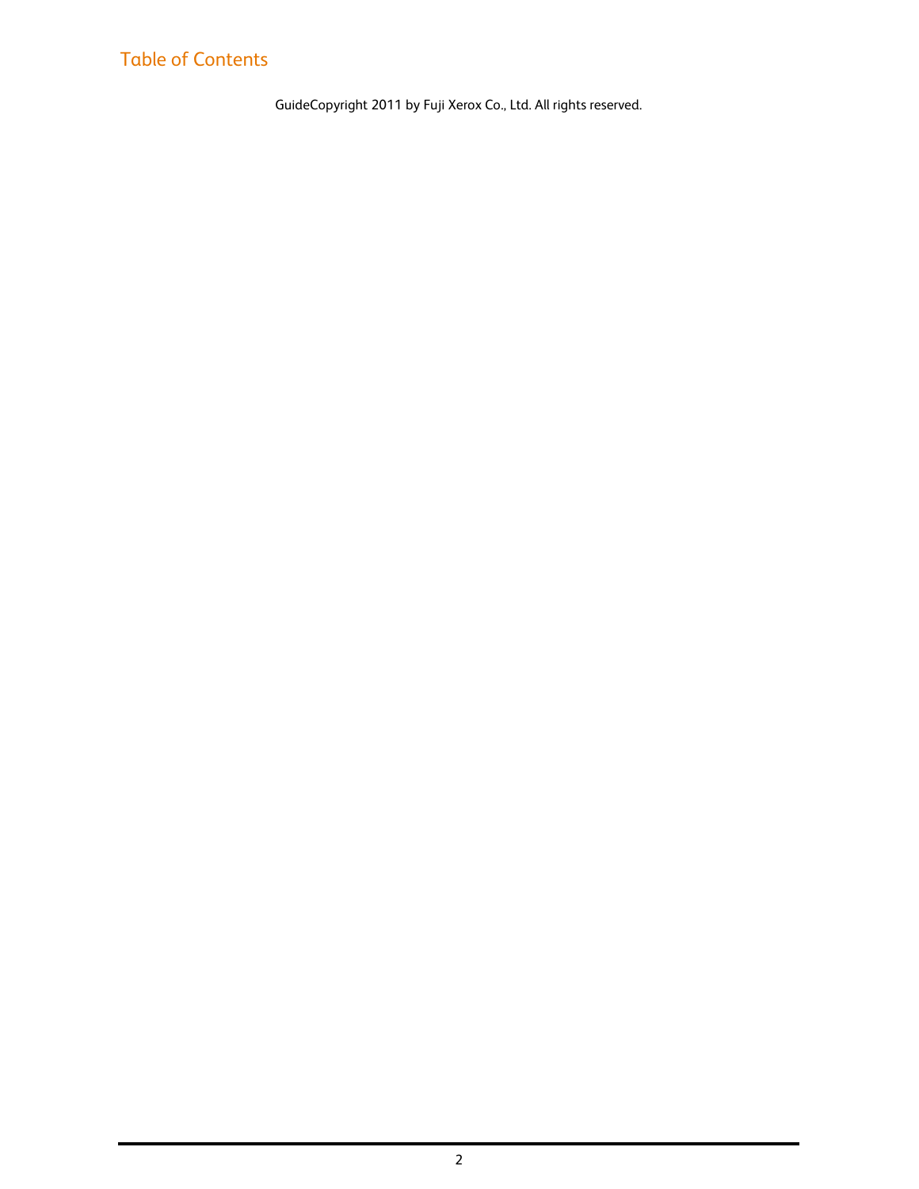## Table of Contents

GuideCopyright 2011 by Fuji Xerox Co., Ltd. All rights reserved.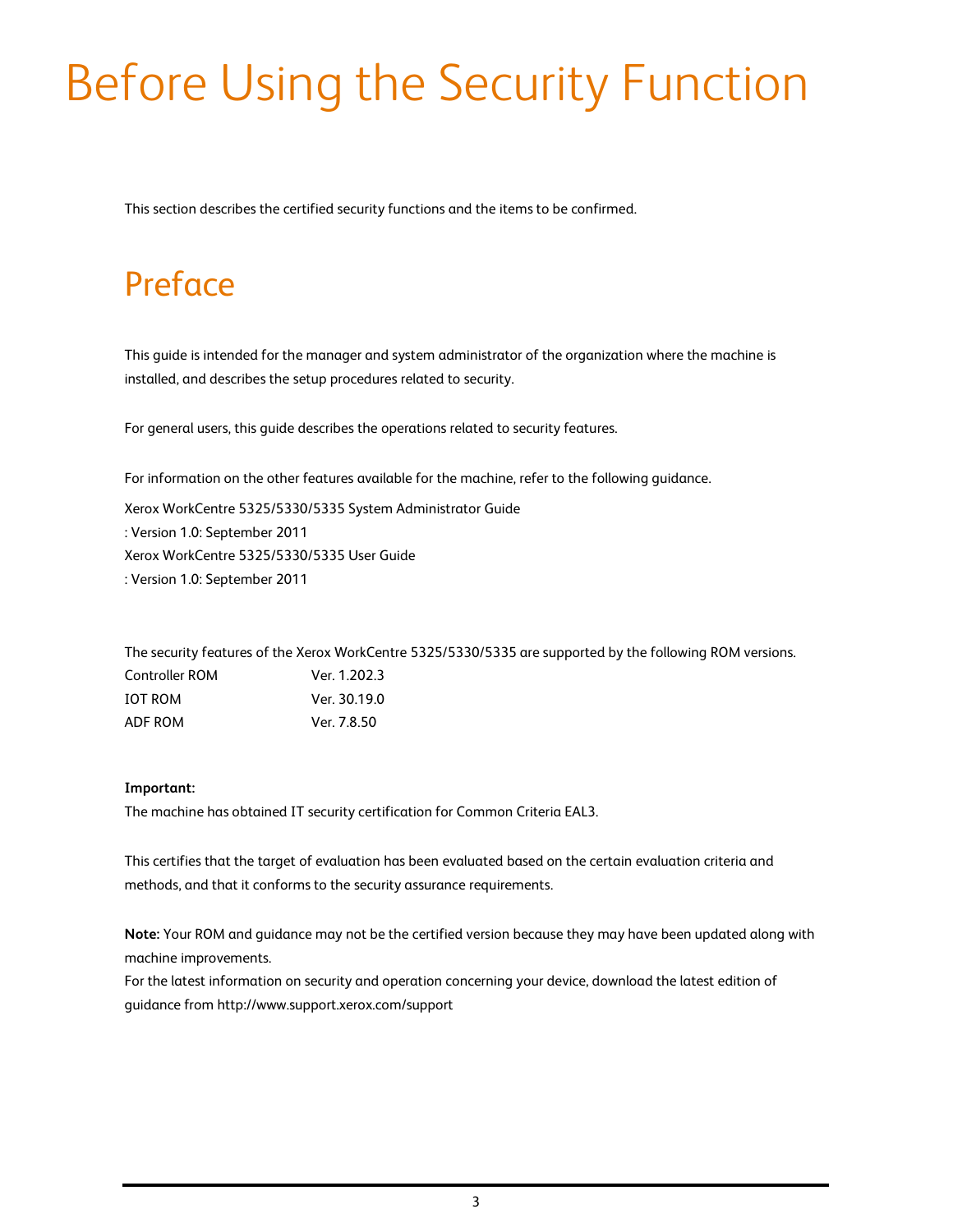# Before Using the Security Function

This section describes the certified security functions and the items to be confirmed.

## Preface

This guide is intended for the manager and system administrator of the organization where the machine is installed, and describes the setup procedures related to security.

For general users, this guide describes the operations related to security features.

For information on the other features available for the machine, refer to the following guidance.

Xerox WorkCentre 5325/5330/5335 System Administrator Guide
: Version 1.0: September 2011
Xerox WorkCentre 5325/5330/5335 User Guide
: Version 1.0: September 2011

The security features of the Xerox WorkCentre 5325/5330/5335 are supported by the following ROM versions.

| | |
|---|---|
| Controller ROM | Ver. 1.202.3 |
| IOT ROM | Ver. 30.19.0 |
| ADF ROM | Ver. 7.8.50 |

**Important:**
The machine has obtained IT security certification for Common Criteria EAL3.

This certifies that the target of evaluation has been evaluated based on the certain evaluation criteria and methods, and that it conforms to the security assurance requirements.

**Note:** Your ROM and guidance may not be the certified version because they may have been updated along with machine improvements.
For the latest information on security and operation concerning your device, download the latest edition of guidance from http://www.support.xerox.com/support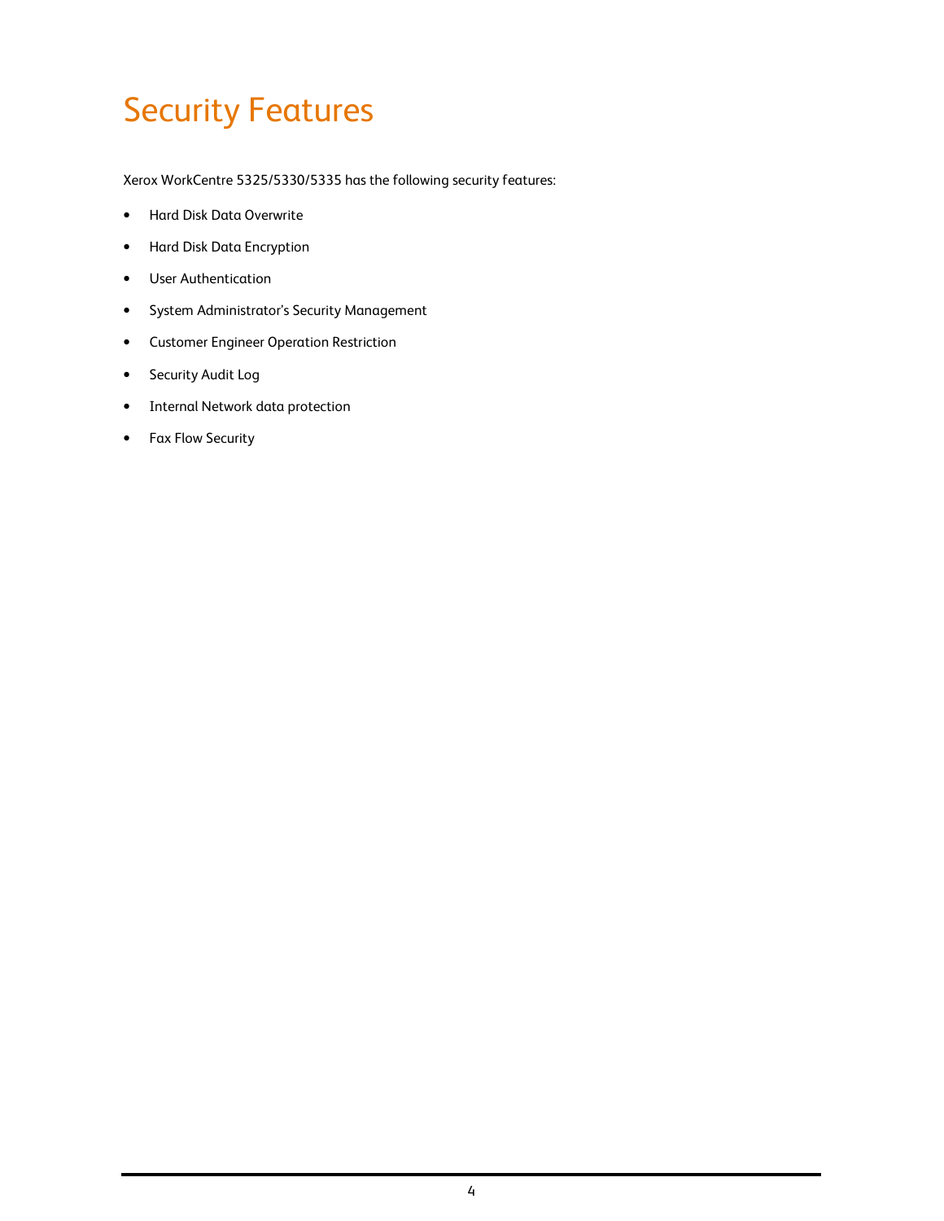# Security Features

Xerox WorkCentre 5325/5330/5335 has the following security features:

- Hard Disk Data Overwrite
- Hard Disk Data Encryption
- User Authentication
- System Administrator's Security Management
- Customer Engineer Operation Restriction
- Security Audit Log
- Internal Network data protection
- Fax Flow Security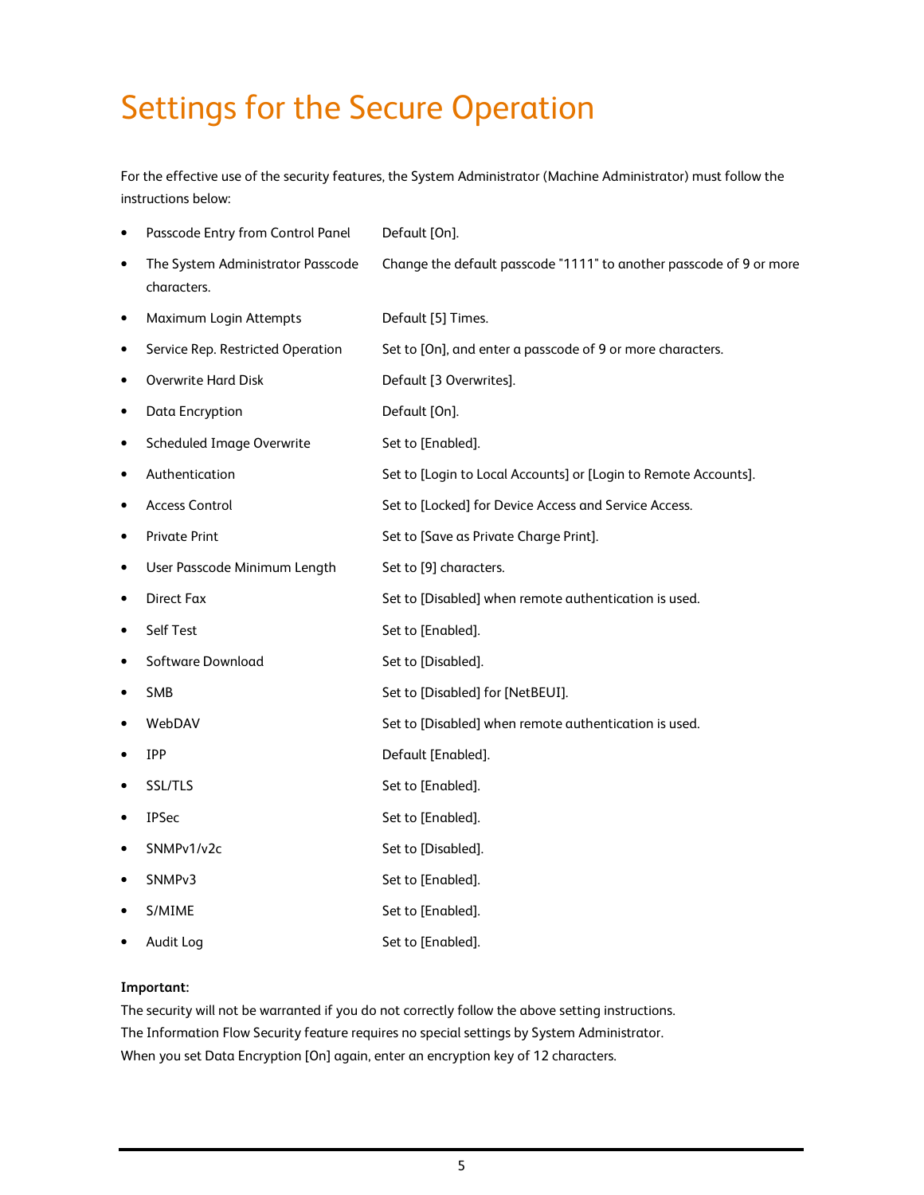# Settings for the Secure Operation

For the effective use of the security features, the System Administrator (Machine Administrator) must follow the instructions below:

- Passcode Entry from Control Panel Default [On].
- The System Administrator Passcode Change the default passcode "1111" to another passcode of 9 or more characters.
- Maximum Login Attempts Default [5] Times.
- Service Rep. Restricted Operation Set to [On], and enter a passcode of 9 or more characters.
- Overwrite Hard Disk Default [3 Overwrites].
- Data Encryption Default [On].
- Scheduled Image Overwrite Set to [Enabled].
- Authentication Set to [Login to Local Accounts] or [Login to Remote Accounts].
- Access Control Set to [Locked] for Device Access and Service Access.
- Private Print Set to [Save as Private Charge Print].
- User Passcode Minimum Length Set to [9] characters.
- Direct Fax Set to [Disabled] when remote authentication is used.
- Self Test Set to [Enabled].
- Software Download Set to [Disabled].
- SMB Set to [Disabled] for [NetBEUI].
- WebDAV Set to [Disabled] when remote authentication is used.
- IPP Default [Enabled].
- SSL/TLS Set to [Enabled].
- IPSec Set to [Enabled].
- SNMPv1/v2c Set to [Disabled].
- SNMPv3 Set to [Enabled].
- S/MIME Set to [Enabled].
- Audit Log Set to [Enabled].

**Important:**

The security will not be warranted if you do not correctly follow the above setting instructions.
The Information Flow Security feature requires no special settings by System Administrator.
When you set Data Encryption [On] again, enter an encryption key of 12 characters.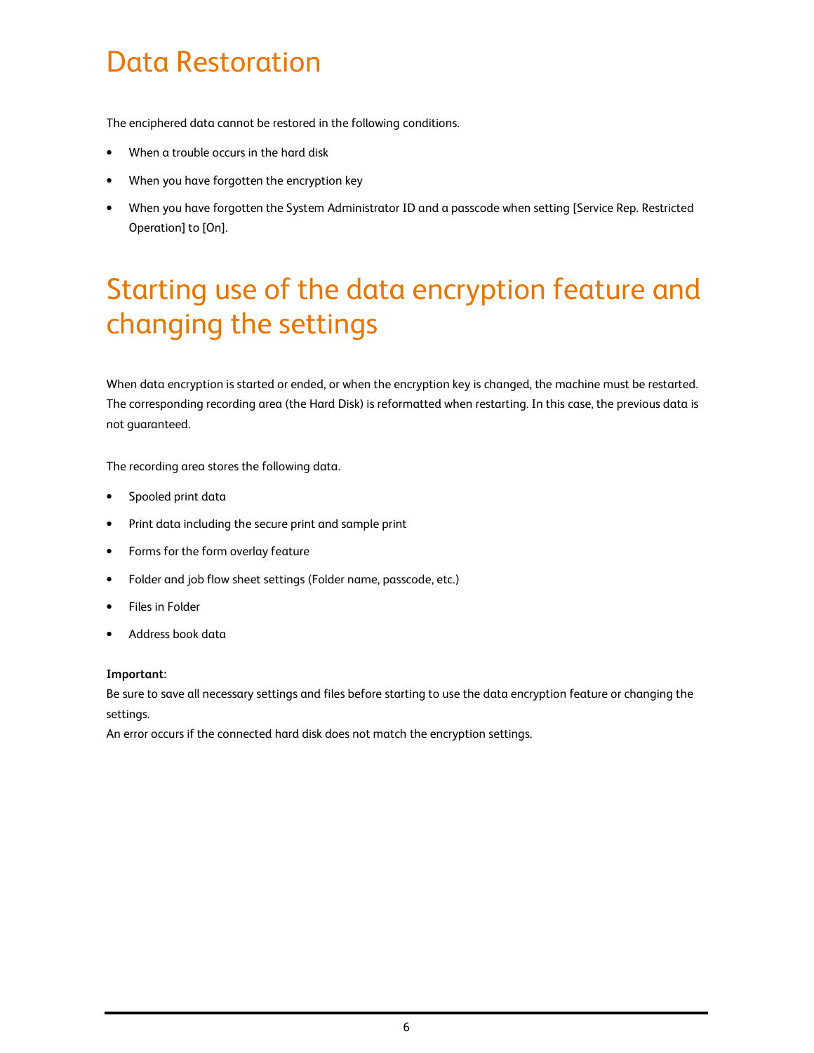# Data Restoration

The enciphered data cannot be restored in the following conditions.

- When a trouble occurs in the hard disk
- When you have forgotten the encryption key
- When you have forgotten the System Administrator ID and a passcode when setting [Service Rep. Restricted Operation] to [On].

# Starting use of the data encryption feature and changing the settings

When data encryption is started or ended, or when the encryption key is changed, the machine must be restarted. The corresponding recording area (the Hard Disk) is reformatted when restarting. In this case, the previous data is not guaranteed.

The recording area stores the following data.

- Spooled print data
- Print data including the secure print and sample print
- Forms for the form overlay feature
- Folder and job flow sheet settings (Folder name, passcode, etc.)
- Files in Folder
- Address book data

**Important:**
Be sure to save all necessary settings and files before starting to use the data encryption feature or changing the settings.
An error occurs if the connected hard disk does not match the encryption settings.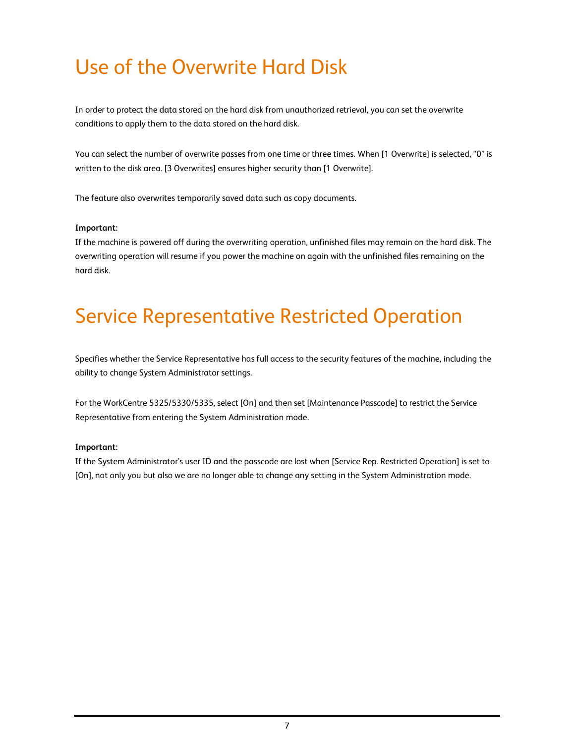# Use of the Overwrite Hard Disk

In order to protect the data stored on the hard disk from unauthorized retrieval, you can set the overwrite conditions to apply them to the data stored on the hard disk.

You can select the number of overwrite passes from one time or three times. When [1 Overwrite] is selected, "0" is written to the disk area. [3 Overwrites] ensures higher security than [1 Overwrite].

The feature also overwrites temporarily saved data such as copy documents.

**Important:**
If the machine is powered off during the overwriting operation, unfinished files may remain on the hard disk. The overwriting operation will resume if you power the machine on again with the unfinished files remaining on the hard disk.

# Service Representative Restricted Operation

Specifies whether the Service Representative has full access to the security features of the machine, including the ability to change System Administrator settings.

For the WorkCentre 5325/5330/5335, select [On] and then set [Maintenance Passcode] to restrict the Service Representative from entering the System Administration mode.

**Important:**
If the System Administrator's user ID and the passcode are lost when [Service Rep. Restricted Operation] is set to [On], not only you but also we are no longer able to change any setting in the System Administration mode.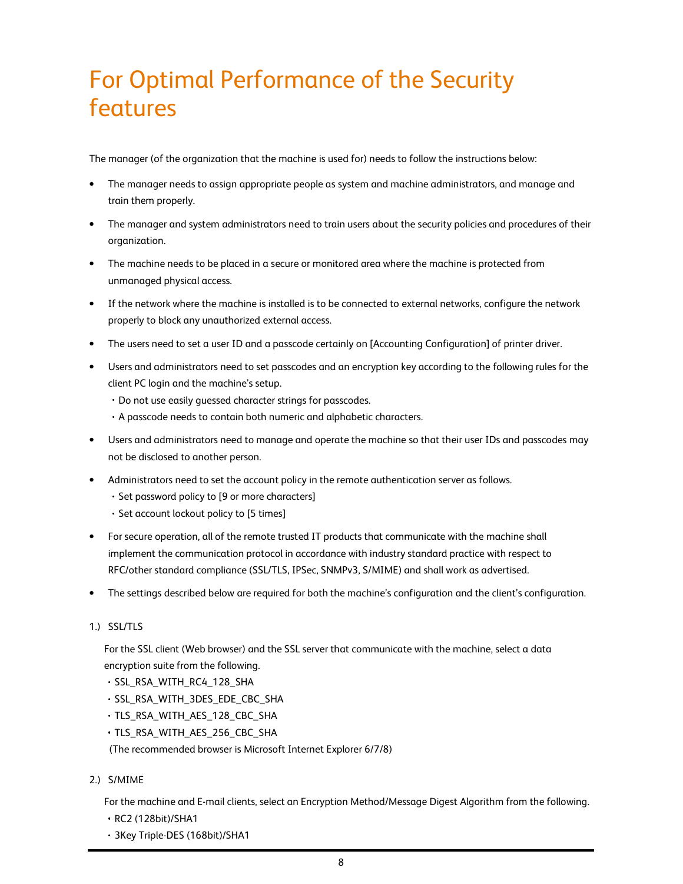# For Optimal Performance of the Security features

The manager (of the organization that the machine is used for) needs to follow the instructions below:

- The manager needs to assign appropriate people as system and machine administrators, and manage and train them properly.
- The manager and system administrators need to train users about the security policies and procedures of their organization.
- The machine needs to be placed in a secure or monitored area where the machine is protected from unmanaged physical access.
- If the network where the machine is installed is to be connected to external networks, configure the network properly to block any unauthorized external access.
- The users need to set a user ID and a passcode certainly on [Accounting Configuration] of printer driver.
- Users and administrators need to set passcodes and an encryption key according to the following rules for the client PC login and the machine's setup.
  - ・Do not use easily guessed character strings for passcodes.
  - ・A passcode needs to contain both numeric and alphabetic characters.
- Users and administrators need to manage and operate the machine so that their user IDs and passcodes may not be disclosed to another person.
- Administrators need to set the account policy in the remote authentication server as follows.
  - ・Set password policy to [9 or more characters]
  - ・Set account lockout policy to [5 times]
- For secure operation, all of the remote trusted IT products that communicate with the machine shall implement the communication protocol in accordance with industry standard practice with respect to RFC/other standard compliance (SSL/TLS, IPSec, SNMPv3, S/MIME) and shall work as advertised.
- The settings described below are required for both the machine's configuration and the client's configuration.

1.) SSL/TLS

For the SSL client (Web browser) and the SSL server that communicate with the machine, select a data encryption suite from the following.

- ・SSL_RSA_WITH_RC4_128_SHA
- ・SSL_RSA_WITH_3DES_EDE_CBC_SHA
- ・TLS_RSA_WITH_AES_128_CBC_SHA
- ・TLS_RSA_WITH_AES_256_CBC_SHA

(The recommended browser is Microsoft Internet Explorer 6/7/8)

2.) S/MIME

For the machine and E-mail clients, select an Encryption Method/Message Digest Algorithm from the following.

- ・RC2 (128bit)/SHA1
- ・3Key Triple-DES (168bit)/SHA1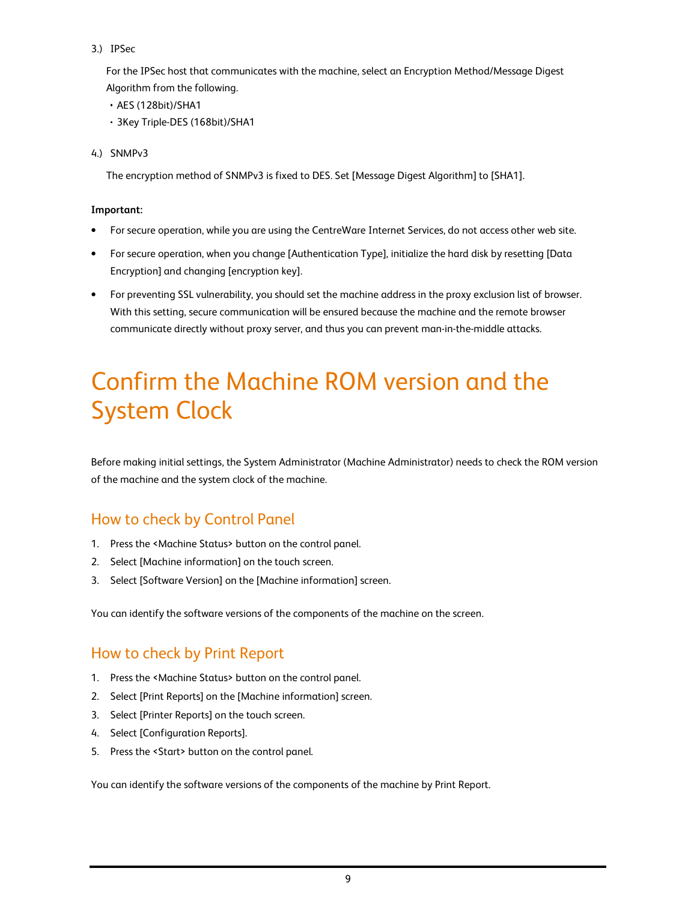3.) IPSec

For the IPSec host that communicates with the machine, select an Encryption Method/Message Digest Algorithm from the following.

- AES (128bit)/SHA1
- 3Key Triple-DES (168bit)/SHA1

4.) SNMPv3

The encryption method of SNMPv3 is fixed to DES. Set [Message Digest Algorithm] to [SHA1].

**Important:**

- For secure operation, while you are using the CentreWare Internet Services, do not access other web site.
- For secure operation, when you change [Authentication Type], initialize the hard disk by resetting [Data Encryption] and changing [encryption key].
- For preventing SSL vulnerability, you should set the machine address in the proxy exclusion list of browser. With this setting, secure communication will be ensured because the machine and the remote browser communicate directly without proxy server, and thus you can prevent man-in-the-middle attacks.

# Confirm the Machine ROM version and the System Clock

Before making initial settings, the System Administrator (Machine Administrator) needs to check the ROM version of the machine and the system clock of the machine.

## How to check by Control Panel

1. Press the <Machine Status> button on the control panel.
2. Select [Machine information] on the touch screen.
3. Select [Software Version] on the [Machine information] screen.

You can identify the software versions of the components of the machine on the screen.

## How to check by Print Report

1. Press the <Machine Status> button on the control panel.
2. Select [Print Reports] on the [Machine information] screen.
3. Select [Printer Reports] on the touch screen.
4. Select [Configuration Reports].
5. Press the <Start> button on the control panel.

You can identify the software versions of the components of the machine by Print Report.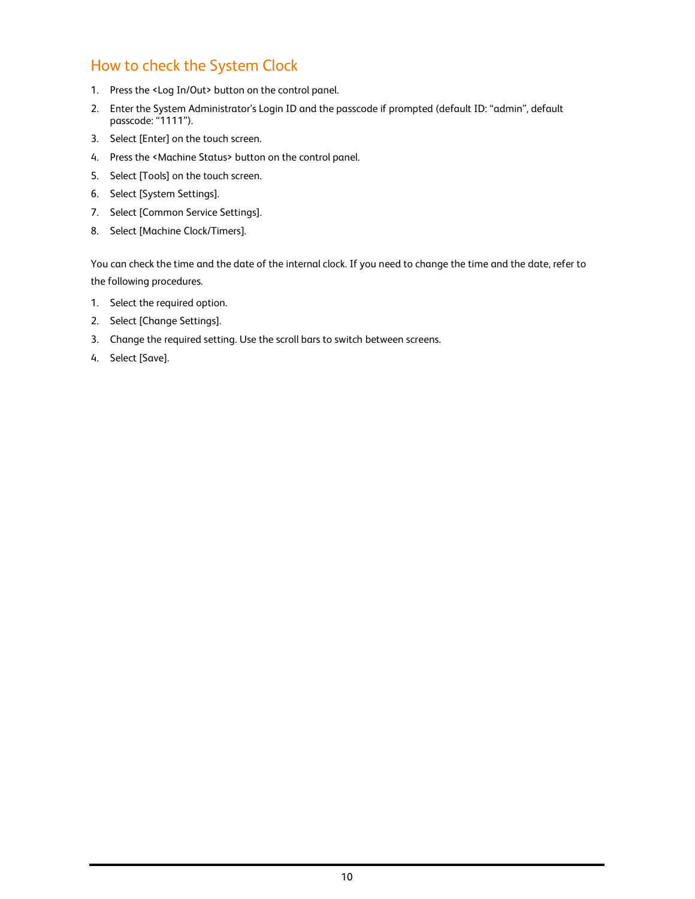## How to check the System Clock

1. Press the <Log In/Out> button on the control panel.
2. Enter the System Administrator's Login ID and the passcode if prompted (default ID: "admin", default passcode: "1111").
3. Select [Enter] on the touch screen.
4. Press the <Machine Status> button on the control panel.
5. Select [Tools] on the touch screen.
6. Select [System Settings].
7. Select [Common Service Settings].
8. Select [Machine Clock/Timers].

You can check the time and the date of the internal clock. If you need to change the time and the date, refer to the following procedures.

1. Select the required option.
2. Select [Change Settings].
3. Change the required setting. Use the scroll bars to switch between screens.
4. Select [Save].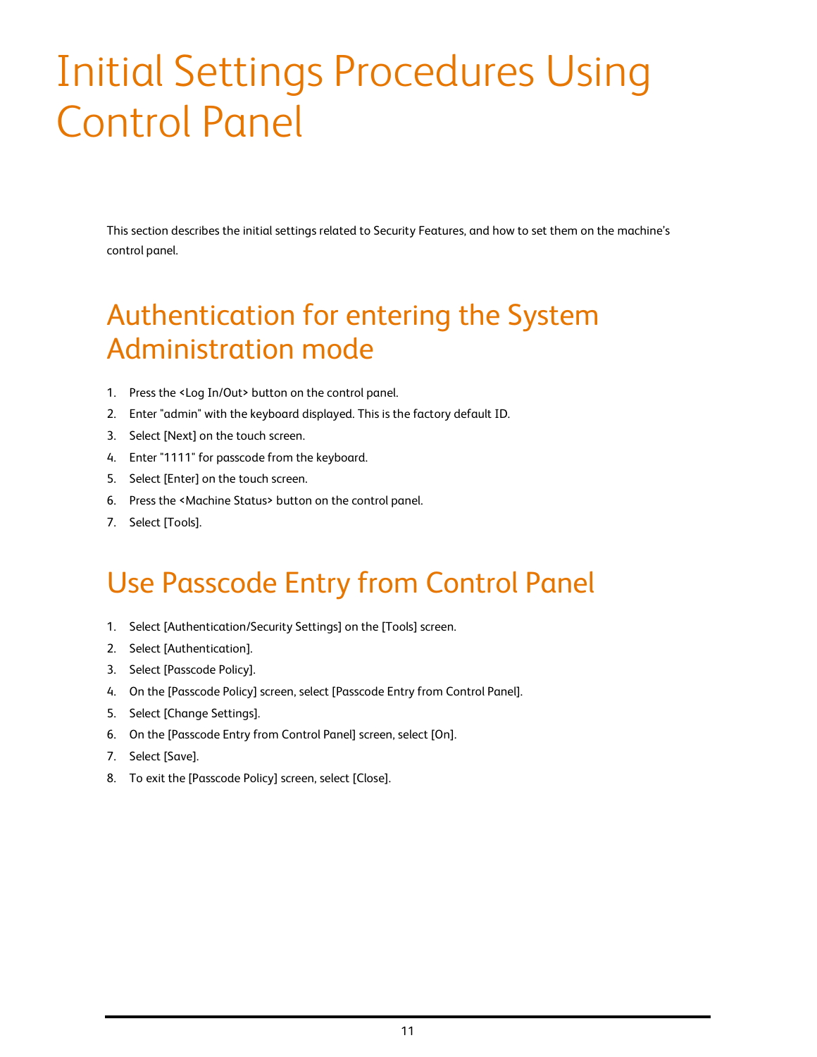# Initial Settings Procedures Using Control Panel

This section describes the initial settings related to Security Features, and how to set them on the machine's control panel.

## Authentication for entering the System Administration mode

1. Press the <Log In/Out> button on the control panel.
2. Enter "admin" with the keyboard displayed. This is the factory default ID.
3. Select [Next] on the touch screen.
4. Enter "1111" for passcode from the keyboard.
5. Select [Enter] on the touch screen.
6. Press the <Machine Status> button on the control panel.
7. Select [Tools].

## Use Passcode Entry from Control Panel

1. Select [Authentication/Security Settings] on the [Tools] screen.
2. Select [Authentication].
3. Select [Passcode Policy].
4. On the [Passcode Policy] screen, select [Passcode Entry from Control Panel].
5. Select [Change Settings].
6. On the [Passcode Entry from Control Panel] screen, select [On].
7. Select [Save].
8. To exit the [Passcode Policy] screen, select [Close].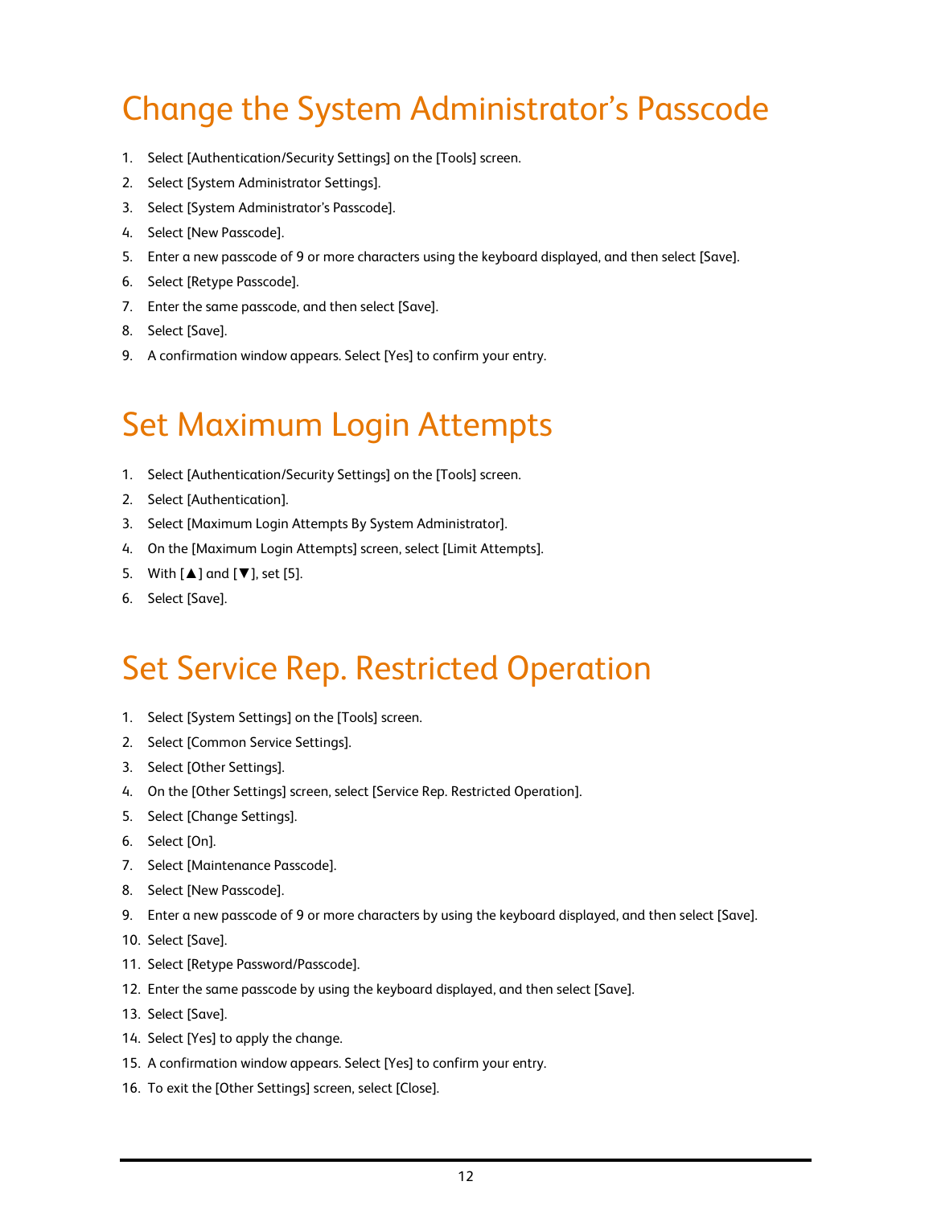# Change the System Administrator's Passcode

1. Select [Authentication/Security Settings] on the [Tools] screen.
2. Select [System Administrator Settings].
3. Select [System Administrator's Passcode].
4. Select [New Passcode].
5. Enter a new passcode of 9 or more characters using the keyboard displayed, and then select [Save].
6. Select [Retype Passcode].
7. Enter the same passcode, and then select [Save].
8. Select [Save].
9. A confirmation window appears. Select [Yes] to confirm your entry.

# Set Maximum Login Attempts

1. Select [Authentication/Security Settings] on the [Tools] screen.
2. Select [Authentication].
3. Select [Maximum Login Attempts By System Administrator].
4. On the [Maximum Login Attempts] screen, select [Limit Attempts].
5. With [▲] and [▼], set [5].
6. Select [Save].

# Set Service Rep. Restricted Operation

1. Select [System Settings] on the [Tools] screen.
2. Select [Common Service Settings].
3. Select [Other Settings].
4. On the [Other Settings] screen, select [Service Rep. Restricted Operation].
5. Select [Change Settings].
6. Select [On].
7. Select [Maintenance Passcode].
8. Select [New Passcode].
9. Enter a new passcode of 9 or more characters by using the keyboard displayed, and then select [Save].
10. Select [Save].
11. Select [Retype Password/Passcode].
12. Enter the same passcode by using the keyboard displayed, and then select [Save].
13. Select [Save].
14. Select [Yes] to apply the change.
15. A confirmation window appears. Select [Yes] to confirm your entry.
16. To exit the [Other Settings] screen, select [Close].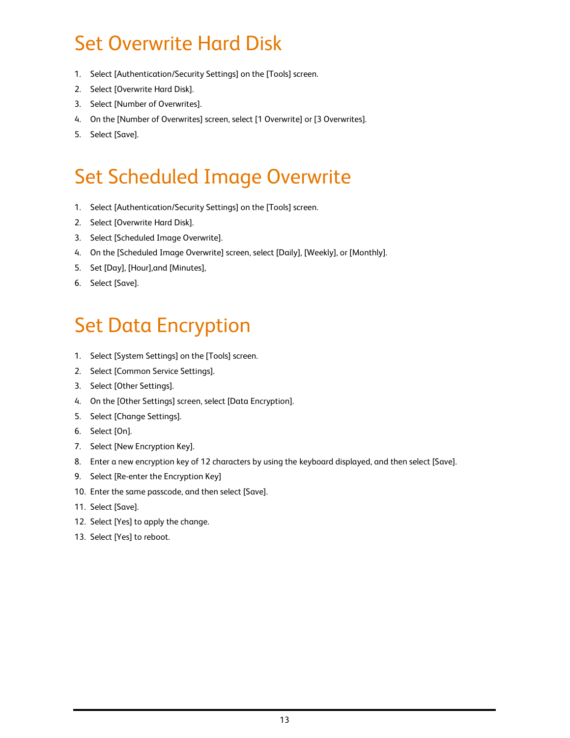# Set Overwrite Hard Disk

1. Select [Authentication/Security Settings] on the [Tools] screen.
2. Select [Overwrite Hard Disk].
3. Select [Number of Overwrites].
4. On the [Number of Overwrites] screen, select [1 Overwrite] or [3 Overwrites].
5. Select [Save].

# Set Scheduled Image Overwrite

1. Select [Authentication/Security Settings] on the [Tools] screen.
2. Select [Overwrite Hard Disk].
3. Select [Scheduled Image Overwrite].
4. On the [Scheduled Image Overwrite] screen, select [Daily], [Weekly], or [Monthly].
5. Set [Day], [Hour],and [Minutes],
6. Select [Save].

# Set Data Encryption

1. Select [System Settings] on the [Tools] screen.
2. Select [Common Service Settings].
3. Select [Other Settings].
4. On the [Other Settings] screen, select [Data Encryption].
5. Select [Change Settings].
6. Select [On].
7. Select [New Encryption Key].
8. Enter a new encryption key of 12 characters by using the keyboard displayed, and then select [Save].
9. Select [Re-enter the Encryption Key]
10. Enter the same passcode, and then select [Save].
11. Select [Save].
12. Select [Yes] to apply the change.
13. Select [Yes] to reboot.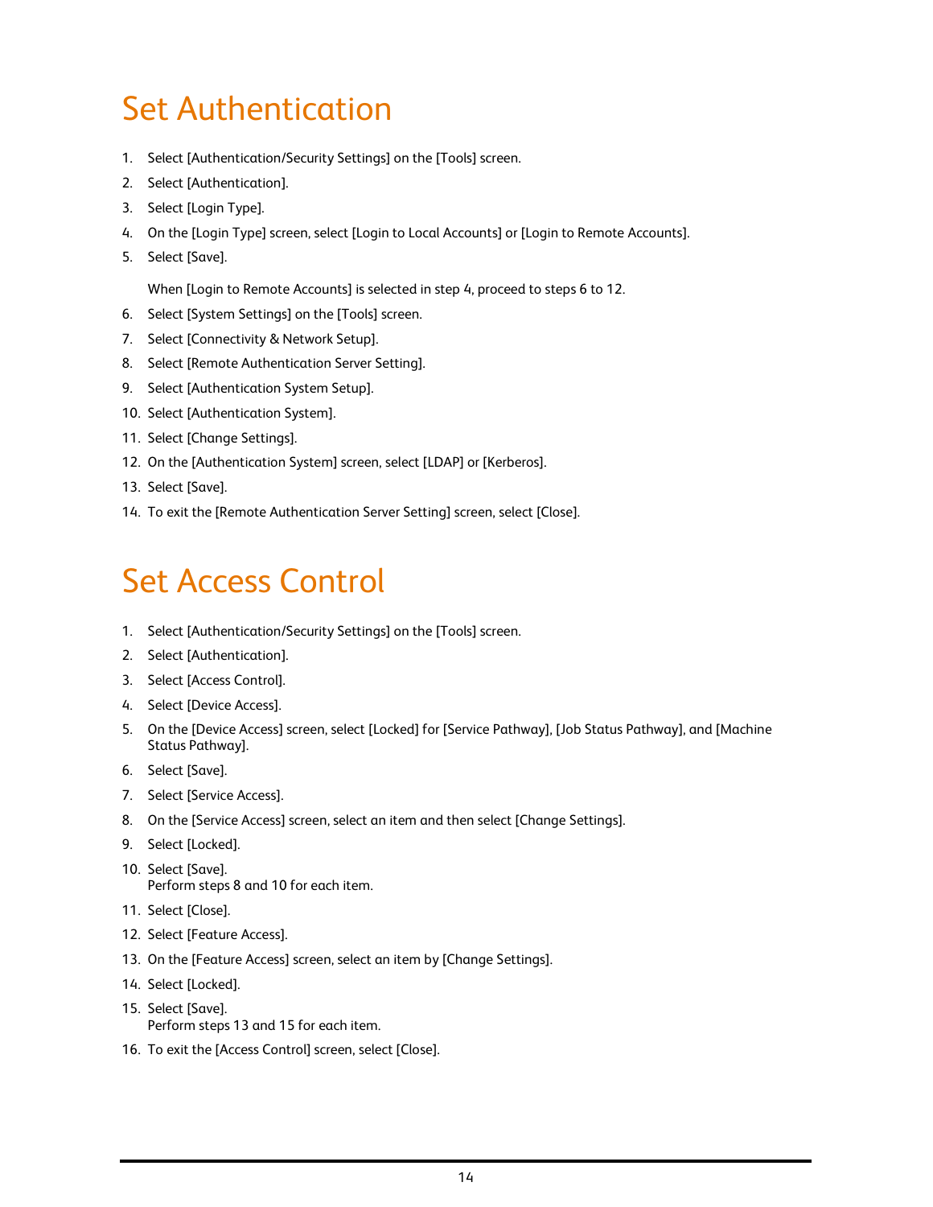# Set Authentication

1. Select [Authentication/Security Settings] on the [Tools] screen.
2. Select [Authentication].
3. Select [Login Type].
4. On the [Login Type] screen, select [Login to Local Accounts] or [Login to Remote Accounts].
5. Select [Save].

   When [Login to Remote Accounts] is selected in step 4, proceed to steps 6 to 12.

6. Select [System Settings] on the [Tools] screen.
7. Select [Connectivity & Network Setup].
8. Select [Remote Authentication Server Setting].
9. Select [Authentication System Setup].
10. Select [Authentication System].
11. Select [Change Settings].
12. On the [Authentication System] screen, select [LDAP] or [Kerberos].
13. Select [Save].
14. To exit the [Remote Authentication Server Setting] screen, select [Close].

# Set Access Control

1. Select [Authentication/Security Settings] on the [Tools] screen.
2. Select [Authentication].
3. Select [Access Control].
4. Select [Device Access].
5. On the [Device Access] screen, select [Locked] for [Service Pathway], [Job Status Pathway], and [Machine Status Pathway].
6. Select [Save].
7. Select [Service Access].
8. On the [Service Access] screen, select an item and then select [Change Settings].
9. Select [Locked].
10. Select [Save].
    Perform steps 8 and 10 for each item.
11. Select [Close].
12. Select [Feature Access].
13. On the [Feature Access] screen, select an item by [Change Settings].
14. Select [Locked].
15. Select [Save].
    Perform steps 13 and 15 for each item.
16. To exit the [Access Control] screen, select [Close].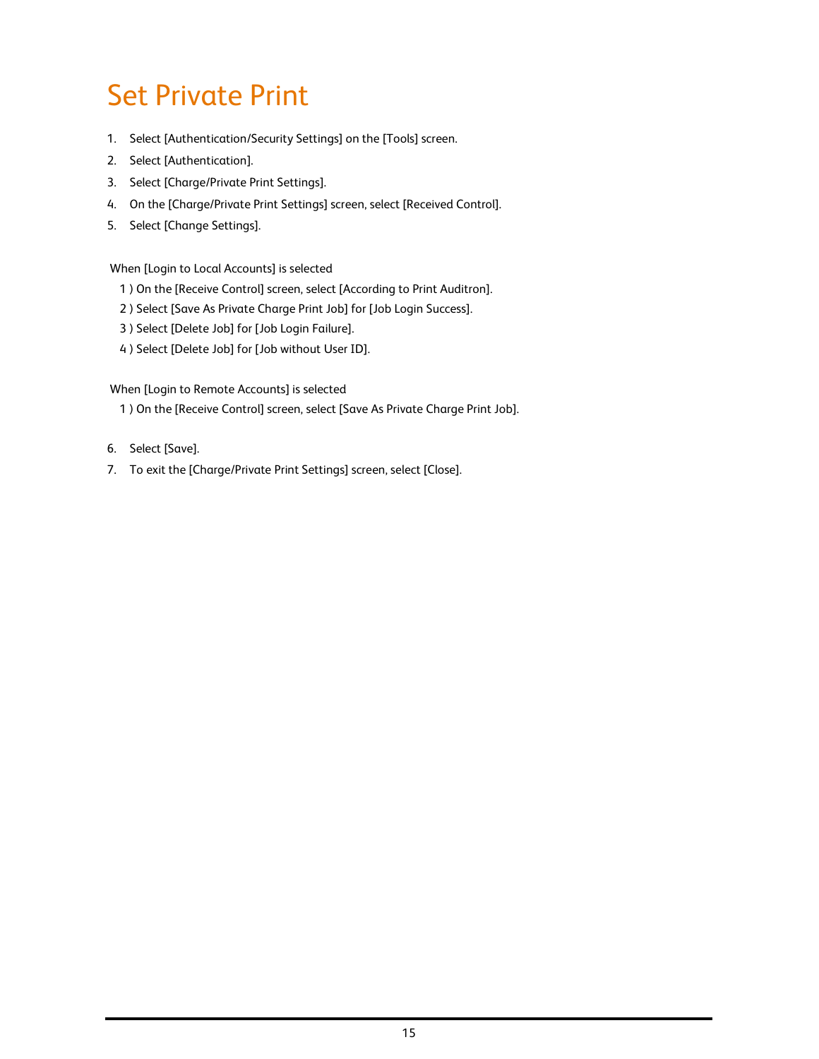# Set Private Print

1. Select [Authentication/Security Settings] on the [Tools] screen.
2. Select [Authentication].
3. Select [Charge/Private Print Settings].
4. On the [Charge/Private Print Settings] screen, select [Received Control].
5. Select [Change Settings].

When [Login to Local Accounts] is selected

1 ) On the [Receive Control] screen, select [According to Print Auditron].

2 ) Select [Save As Private Charge Print Job] for [Job Login Success].

3 ) Select [Delete Job] for [Job Login Failure].

4 ) Select [Delete Job] for [Job without User ID].

When [Login to Remote Accounts] is selected

1 ) On the [Receive Control] screen, select [Save As Private Charge Print Job].

6. Select [Save].
7. To exit the [Charge/Private Print Settings] screen, select [Close].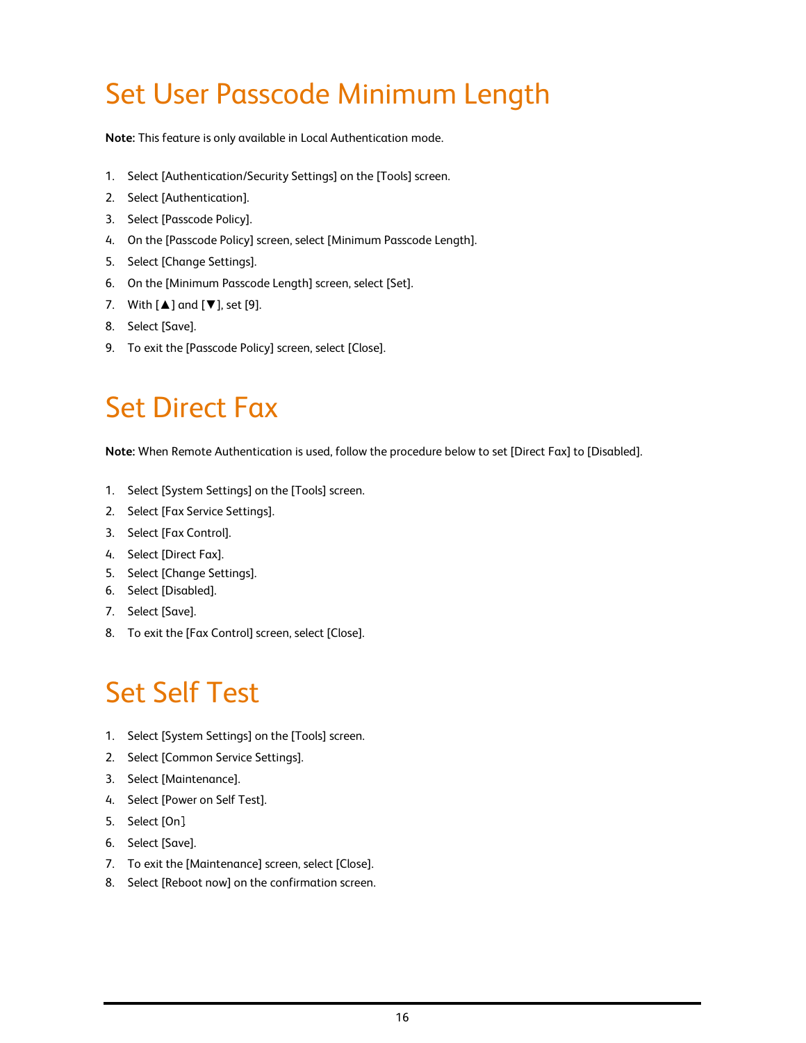# Set User Passcode Minimum Length

**Note:** This feature is only available in Local Authentication mode.

1. Select [Authentication/Security Settings] on the [Tools] screen.
2. Select [Authentication].
3. Select [Passcode Policy].
4. On the [Passcode Policy] screen, select [Minimum Passcode Length].
5. Select [Change Settings].
6. On the [Minimum Passcode Length] screen, select [Set].
7. With [▲] and [▼], set [9].
8. Select [Save].
9. To exit the [Passcode Policy] screen, select [Close].

# Set Direct Fax

**Note:** When Remote Authentication is used, follow the procedure below to set [Direct Fax] to [Disabled].

1. Select [System Settings] on the [Tools] screen.
2. Select [Fax Service Settings].
3. Select [Fax Control].
4. Select [Direct Fax].
5. Select [Change Settings].
6. Select [Disabled].
7. Select [Save].
8. To exit the [Fax Control] screen, select [Close].

# Set Self Test

1. Select [System Settings] on the [Tools] screen.
2. Select [Common Service Settings].
3. Select [Maintenance].
4. Select [Power on Self Test].
5. Select [On]
6. Select [Save].
7. To exit the [Maintenance] screen, select [Close].
8. Select [Reboot now] on the confirmation screen.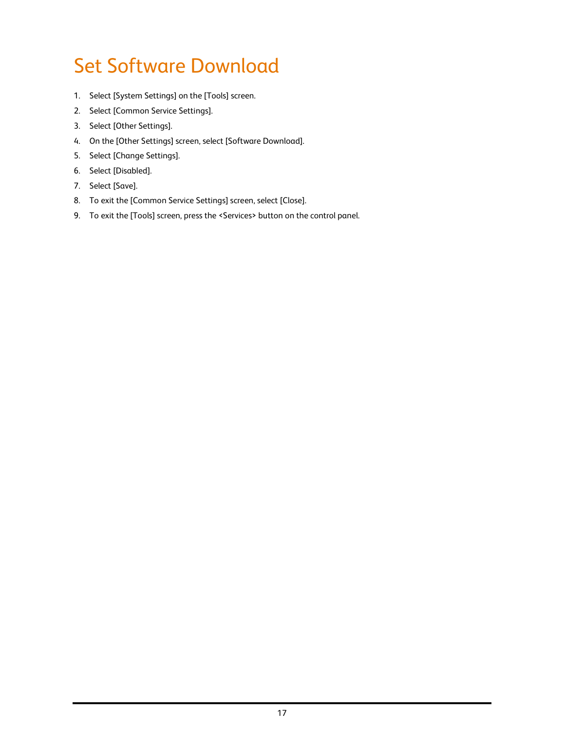# Set Software Download

1. Select [System Settings] on the [Tools] screen.
2. Select [Common Service Settings].
3. Select [Other Settings].
4. On the [Other Settings] screen, select [Software Download].
5. Select [Change Settings].
6. Select [Disabled].
7. Select [Save].
8. To exit the [Common Service Settings] screen, select [Close].
9. To exit the [Tools] screen, press the <Services> button on the control panel.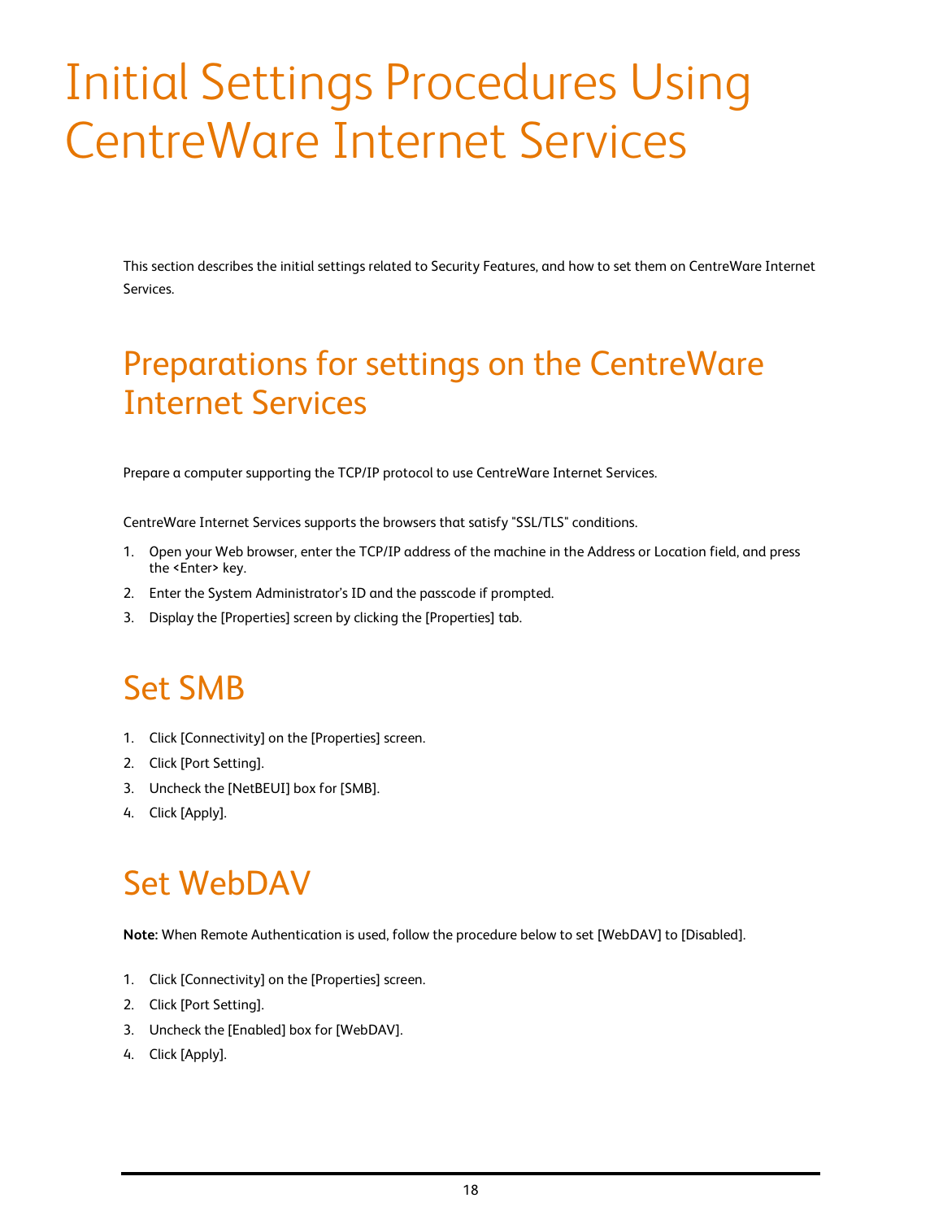# Initial Settings Procedures Using CentreWare Internet Services

This section describes the initial settings related to Security Features, and how to set them on CentreWare Internet Services.

## Preparations for settings on the CentreWare Internet Services

Prepare a computer supporting the TCP/IP protocol to use CentreWare Internet Services.

CentreWare Internet Services supports the browsers that satisfy "SSL/TLS" conditions.

1. Open your Web browser, enter the TCP/IP address of the machine in the Address or Location field, and press the <Enter> key.
2. Enter the System Administrator's ID and the passcode if prompted.
3. Display the [Properties] screen by clicking the [Properties] tab.

## Set SMB

1. Click [Connectivity] on the [Properties] screen.
2. Click [Port Setting].
3. Uncheck the [NetBEUI] box for [SMB].
4. Click [Apply].

## Set WebDAV

**Note:** When Remote Authentication is used, follow the procedure below to set [WebDAV] to [Disabled].

1. Click [Connectivity] on the [Properties] screen.
2. Click [Port Setting].
3. Uncheck the [Enabled] box for [WebDAV].
4. Click [Apply].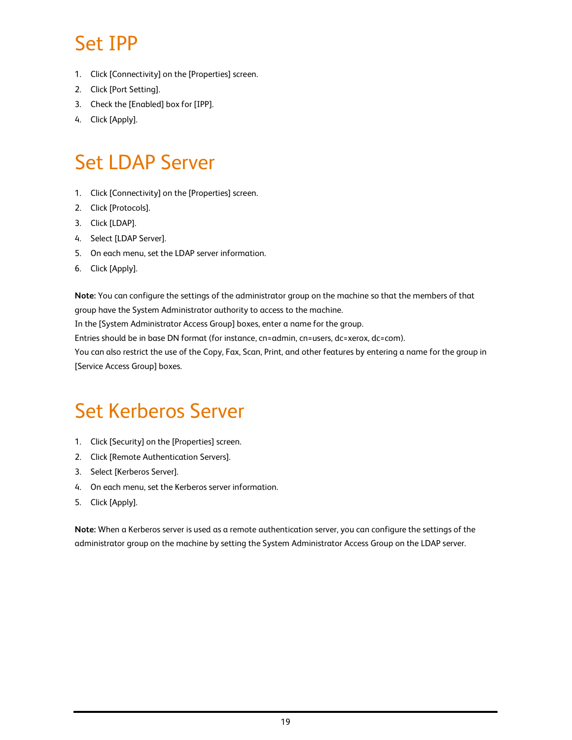# Set IPP

1. Click [Connectivity] on the [Properties] screen.
2. Click [Port Setting].
3. Check the [Enabled] box for [IPP].
4. Click [Apply].

# Set LDAP Server

1. Click [Connectivity] on the [Properties] screen.
2. Click [Protocols].
3. Click [LDAP].
4. Select [LDAP Server].
5. On each menu, set the LDAP server information.
6. Click [Apply].

**Note:** You can configure the settings of the administrator group on the machine so that the members of that group have the System Administrator authority to access to the machine.
In the [System Administrator Access Group] boxes, enter a name for the group.
Entries should be in base DN format (for instance, cn=admin, cn=users, dc=xerox, dc=com).
You can also restrict the use of the Copy, Fax, Scan, Print, and other features by entering a name for the group in [Service Access Group] boxes.

# Set Kerberos Server

1. Click [Security] on the [Properties] screen.
2. Click [Remote Authentication Servers].
3. Select [Kerberos Server].
4. On each menu, set the Kerberos server information.
5. Click [Apply].

**Note:** When a Kerberos server is used as a remote authentication server, you can configure the settings of the administrator group on the machine by setting the System Administrator Access Group on the LDAP server.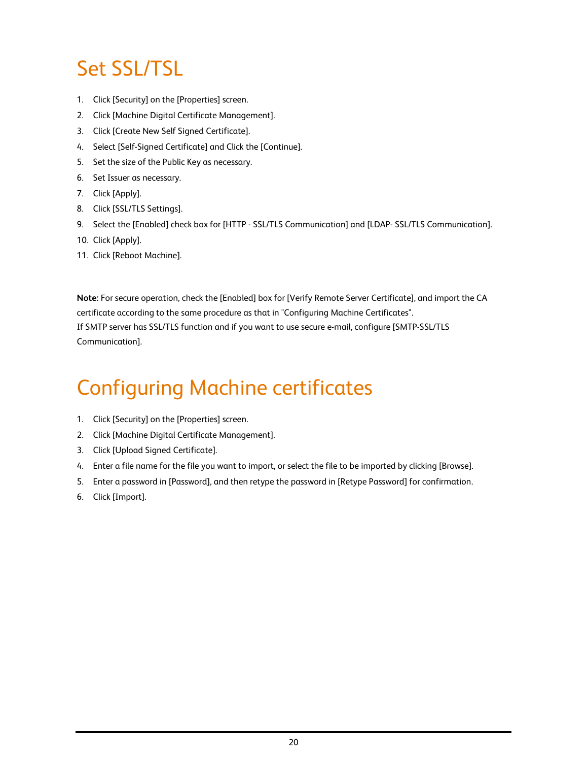# Set SSL/TSL

1. Click [Security] on the [Properties] screen.
2. Click [Machine Digital Certificate Management].
3. Click [Create New Self Signed Certificate].
4. Select [Self-Signed Certificate] and Click the [Continue].
5. Set the size of the Public Key as necessary.
6. Set Issuer as necessary.
7. Click [Apply].
8. Click [SSL/TLS Settings].
9. Select the [Enabled] check box for [HTTP - SSL/TLS Communication] and [LDAP- SSL/TLS Communication].
10. Click [Apply].
11. Click [Reboot Machine].

**Note:** For secure operation, check the [Enabled] box for [Verify Remote Server Certificate], and import the CA certificate according to the same procedure as that in "Configuring Machine Certificates".
If SMTP server has SSL/TLS function and if you want to use secure e-mail, configure [SMTP-SSL/TLS Communication].

# Configuring Machine certificates

1. Click [Security] on the [Properties] screen.
2. Click [Machine Digital Certificate Management].
3. Click [Upload Signed Certificate].
4. Enter a file name for the file you want to import, or select the file to be imported by clicking [Browse].
5. Enter a password in [Password], and then retype the password in [Retype Password] for confirmation.
6. Click [Import].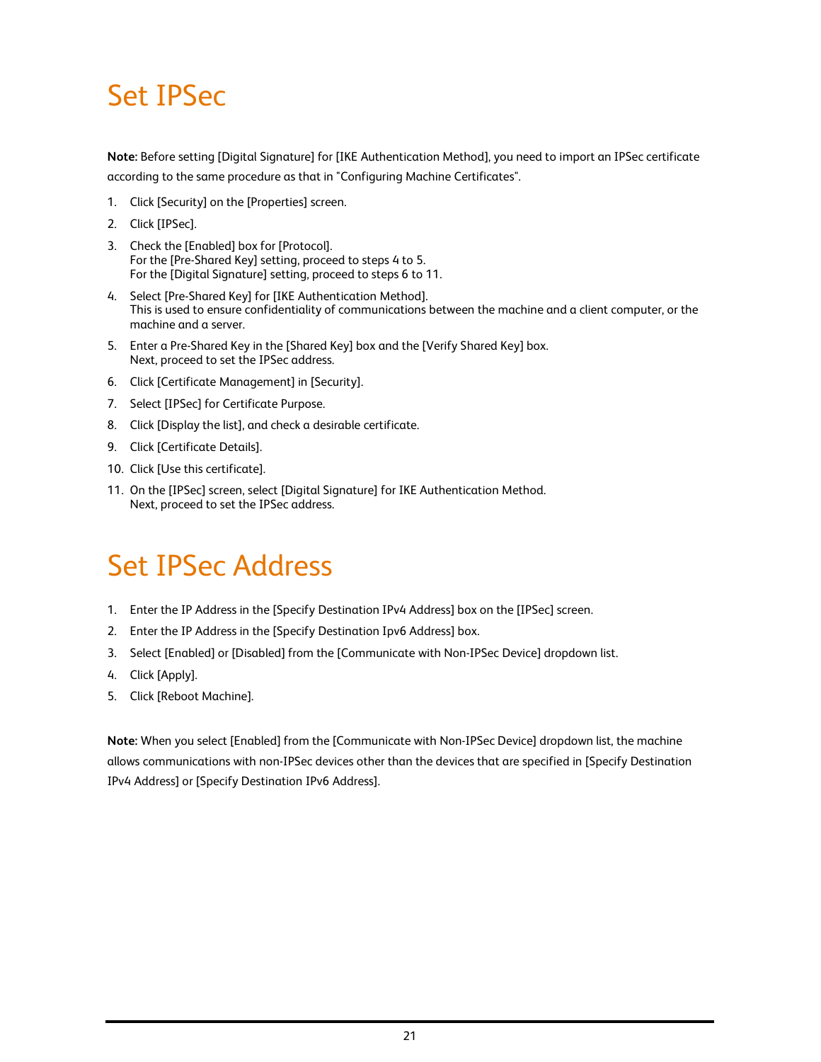# Set IPSec

**Note:** Before setting [Digital Signature] for [IKE Authentication Method], you need to import an IPSec certificate according to the same procedure as that in "Configuring Machine Certificates".

1. Click [Security] on the [Properties] screen.
2. Click [IPSec].
3. Check the [Enabled] box for [Protocol].
   For the [Pre-Shared Key] setting, proceed to steps 4 to 5.
   For the [Digital Signature] setting, proceed to steps 6 to 11.
4. Select [Pre-Shared Key] for [IKE Authentication Method].
   This is used to ensure confidentiality of communications between the machine and a client computer, or the machine and a server.
5. Enter a Pre-Shared Key in the [Shared Key] box and the [Verify Shared Key] box.
   Next, proceed to set the IPSec address.
6. Click [Certificate Management] in [Security].
7. Select [IPSec] for Certificate Purpose.
8. Click [Display the list], and check a desirable certificate.
9. Click [Certificate Details].
10. Click [Use this certificate].
11. On the [IPSec] screen, select [Digital Signature] for IKE Authentication Method.
    Next, proceed to set the IPSec address.

# Set IPSec Address

1. Enter the IP Address in the [Specify Destination IPv4 Address] box on the [IPSec] screen.
2. Enter the IP Address in the [Specify Destination Ipv6 Address] box.
3. Select [Enabled] or [Disabled] from the [Communicate with Non-IPSec Device] dropdown list.
4. Click [Apply].
5. Click [Reboot Machine].

**Note:** When you select [Enabled] from the [Communicate with Non-IPSec Device] dropdown list, the machine allows communications with non-IPSec devices other than the devices that are specified in [Specify Destination IPv4 Address] or [Specify Destination IPv6 Address].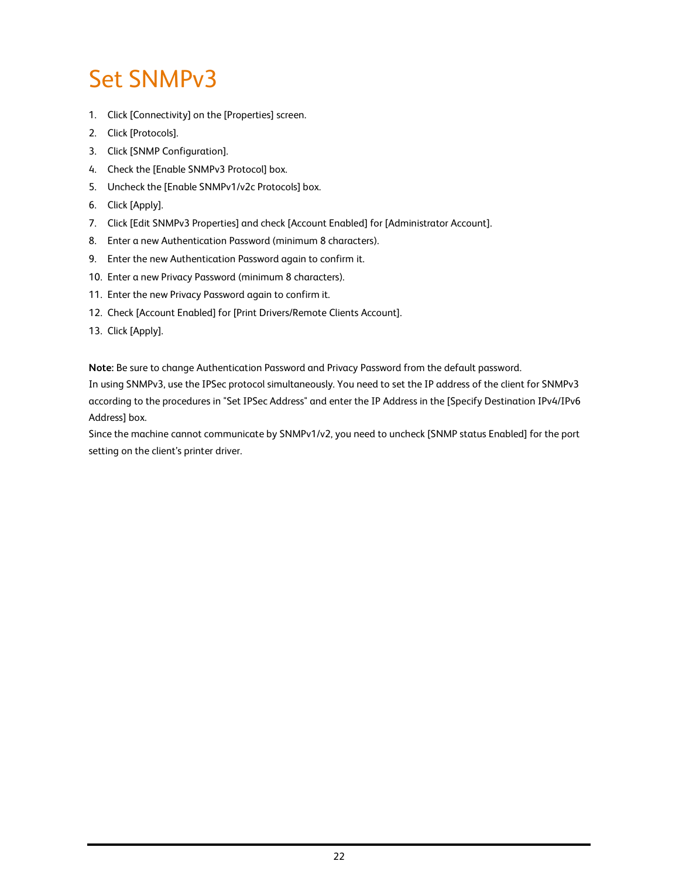# Set SNMPv3

1. Click [Connectivity] on the [Properties] screen.
2. Click [Protocols].
3. Click [SNMP Configuration].
4. Check the [Enable SNMPv3 Protocol] box.
5. Uncheck the [Enable SNMPv1/v2c Protocols] box.
6. Click [Apply].
7. Click [Edit SNMPv3 Properties] and check [Account Enabled] for [Administrator Account].
8. Enter a new Authentication Password (minimum 8 characters).
9. Enter the new Authentication Password again to confirm it.
10. Enter a new Privacy Password (minimum 8 characters).
11. Enter the new Privacy Password again to confirm it.
12. Check [Account Enabled] for [Print Drivers/Remote Clients Account].
13. Click [Apply].

**Note:** Be sure to change Authentication Password and Privacy Password from the default password.
In using SNMPv3, use the IPSec protocol simultaneously. You need to set the IP address of the client for SNMPv3 according to the procedures in "Set IPSec Address" and enter the IP Address in the [Specify Destination IPv4/IPv6 Address] box.
Since the machine cannot communicate by SNMPv1/v2, you need to uncheck [SNMP status Enabled] for the port setting on the client's printer driver.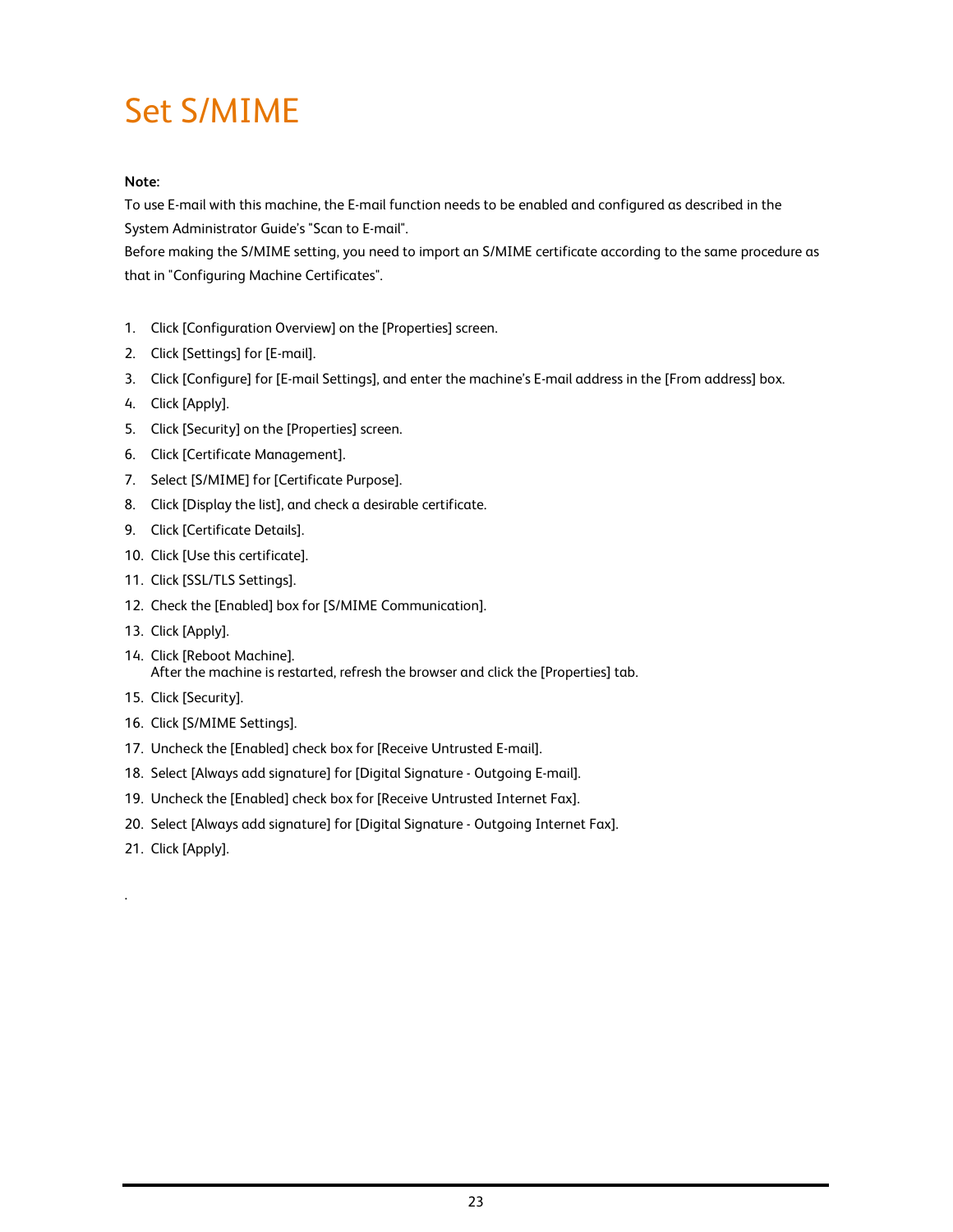# Set S/MIME

**Note:**

To use E-mail with this machine, the E-mail function needs to be enabled and configured as described in the System Administrator Guide's "Scan to E-mail".

Before making the S/MIME setting, you need to import an S/MIME certificate according to the same procedure as that in "Configuring Machine Certificates".

1. Click [Configuration Overview] on the [Properties] screen.
2. Click [Settings] for [E-mail].
3. Click [Configure] for [E-mail Settings], and enter the machine's E-mail address in the [From address] box.
4. Click [Apply].
5. Click [Security] on the [Properties] screen.
6. Click [Certificate Management].
7. Select [S/MIME] for [Certificate Purpose].
8. Click [Display the list], and check a desirable certificate.
9. Click [Certificate Details].
10. Click [Use this certificate].
11. Click [SSL/TLS Settings].
12. Check the [Enabled] box for [S/MIME Communication].
13. Click [Apply].
14. Click [Reboot Machine].
    After the machine is restarted, refresh the browser and click the [Properties] tab.
15. Click [Security].
16. Click [S/MIME Settings].
17. Uncheck the [Enabled] check box for [Receive Untrusted E-mail].
18. Select [Always add signature] for [Digital Signature - Outgoing E-mail].
19. Uncheck the [Enabled] check box for [Receive Untrusted Internet Fax].
20. Select [Always add signature] for [Digital Signature - Outgoing Internet Fax].
21. Click [Apply].

.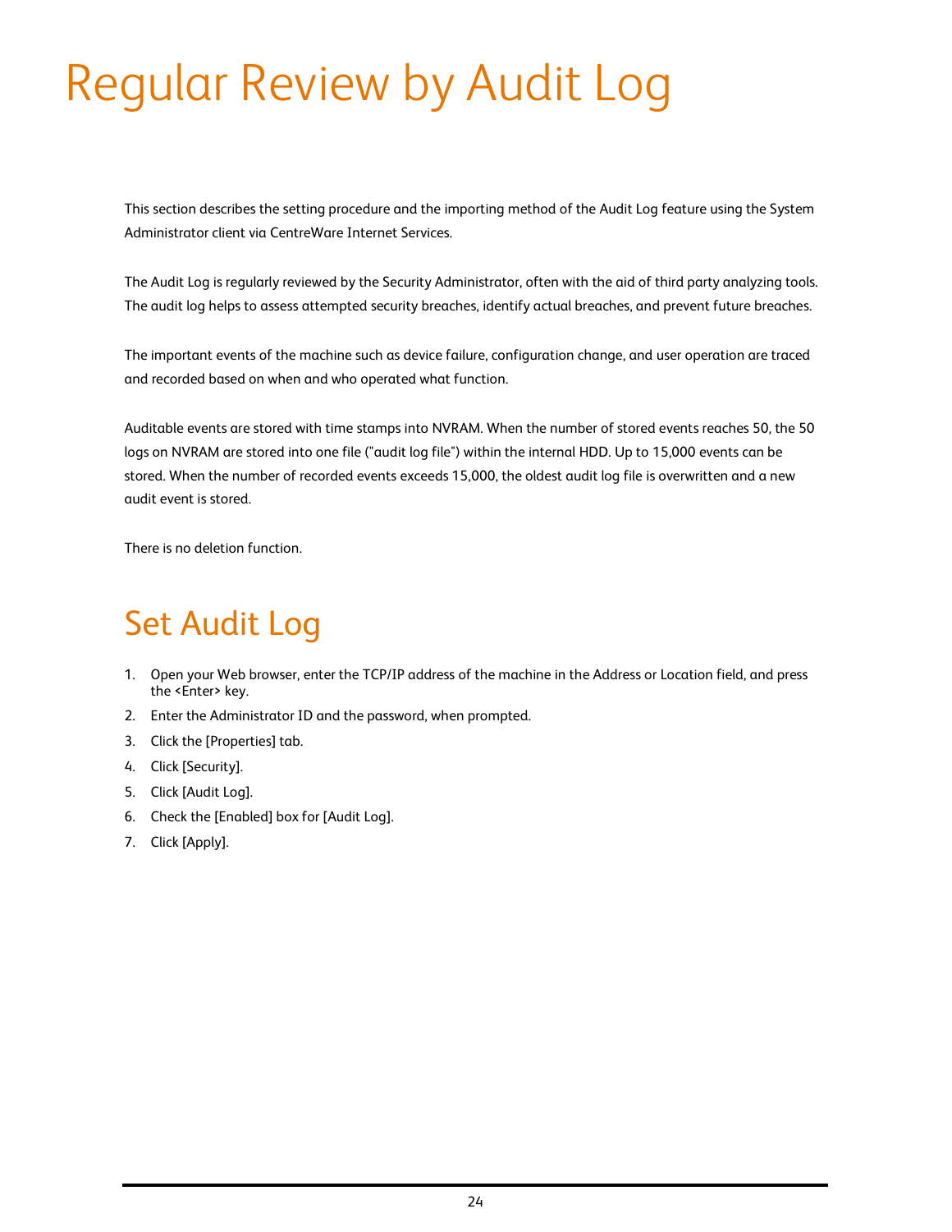# Regular Review by Audit Log

This section describes the setting procedure and the importing method of the Audit Log feature using the System Administrator client via CentreWare Internet Services.

The Audit Log is regularly reviewed by the Security Administrator, often with the aid of third party analyzing tools. The audit log helps to assess attempted security breaches, identify actual breaches, and prevent future breaches.

The important events of the machine such as device failure, configuration change, and user operation are traced and recorded based on when and who operated what function.

Auditable events are stored with time stamps into NVRAM. When the number of stored events reaches 50, the 50 logs on NVRAM are stored into one file ("audit log file") within the internal HDD. Up to 15,000 events can be stored. When the number of recorded events exceeds 15,000, the oldest audit log file is overwritten and a new audit event is stored.

There is no deletion function.

## Set Audit Log

1. Open your Web browser, enter the TCP/IP address of the machine in the Address or Location field, and press the <Enter> key.
2. Enter the Administrator ID and the password, when prompted.
3. Click the [Properties] tab.
4. Click [Security].
5. Click [Audit Log].
6. Check the [Enabled] box for [Audit Log].
7. Click [Apply].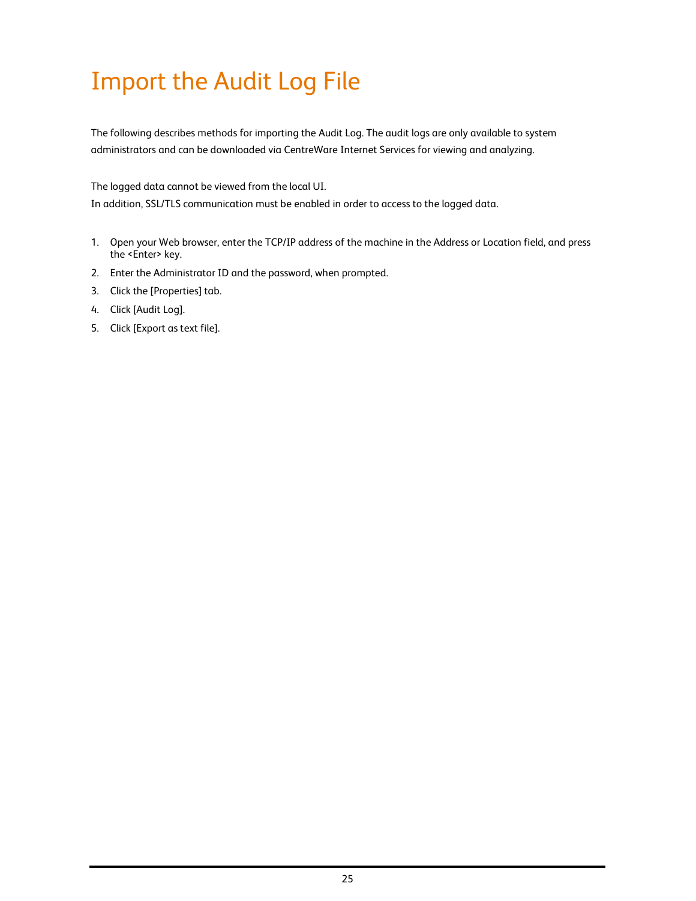# Import the Audit Log File

The following describes methods for importing the Audit Log. The audit logs are only available to system administrators and can be downloaded via CentreWare Internet Services for viewing and analyzing.

The logged data cannot be viewed from the local UI.
In addition, SSL/TLS communication must be enabled in order to access to the logged data.

1. Open your Web browser, enter the TCP/IP address of the machine in the Address or Location field, and press the <Enter> key.
2. Enter the Administrator ID and the password, when prompted.
3. Click the [Properties] tab.
4. Click [Audit Log].
5. Click [Export as text file].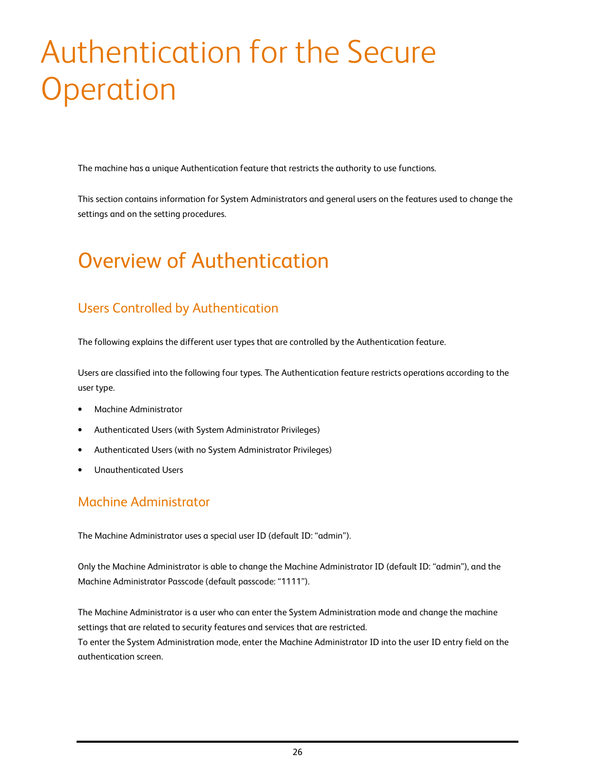# Authentication for the Secure Operation

The machine has a unique Authentication feature that restricts the authority to use functions.

This section contains information for System Administrators and general users on the features used to change the settings and on the setting procedures.

## Overview of Authentication

### Users Controlled by Authentication

The following explains the different user types that are controlled by the Authentication feature.

Users are classified into the following four types. The Authentication feature restricts operations according to the user type.

- Machine Administrator
- Authenticated Users (with System Administrator Privileges)
- Authenticated Users (with no System Administrator Privileges)
- Unauthenticated Users

### Machine Administrator

The Machine Administrator uses a special user ID (default ID: "admin").

Only the Machine Administrator is able to change the Machine Administrator ID (default ID: "admin"), and the Machine Administrator Passcode (default passcode: "1111").

The Machine Administrator is a user who can enter the System Administration mode and change the machine settings that are related to security features and services that are restricted.
To enter the System Administration mode, enter the Machine Administrator ID into the user ID entry field on the authentication screen.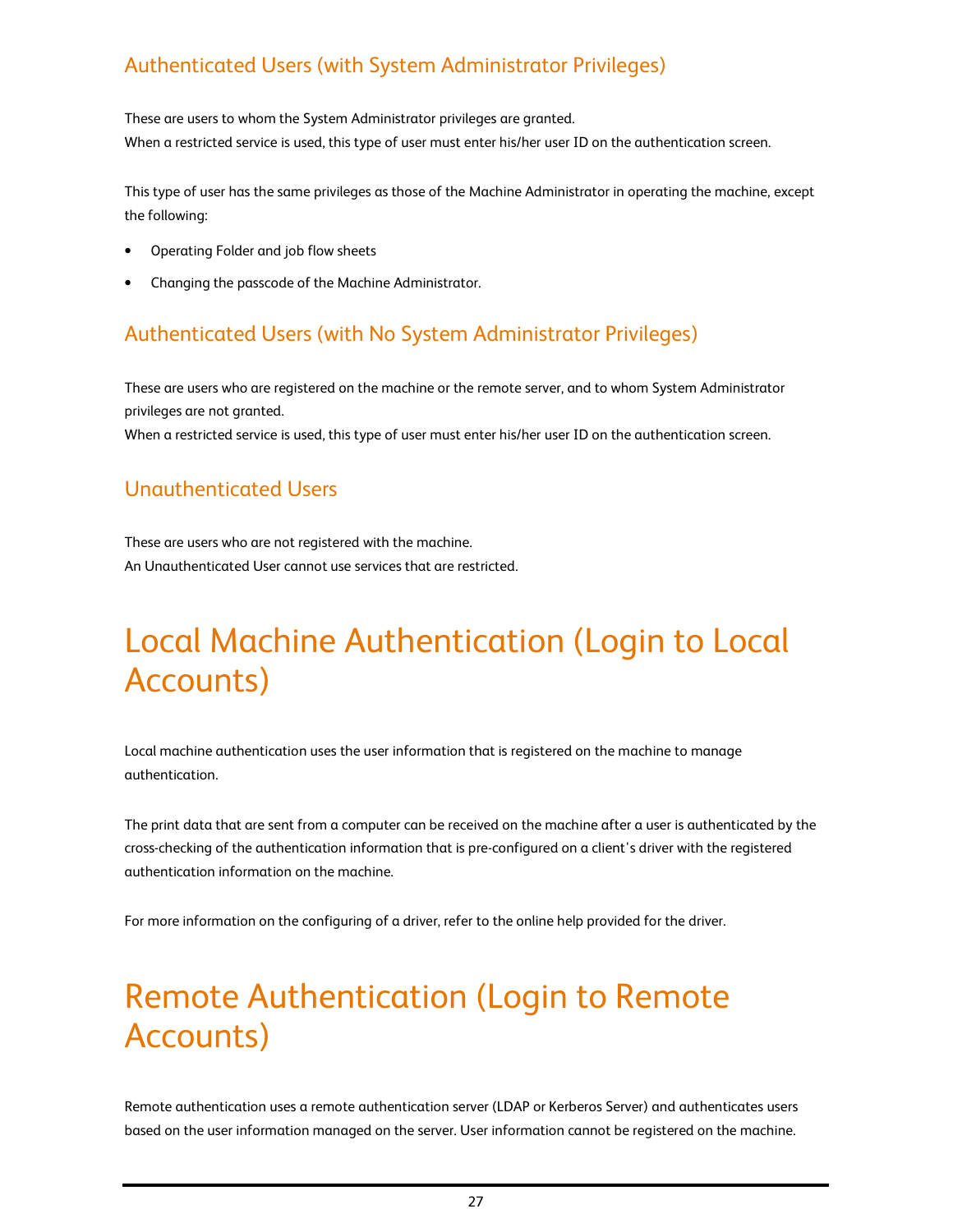### Authenticated Users (with System Administrator Privileges)

These are users to whom the System Administrator privileges are granted.
When a restricted service is used, this type of user must enter his/her user ID on the authentication screen.

This type of user has the same privileges as those of the Machine Administrator in operating the machine, except the following:

- Operating Folder and job flow sheets
- Changing the passcode of the Machine Administrator.

### Authenticated Users (with No System Administrator Privileges)

These are users who are registered on the machine or the remote server, and to whom System Administrator privileges are not granted.
When a restricted service is used, this type of user must enter his/her user ID on the authentication screen.

### Unauthenticated Users

These are users who are not registered with the machine.
An Unauthenticated User cannot use services that are restricted.

# Local Machine Authentication (Login to Local Accounts)

Local machine authentication uses the user information that is registered on the machine to manage authentication.

The print data that are sent from a computer can be received on the machine after a user is authenticated by the cross-checking of the authentication information that is pre-configured on a client's driver with the registered authentication information on the machine.

For more information on the configuring of a driver, refer to the online help provided for the driver.

# Remote Authentication (Login to Remote Accounts)

Remote authentication uses a remote authentication server (LDAP or Kerberos Server) and authenticates users based on the user information managed on the server. User information cannot be registered on the machine.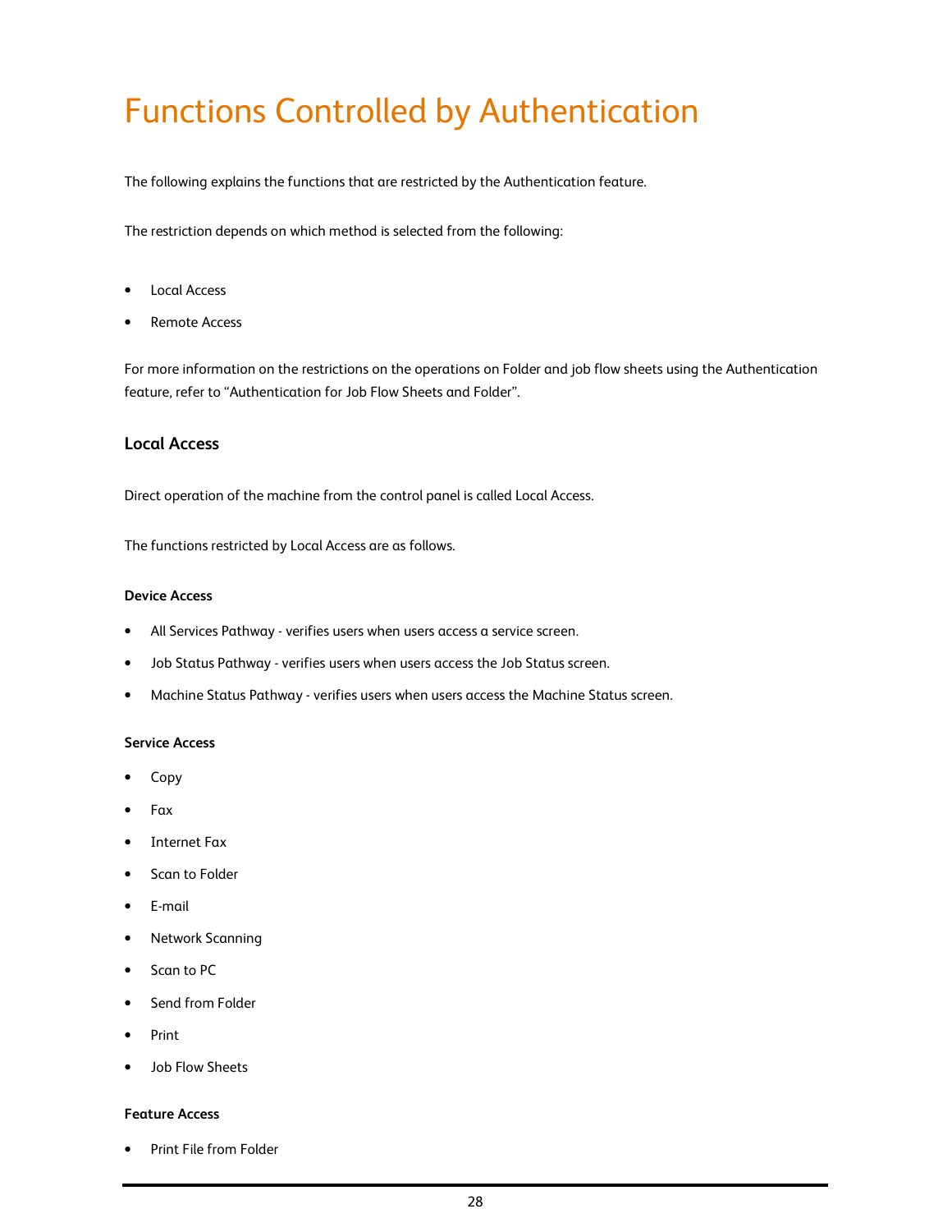# Functions Controlled by Authentication

The following explains the functions that are restricted by the Authentication feature.

The restriction depends on which method is selected from the following:

- Local Access
- Remote Access

For more information on the restrictions on the operations on Folder and job flow sheets using the Authentication feature, refer to “Authentication for Job Flow Sheets and Folder”.

## Local Access

Direct operation of the machine from the control panel is called Local Access.

The functions restricted by Local Access are as follows.

#### Device Access

- All Services Pathway - verifies users when users access a service screen.
- Job Status Pathway - verifies users when users access the Job Status screen.
- Machine Status Pathway - verifies users when users access the Machine Status screen.

#### Service Access

- Copy
- Fax
- Internet Fax
- Scan to Folder
- E-mail
- Network Scanning
- Scan to PC
- Send from Folder
- Print
- Job Flow Sheets

#### Feature Access

- Print File from Folder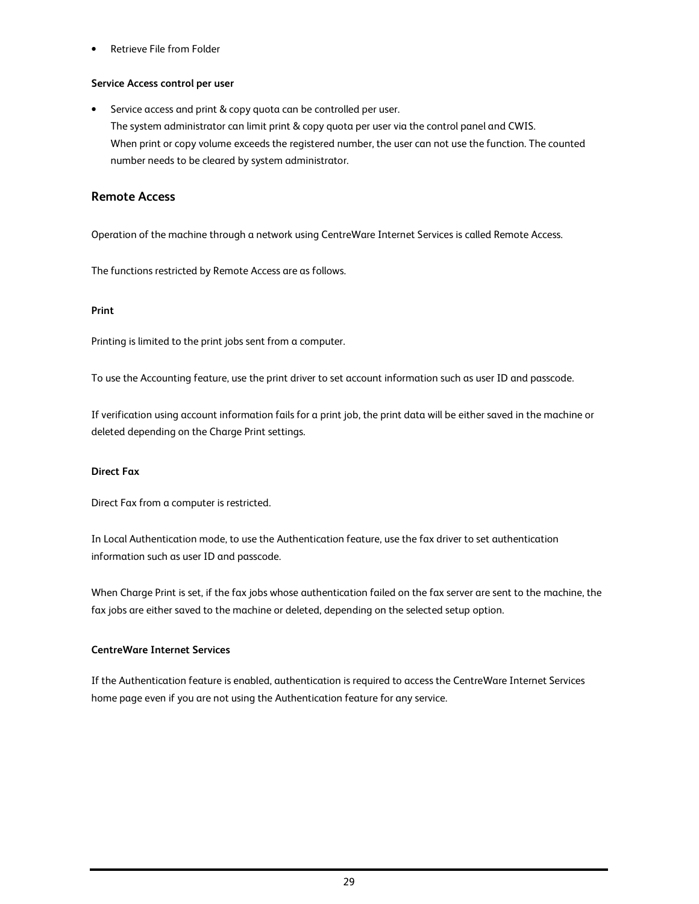- Retrieve File from Folder

**Service Access control per user**

- Service access and print & copy quota can be controlled per user.
  The system administrator can limit print & copy quota per user via the control panel and CWIS.
  When print or copy volume exceeds the registered number, the user can not use the function. The counted number needs to be cleared by system administrator.

## Remote Access

Operation of the machine through a network using CentreWare Internet Services is called Remote Access.

The functions restricted by Remote Access are as follows.

**Print**

Printing is limited to the print jobs sent from a computer.

To use the Accounting feature, use the print driver to set account information such as user ID and passcode.

If verification using account information fails for a print job, the print data will be either saved in the machine or deleted depending on the Charge Print settings.

**Direct Fax**

Direct Fax from a computer is restricted.

In Local Authentication mode, to use the Authentication feature, use the fax driver to set authentication information such as user ID and passcode.

When Charge Print is set, if the fax jobs whose authentication failed on the fax server are sent to the machine, the fax jobs are either saved to the machine or deleted, depending on the selected setup option.

**CentreWare Internet Services**

If the Authentication feature is enabled, authentication is required to access the CentreWare Internet Services home page even if you are not using the Authentication feature for any service.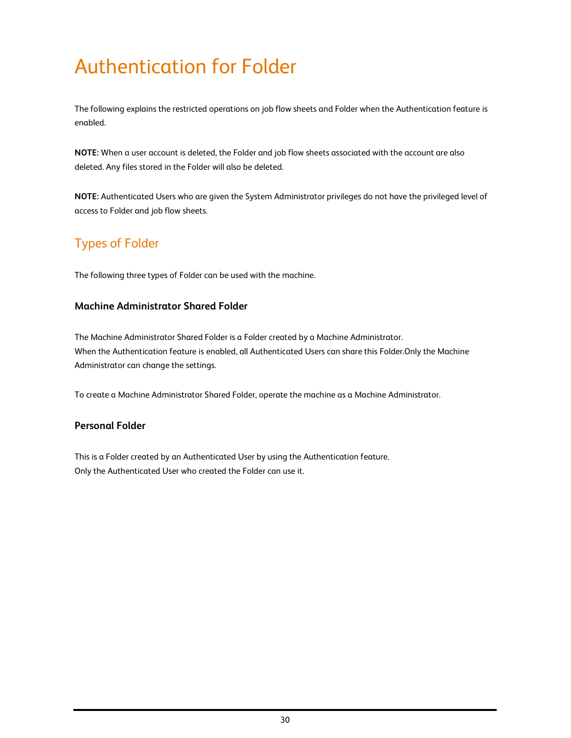# Authentication for Folder

The following explains the restricted operations on job flow sheets and Folder when the Authentication feature is enabled.

**NOTE:** When a user account is deleted, the Folder and job flow sheets associated with the account are also deleted. Any files stored in the Folder will also be deleted.

**NOTE:** Authenticated Users who are given the System Administrator privileges do not have the privileged level of access to Folder and job flow sheets.

## Types of Folder

The following three types of Folder can be used with the machine.

### Machine Administrator Shared Folder

The Machine Administrator Shared Folder is a Folder created by a Machine Administrator.
When the Authentication feature is enabled, all Authenticated Users can share this Folder.Only the Machine Administrator can change the settings.

To create a Machine Administrator Shared Folder, operate the machine as a Machine Administrator.

### Personal Folder

This is a Folder created by an Authenticated User by using the Authentication feature.
Only the Authenticated User who created the Folder can use it.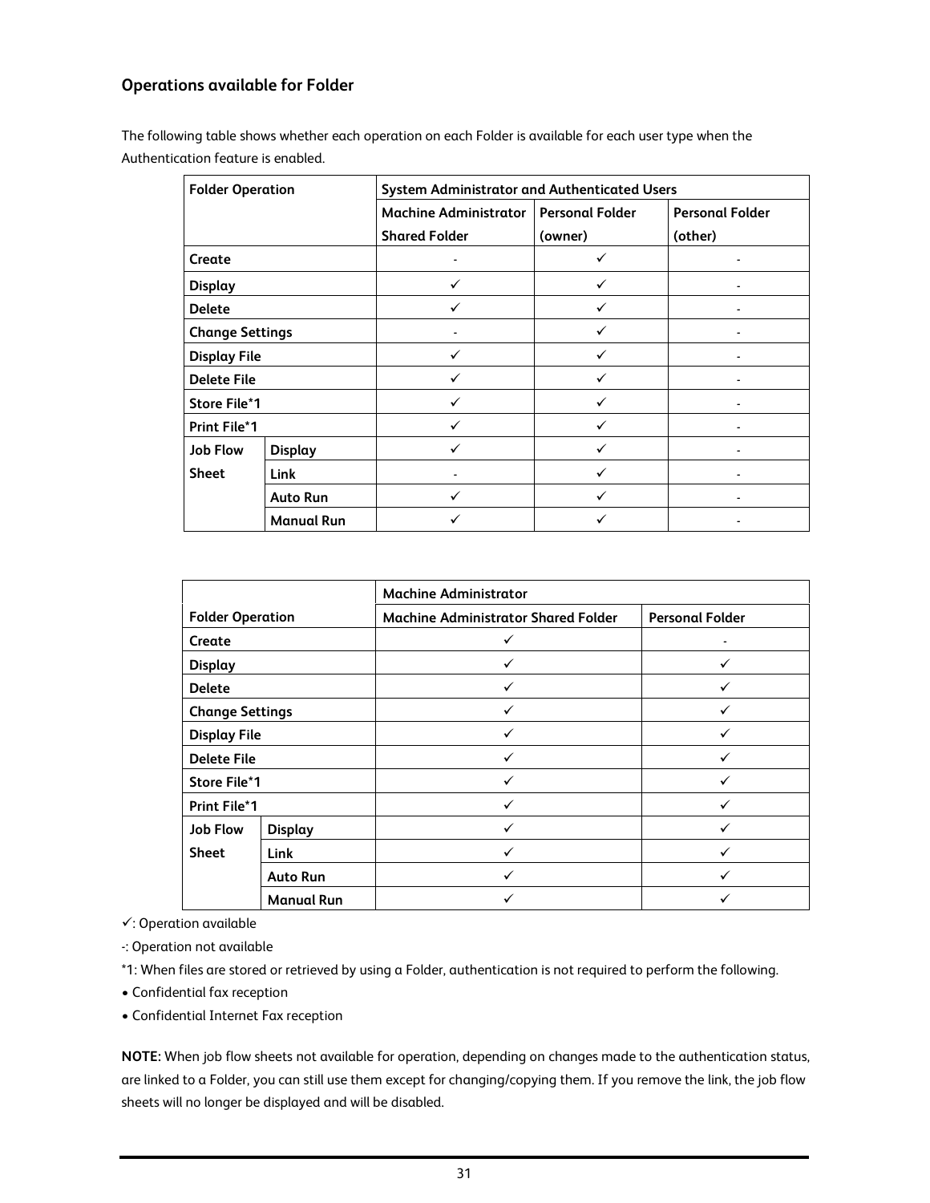### Operations available for Folder

The following table shows whether each operation on each Folder is available for each user type when the Authentication feature is enabled.

| Folder Operation | | System Administrator and Authenticated Users | | |
|---|---|---|---|---|
| | | Machine Administrator Shared Folder | Personal Folder (owner) | Personal Folder (other) |
| Create | | - | ✓ | - |
| Display | | ✓ | ✓ | - |
| Delete | | ✓ | ✓ | - |
| Change Settings | | - | ✓ | - |
| Display File | | ✓ | ✓ | - |
| Delete File | | ✓ | ✓ | - |
| Store File*1 | | ✓ | ✓ | - |
| Print File*1 | | ✓ | ✓ | - |
| Job Flow Sheet | Display | ✓ | ✓ | - |
| | Link | - | ✓ | - |
| | Auto Run | ✓ | ✓ | - |
| | Manual Run | ✓ | ✓ | - |

| | | Machine Administrator | |
|---|---|---|---|
| Folder Operation | | Machine Administrator Shared Folder | Personal Folder |
| Create | | ✓ | - |
| Display | | ✓ | ✓ |
| Delete | | ✓ | ✓ |
| Change Settings | | ✓ | ✓ |
| Display File | | ✓ | ✓ |
| Delete File | | ✓ | ✓ |
| Store File*1 | | ✓ | ✓ |
| Print File*1 | | ✓ | ✓ |
| Job Flow Sheet | Display | ✓ | ✓ |
| | Link | ✓ | ✓ |
| | Auto Run | ✓ | ✓ |
| | Manual Run | ✓ | ✓ |

✓: Operation available

-: Operation not available

*1: When files are stored or retrieved by using a Folder, authentication is not required to perform the following.

- Confidential fax reception
- Confidential Internet Fax reception

**NOTE:** When job flow sheets not available for operation, depending on changes made to the authentication status, are linked to a Folder, you can still use them except for changing/copying them. If you remove the link, the job flow sheets will no longer be displayed and will be disabled.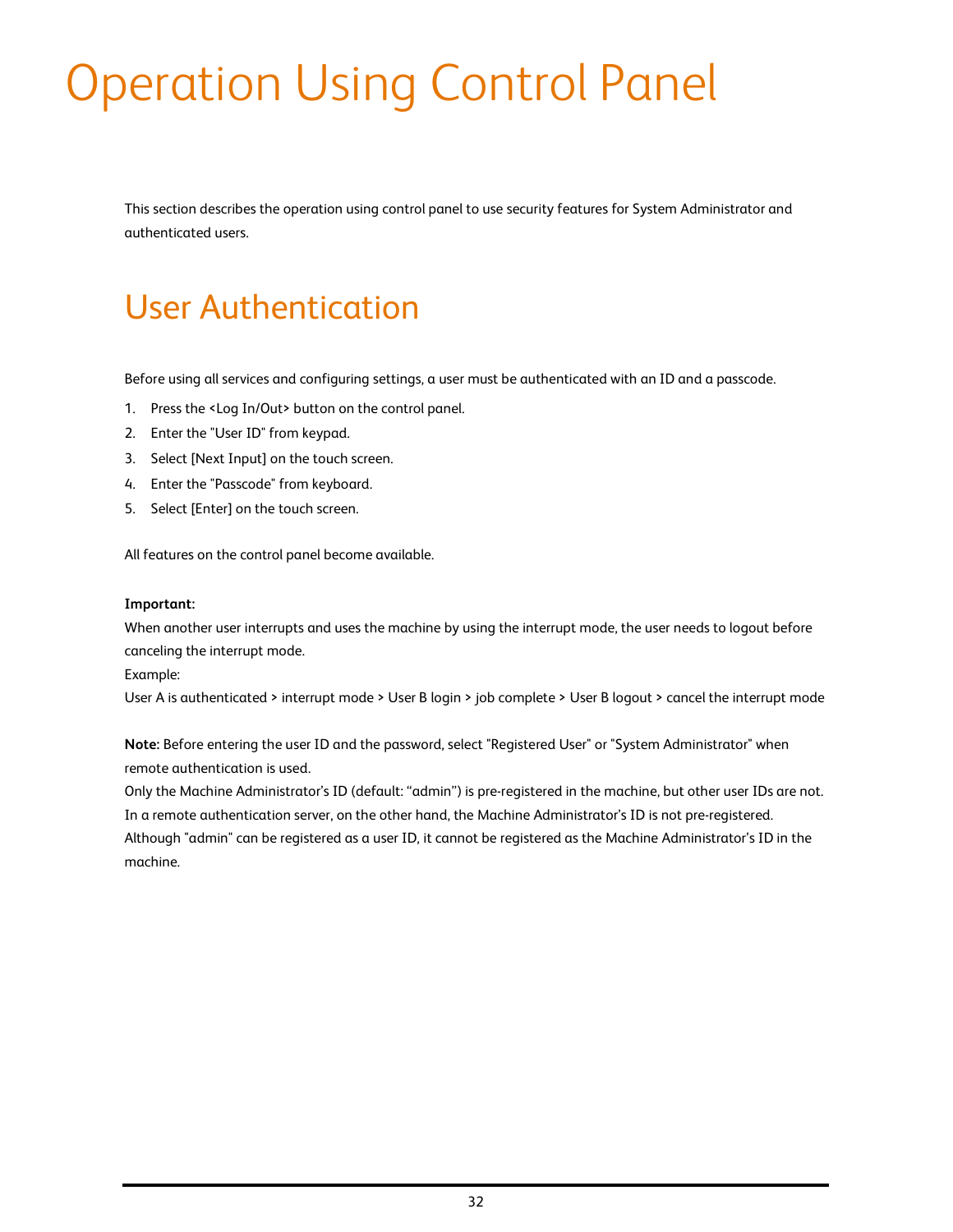# Operation Using Control Panel

This section describes the operation using control panel to use security features for System Administrator and authenticated users.

## User Authentication

Before using all services and configuring settings, a user must be authenticated with an ID and a passcode.

1. Press the <Log In/Out> button on the control panel.
2. Enter the "User ID" from keypad.
3. Select [Next Input] on the touch screen.
4. Enter the "Passcode" from keyboard.
5. Select [Enter] on the touch screen.

All features on the control panel become available.

**Important:**
When another user interrupts and uses the machine by using the interrupt mode, the user needs to logout before canceling the interrupt mode.
Example:
User A is authenticated > interrupt mode > User B login > job complete > User B logout > cancel the interrupt mode

**Note:** Before entering the user ID and the password, select "Registered User" or "System Administrator" when remote authentication is used.
Only the Machine Administrator's ID (default: "admin") is pre-registered in the machine, but other user IDs are not. In a remote authentication server, on the other hand, the Machine Administrator's ID is not pre-registered. Although "admin" can be registered as a user ID, it cannot be registered as the Machine Administrator's ID in the machine.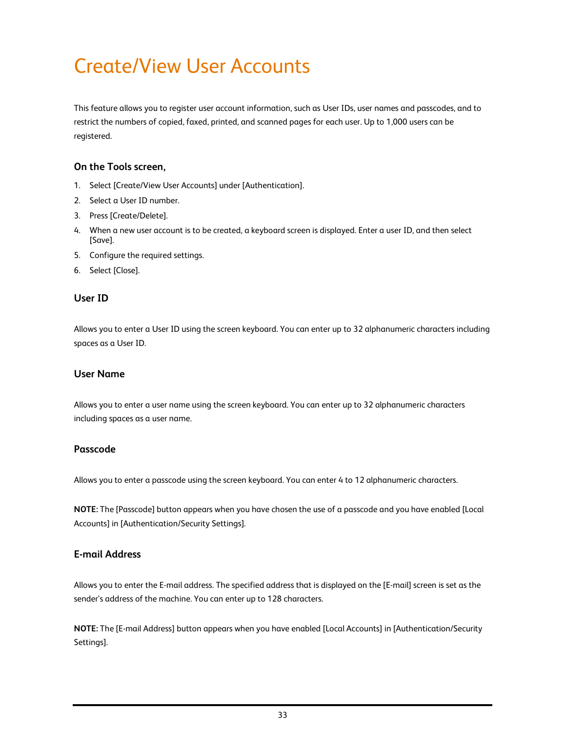# Create/View User Accounts

This feature allows you to register user account information, such as User IDs, user names and passcodes, and to restrict the numbers of copied, faxed, printed, and scanned pages for each user. Up to 1,000 users can be registered.

### On the Tools screen,

1. Select [Create/View User Accounts] under [Authentication].
2. Select a User ID number.
3. Press [Create/Delete].
4. When a new user account is to be created, a keyboard screen is displayed. Enter a user ID, and then select [Save].
5. Configure the required settings.
6. Select [Close].

### User ID

Allows you to enter a User ID using the screen keyboard. You can enter up to 32 alphanumeric characters including spaces as a User ID.

### User Name

Allows you to enter a user name using the screen keyboard. You can enter up to 32 alphanumeric characters including spaces as a user name.

### Passcode

Allows you to enter a passcode using the screen keyboard. You can enter 4 to 12 alphanumeric characters.

**NOTE:** The [Passcode] button appears when you have chosen the use of a passcode and you have enabled [Local Accounts] in [Authentication/Security Settings].

### E-mail Address

Allows you to enter the E-mail address. The specified address that is displayed on the [E-mail] screen is set as the sender's address of the machine. You can enter up to 128 characters.

**NOTE:** The [E-mail Address] button appears when you have enabled [Local Accounts] in [Authentication/Security Settings].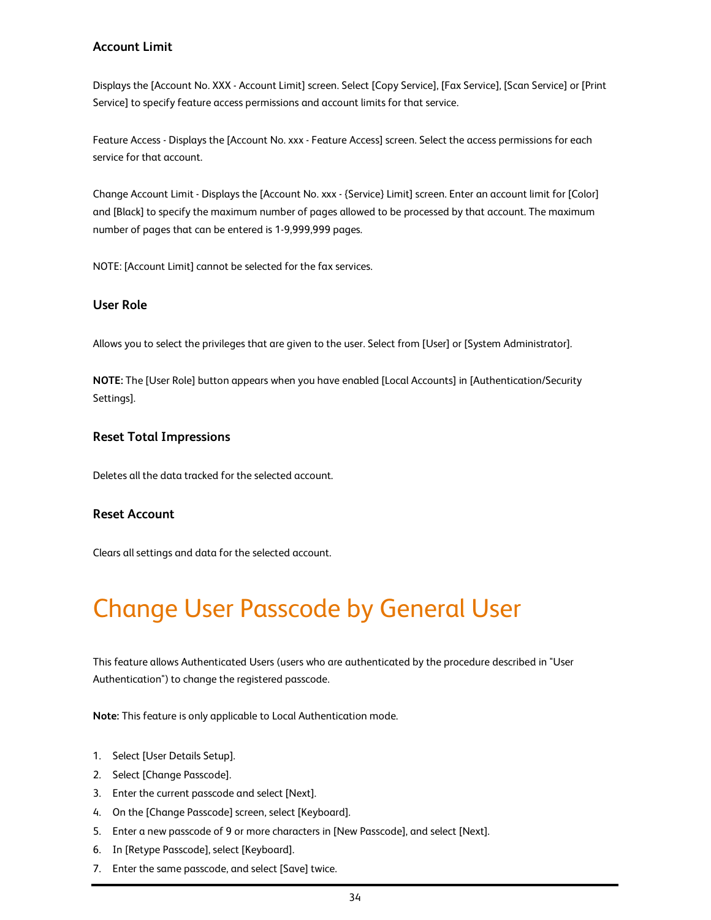### Account Limit

Displays the [Account No. XXX - Account Limit] screen. Select [Copy Service], [Fax Service], [Scan Service] or [Print Service] to specify feature access permissions and account limits for that service.

Feature Access - Displays the [Account No. xxx - Feature Access] screen. Select the access permissions for each service for that account.

Change Account Limit - Displays the [Account No. xxx - {Service} Limit] screen. Enter an account limit for [Color] and [Black] to specify the maximum number of pages allowed to be processed by that account. The maximum number of pages that can be entered is 1-9,999,999 pages.

NOTE: [Account Limit] cannot be selected for the fax services.

### User Role

Allows you to select the privileges that are given to the user. Select from [User] or [System Administrator].

**NOTE:** The [User Role] button appears when you have enabled [Local Accounts] in [Authentication/Security Settings].

### Reset Total Impressions

Deletes all the data tracked for the selected account.

### Reset Account

Clears all settings and data for the selected account.

# Change User Passcode by General User

This feature allows Authenticated Users (users who are authenticated by the procedure described in "User Authentication") to change the registered passcode.

**Note:** This feature is only applicable to Local Authentication mode.

1. Select [User Details Setup].
2. Select [Change Passcode].
3. Enter the current passcode and select [Next].
4. On the [Change Passcode] screen, select [Keyboard].
5. Enter a new passcode of 9 or more characters in [New Passcode], and select [Next].
6. In [Retype Passcode], select [Keyboard].
7. Enter the same passcode, and select [Save] twice.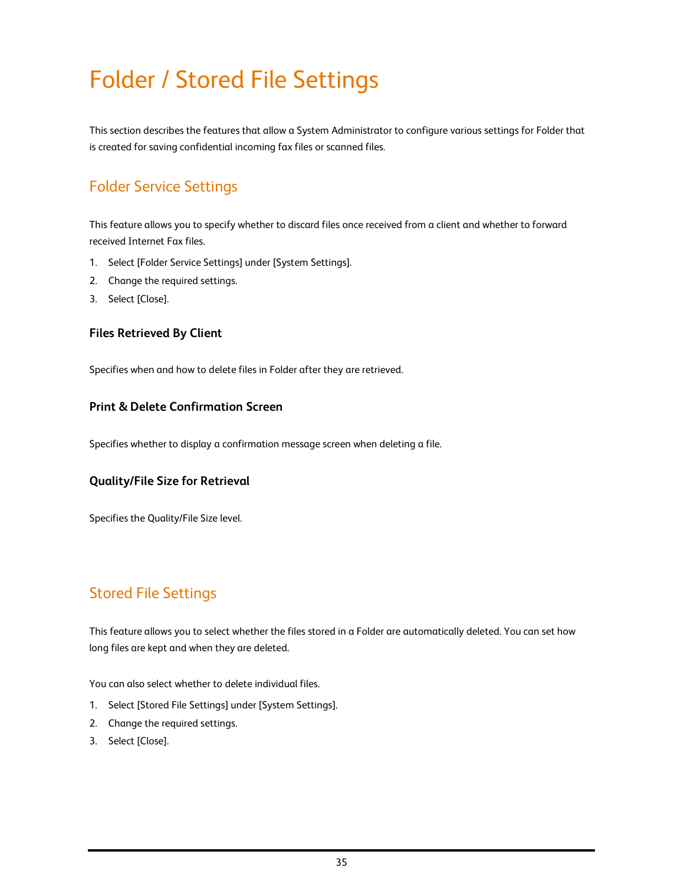# Folder / Stored File Settings

This section describes the features that allow a System Administrator to configure various settings for Folder that is created for saving confidential incoming fax files or scanned files.

## Folder Service Settings

This feature allows you to specify whether to discard files once received from a client and whether to forward received Internet Fax files.

1. Select [Folder Service Settings] under [System Settings].
2. Change the required settings.
3. Select [Close].

### Files Retrieved By Client

Specifies when and how to delete files in Folder after they are retrieved.

### Print & Delete Confirmation Screen

Specifies whether to display a confirmation message screen when deleting a file.

### Quality/File Size for Retrieval

Specifies the Quality/File Size level.

## Stored File Settings

This feature allows you to select whether the files stored in a Folder are automatically deleted. You can set how long files are kept and when they are deleted.

You can also select whether to delete individual files.

1. Select [Stored File Settings] under [System Settings].
2. Change the required settings.
3. Select [Close].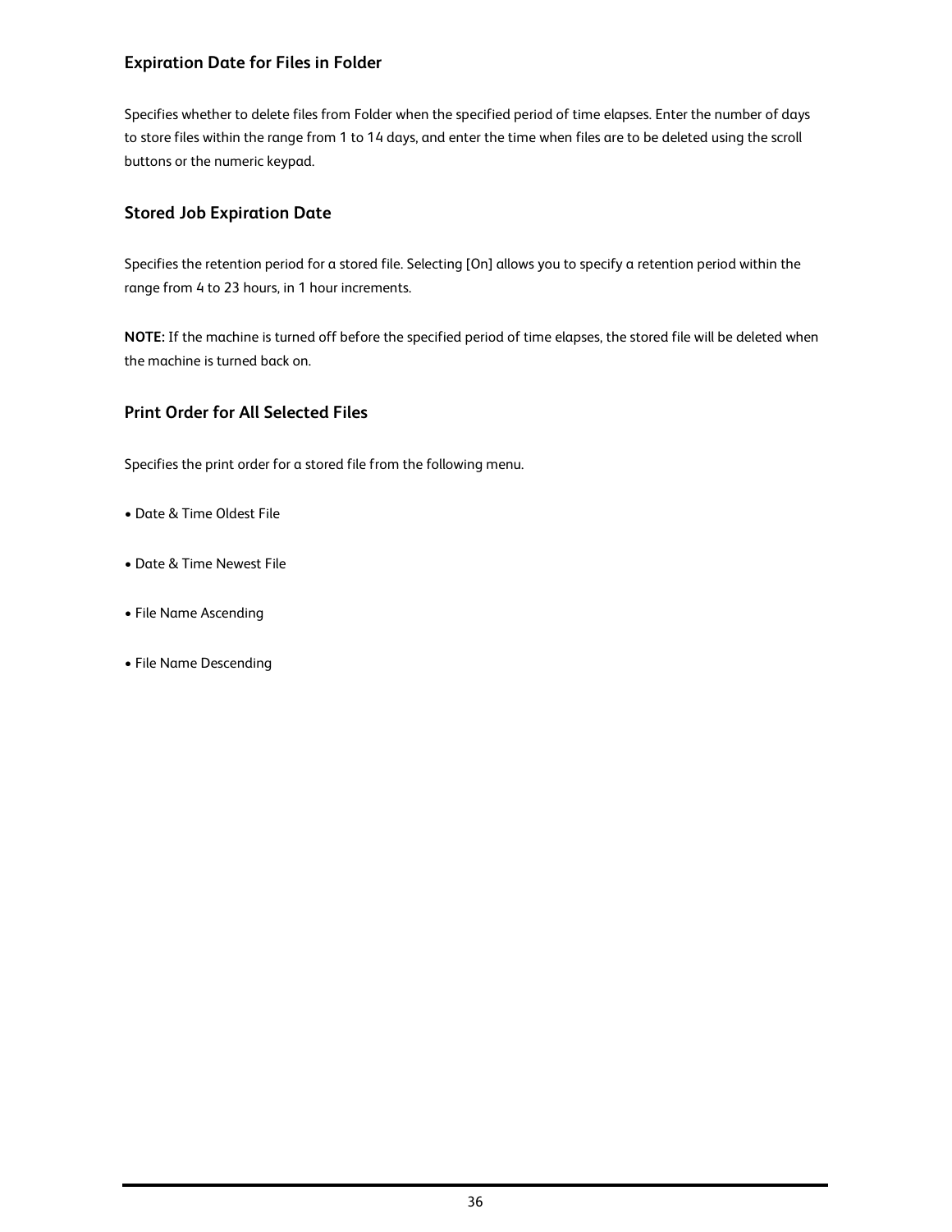### Expiration Date for Files in Folder

Specifies whether to delete files from Folder when the specified period of time elapses. Enter the number of days to store files within the range from 1 to 14 days, and enter the time when files are to be deleted using the scroll buttons or the numeric keypad.

### Stored Job Expiration Date

Specifies the retention period for a stored file. Selecting [On] allows you to specify a retention period within the range from 4 to 23 hours, in 1 hour increments.

**NOTE:** If the machine is turned off before the specified period of time elapses, the stored file will be deleted when the machine is turned back on.

### Print Order for All Selected Files

Specifies the print order for a stored file from the following menu.

- Date & Time Oldest File
- Date & Time Newest File
- File Name Ascending
- File Name Descending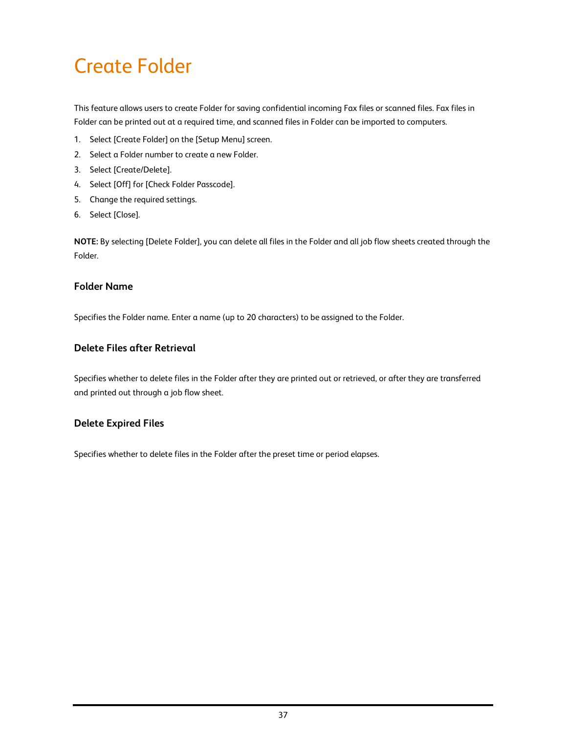# Create Folder

This feature allows users to create Folder for saving confidential incoming Fax files or scanned files. Fax files in Folder can be printed out at a required time, and scanned files in Folder can be imported to computers.

1. Select [Create Folder] on the [Setup Menu] screen.
2. Select a Folder number to create a new Folder.
3. Select [Create/Delete].
4. Select [Off] for [Check Folder Passcode].
5. Change the required settings.
6. Select [Close].

**NOTE:** By selecting [Delete Folder], you can delete all files in the Folder and all job flow sheets created through the Folder.

### Folder Name

Specifies the Folder name. Enter a name (up to 20 characters) to be assigned to the Folder.

### Delete Files after Retrieval

Specifies whether to delete files in the Folder after they are printed out or retrieved, or after they are transferred and printed out through a job flow sheet.

### Delete Expired Files

Specifies whether to delete files in the Folder after the preset time or period elapses.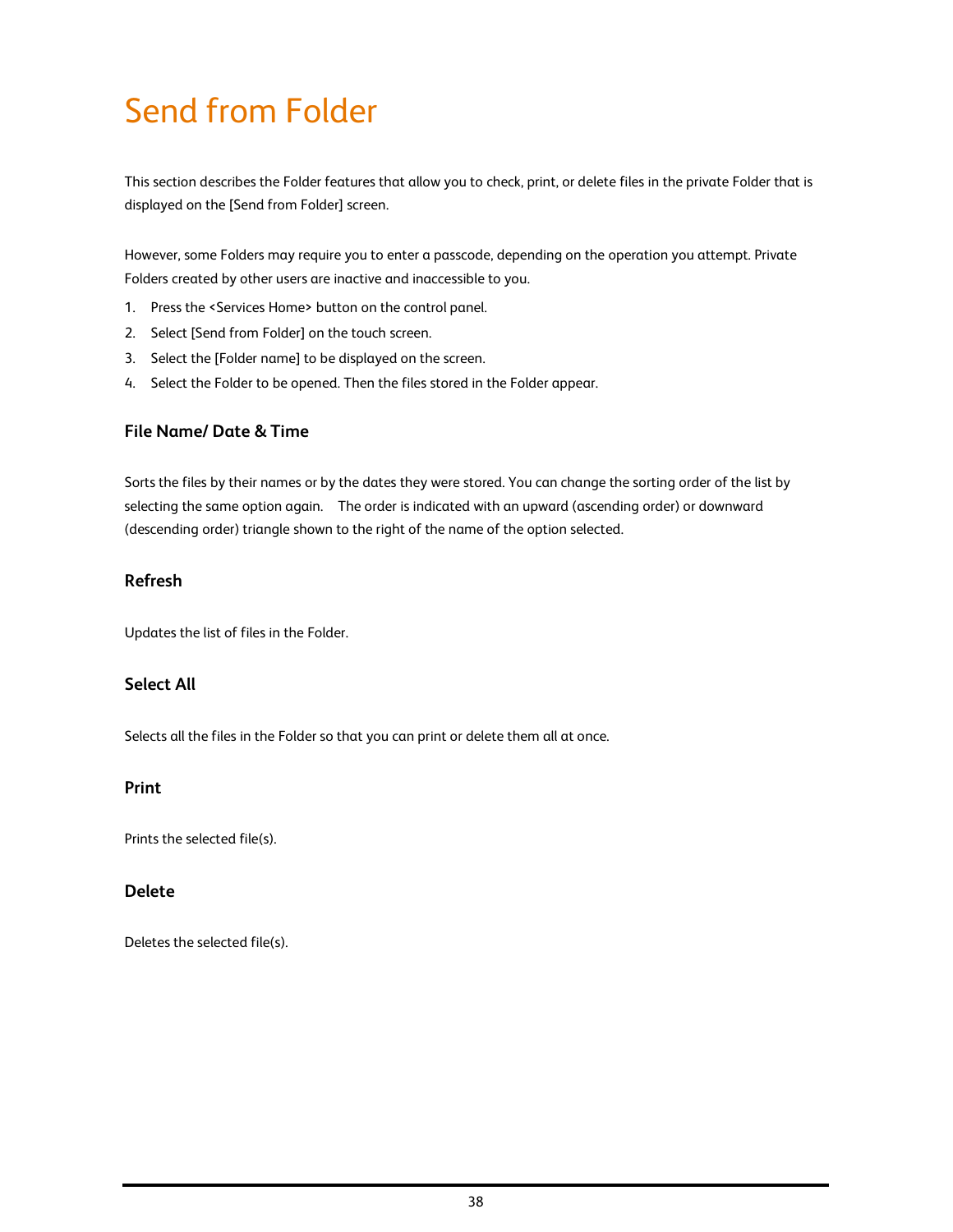# Send from Folder

This section describes the Folder features that allow you to check, print, or delete files in the private Folder that is displayed on the [Send from Folder] screen.

However, some Folders may require you to enter a passcode, depending on the operation you attempt. Private Folders created by other users are inactive and inaccessible to you.

1. Press the <Services Home> button on the control panel.
2. Select [Send from Folder] on the touch screen.
3. Select the [Folder name] to be displayed on the screen.
4. Select the Folder to be opened. Then the files stored in the Folder appear.

### File Name/ Date & Time

Sorts the files by their names or by the dates they were stored. You can change the sorting order of the list by selecting the same option again. The order is indicated with an upward (ascending order) or downward (descending order) triangle shown to the right of the name of the option selected.

### Refresh

Updates the list of files in the Folder.

### Select All

Selects all the files in the Folder so that you can print or delete them all at once.

### Print

Prints the selected file(s).

### Delete

Deletes the selected file(s).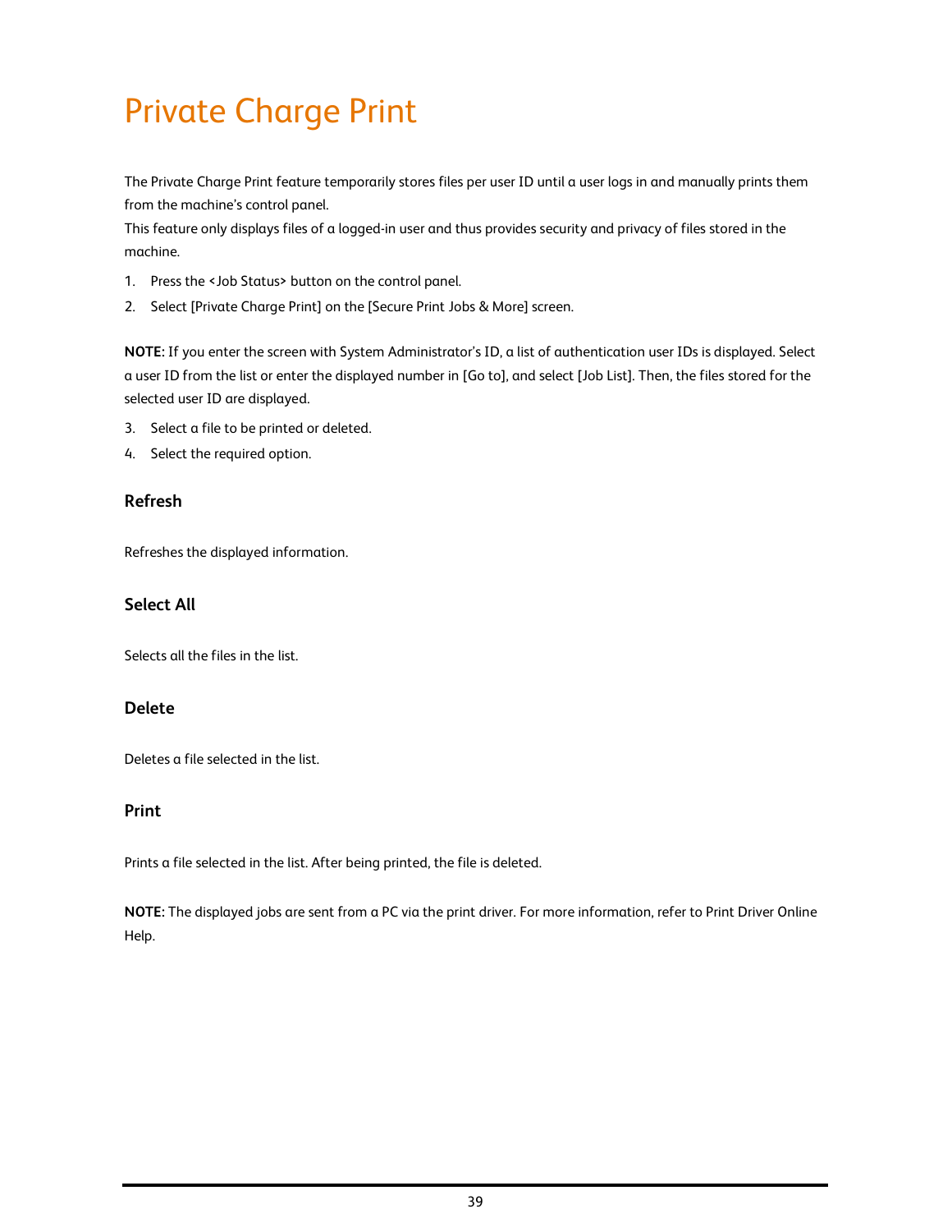# Private Charge Print

The Private Charge Print feature temporarily stores files per user ID until a user logs in and manually prints them from the machine's control panel.
This feature only displays files of a logged-in user and thus provides security and privacy of files stored in the machine.

1. Press the <Job Status> button on the control panel.
2. Select [Private Charge Print] on the [Secure Print Jobs & More] screen.

**NOTE:** If you enter the screen with System Administrator's ID, a list of authentication user IDs is displayed. Select a user ID from the list or enter the displayed number in [Go to], and select [Job List]. Then, the files stored for the selected user ID are displayed.

3. Select a file to be printed or deleted.
4. Select the required option.

### Refresh

Refreshes the displayed information.

### Select All

Selects all the files in the list.

### Delete

Deletes a file selected in the list.

### Print

Prints a file selected in the list. After being printed, the file is deleted.

**NOTE:** The displayed jobs are sent from a PC via the print driver. For more information, refer to Print Driver Online Help.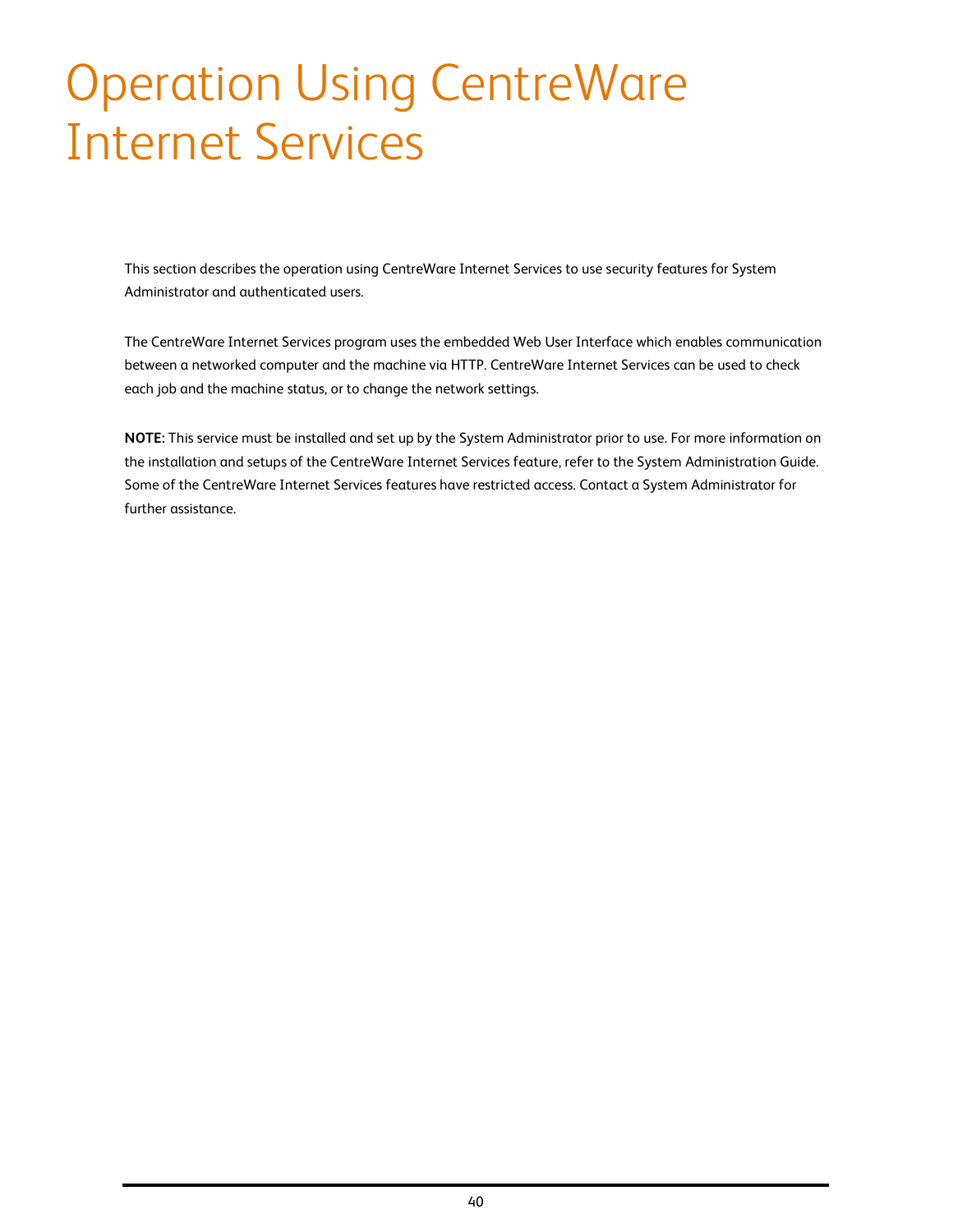# Operation Using CentreWare Internet Services

This section describes the operation using CentreWare Internet Services to use security features for System Administrator and authenticated users.

The CentreWare Internet Services program uses the embedded Web User Interface which enables communication between a networked computer and the machine via HTTP. CentreWare Internet Services can be used to check each job and the machine status, or to change the network settings.

**NOTE:** This service must be installed and set up by the System Administrator prior to use. For more information on the installation and setups of the CentreWare Internet Services feature, refer to the System Administration Guide. Some of the CentreWare Internet Services features have restricted access. Contact a System Administrator for further assistance.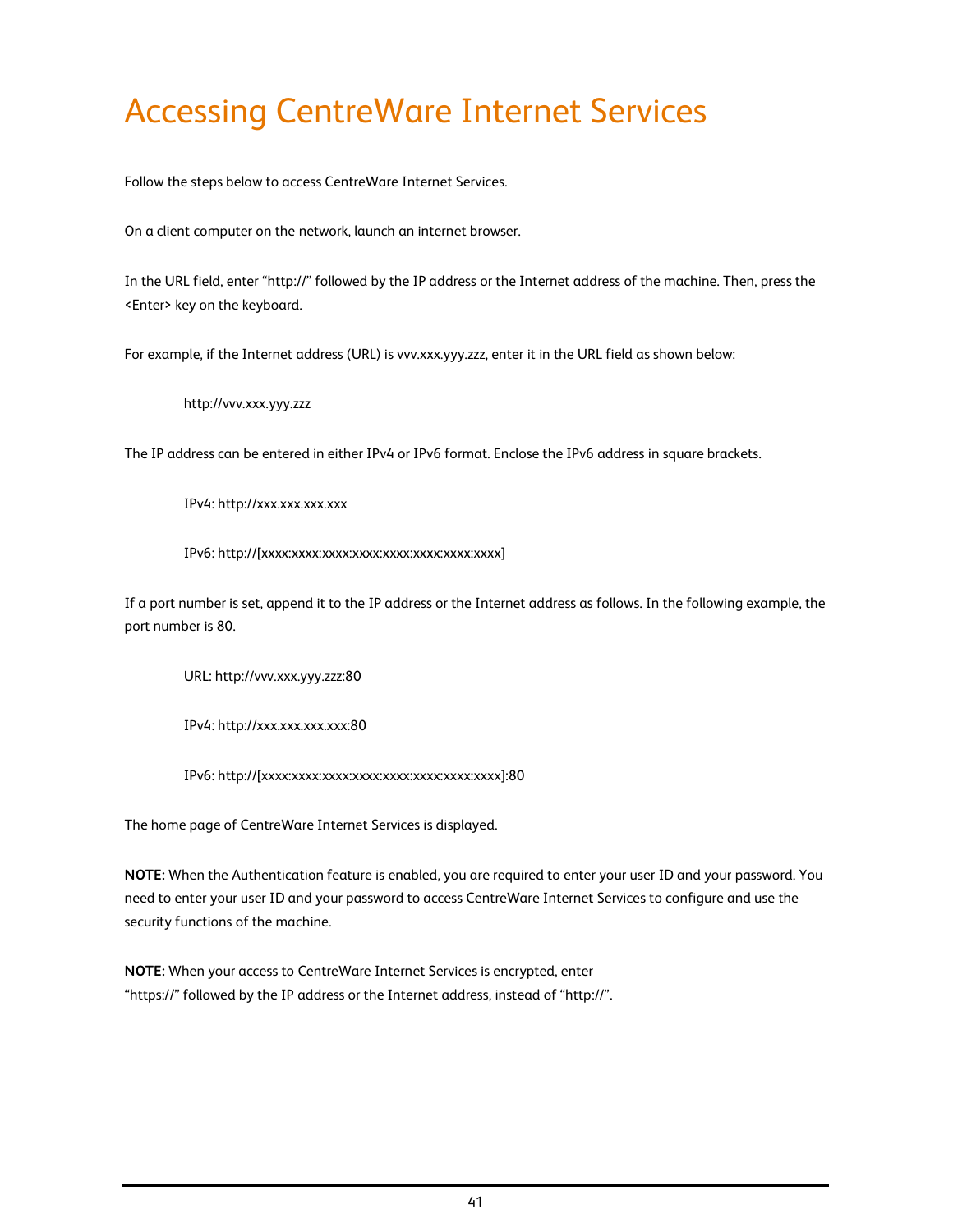# Accessing CentreWare Internet Services

Follow the steps below to access CentreWare Internet Services.

On a client computer on the network, launch an internet browser.

In the URL field, enter "http://" followed by the IP address or the Internet address of the machine. Then, press the <Enter> key on the keyboard.

For example, if the Internet address (URL) is vvv.xxx.yyy.zzz, enter it in the URL field as shown below:

    http://vvv.xxx.yyy.zzz

The IP address can be entered in either IPv4 or IPv6 format. Enclose the IPv6 address in square brackets.

    IPv4: http://xxx.xxx.xxx.xxx

    IPv6: http://[xxxx:xxxx:xxxx:xxxx:xxxx:xxxx:xxxx:xxxx]

If a port number is set, append it to the IP address or the Internet address as follows. In the following example, the port number is 80.

    URL: http://vvv.xxx.yyy.zzz:80

    IPv4: http://xxx.xxx.xxx.xxx:80

    IPv6: http://[xxxx:xxxx:xxxx:xxxx:xxxx:xxxx:xxxx:xxxx]:80

The home page of CentreWare Internet Services is displayed.

**NOTE:** When the Authentication feature is enabled, you are required to enter your user ID and your password. You need to enter your user ID and your password to access CentreWare Internet Services to configure and use the security functions of the machine.

**NOTE:** When your access to CentreWare Internet Services is encrypted, enter "https://" followed by the IP address or the Internet address, instead of "http://".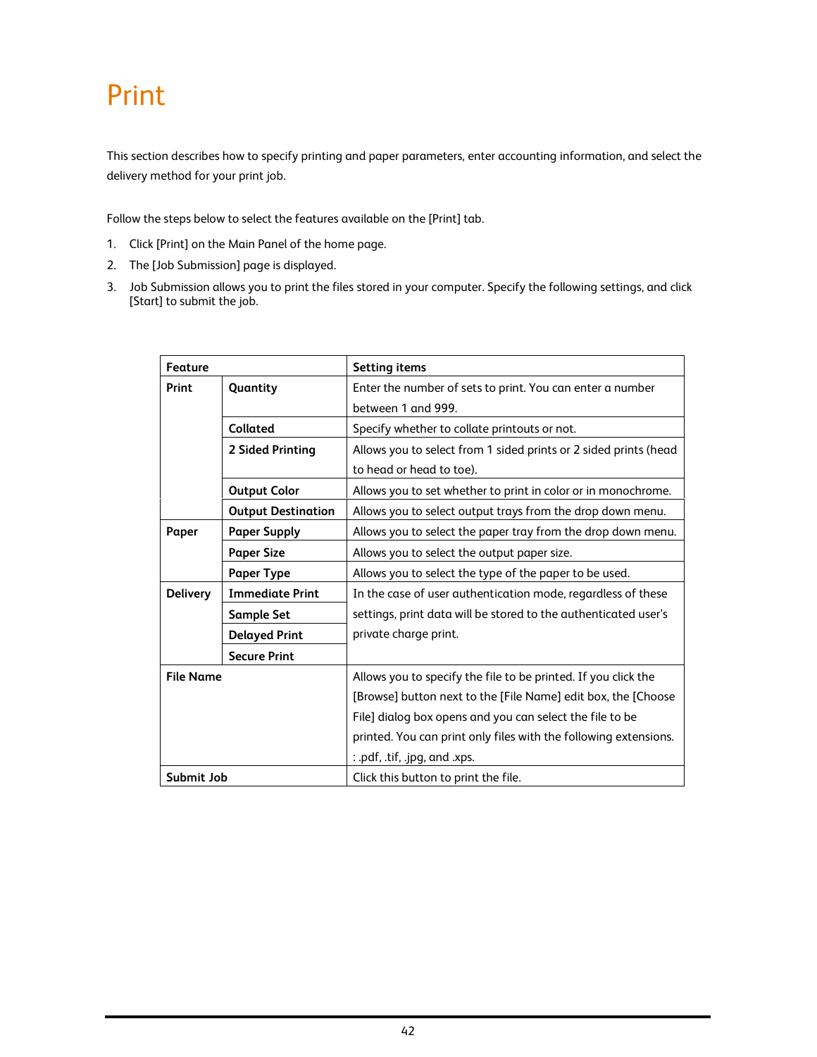# Print

This section describes how to specify printing and paper parameters, enter accounting information, and select the delivery method for your print job.

Follow the steps below to select the features available on the [Print] tab.

1. Click [Print] on the Main Panel of the home page.
2. The [Job Submission] page is displayed.
3. Job Submission allows you to print the files stored in your computer. Specify the following settings, and click [Start] to submit the job.

| **Feature** | | **Setting items** |
|---|---|---|
| **Print** | **Quantity** | Enter the number of sets to print. You can enter a number between 1 and 999. |
| | **Collated** | Specify whether to collate printouts or not. |
| | **2 Sided Printing** | Allows you to select from 1 sided prints or 2 sided prints (head to head or head to toe). |
| | **Output Color** | Allows you to set whether to print in color or in monochrome. |
| | **Output Destination** | Allows you to select output trays from the drop down menu. |
| **Paper** | **Paper Supply** | Allows you to select the paper tray from the drop down menu. |
| | **Paper Size** | Allows you to select the output paper size. |
| | **Paper Type** | Allows you to select the type of the paper to be used. |
| **Delivery** | **Immediate Print** | In the case of user authentication mode, regardless of these settings, print data will be stored to the authenticated user's private charge print. |
| | **Sample Set** | |
| | **Delayed Print** | |
| | **Secure Print** | |
| **File Name** | | Allows you to specify the file to be printed. If you click the [Browse] button next to the [File Name] edit box, the [Choose File] dialog box opens and you can select the file to be printed. You can print only files with the following extensions. : .pdf, .tif, .jpg, and .xps. |
| **Submit Job** | | Click this button to print the file. |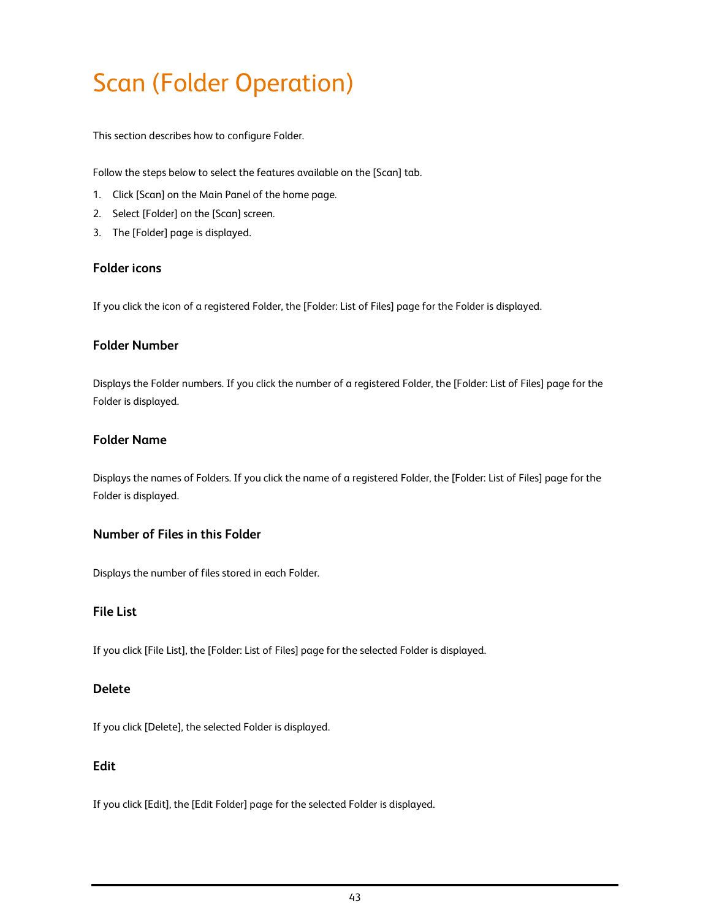# Scan (Folder Operation)

This section describes how to configure Folder.

Follow the steps below to select the features available on the [Scan] tab.

1. Click [Scan] on the Main Panel of the home page.
2. Select [Folder] on the [Scan] screen.
3. The [Folder] page is displayed.

### Folder icons

If you click the icon of a registered Folder, the [Folder: List of Files] page for the Folder is displayed.

### Folder Number

Displays the Folder numbers. If you click the number of a registered Folder, the [Folder: List of Files] page for the Folder is displayed.

### Folder Name

Displays the names of Folders. If you click the name of a registered Folder, the [Folder: List of Files] page for the Folder is displayed.

### Number of Files in this Folder

Displays the number of files stored in each Folder.

### File List

If you click [File List], the [Folder: List of Files] page for the selected Folder is displayed.

### Delete

If you click [Delete], the selected Folder is displayed.

### Edit

If you click [Edit], the [Edit Folder] page for the selected Folder is displayed.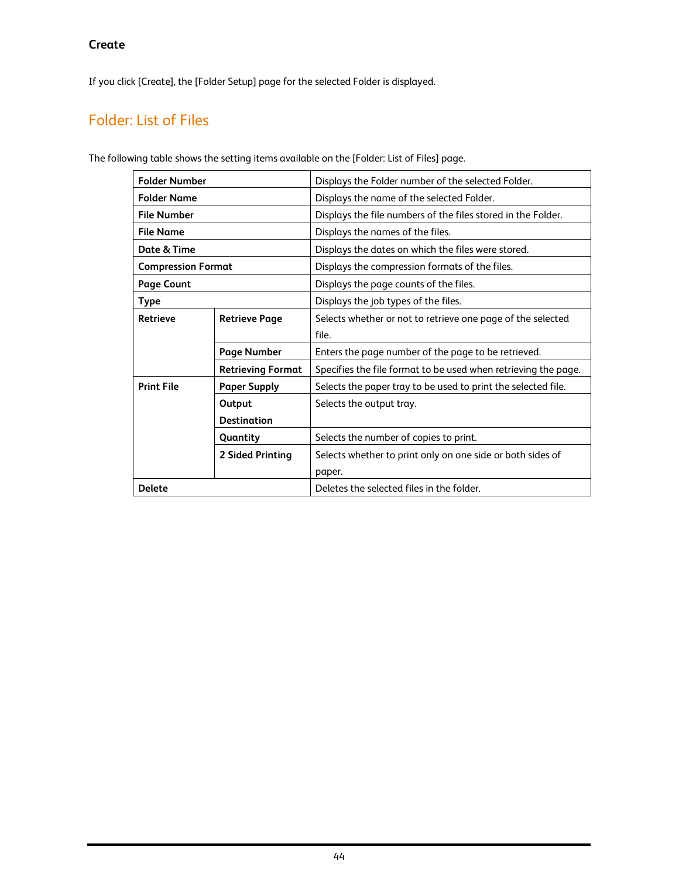### Create

If you click [Create], the [Folder Setup] page for the selected Folder is displayed.

## Folder: List of Files

The following table shows the setting items available on the [Folder: List of Files] page.

| | | |
|---|---|---|
| **Folder Number** | | Displays the Folder number of the selected Folder. |
| **Folder Name** | | Displays the name of the selected Folder. |
| **File Number** | | Displays the file numbers of the files stored in the Folder. |
| **File Name** | | Displays the names of the files. |
| **Date & Time** | | Displays the dates on which the files were stored. |
| **Compression Format** | | Displays the compression formats of the files. |
| **Page Count** | | Displays the page counts of the files. |
| **Type** | | Displays the job types of the files. |
| **Retrieve** | **Retrieve Page** | Selects whether or not to retrieve one page of the selected file. |
| | **Page Number** | Enters the page number of the page to be retrieved. |
| | **Retrieving Format** | Specifies the file format to be used when retrieving the page. |
| **Print File** | **Paper Supply** | Selects the paper tray to be used to print the selected file. |
| | **Output Destination** | Selects the output tray. |
| | **Quantity** | Selects the number of copies to print. |
| | **2 Sided Printing** | Selects whether to print only on one side or both sides of paper. |
| **Delete** | | Deletes the selected files in the folder. |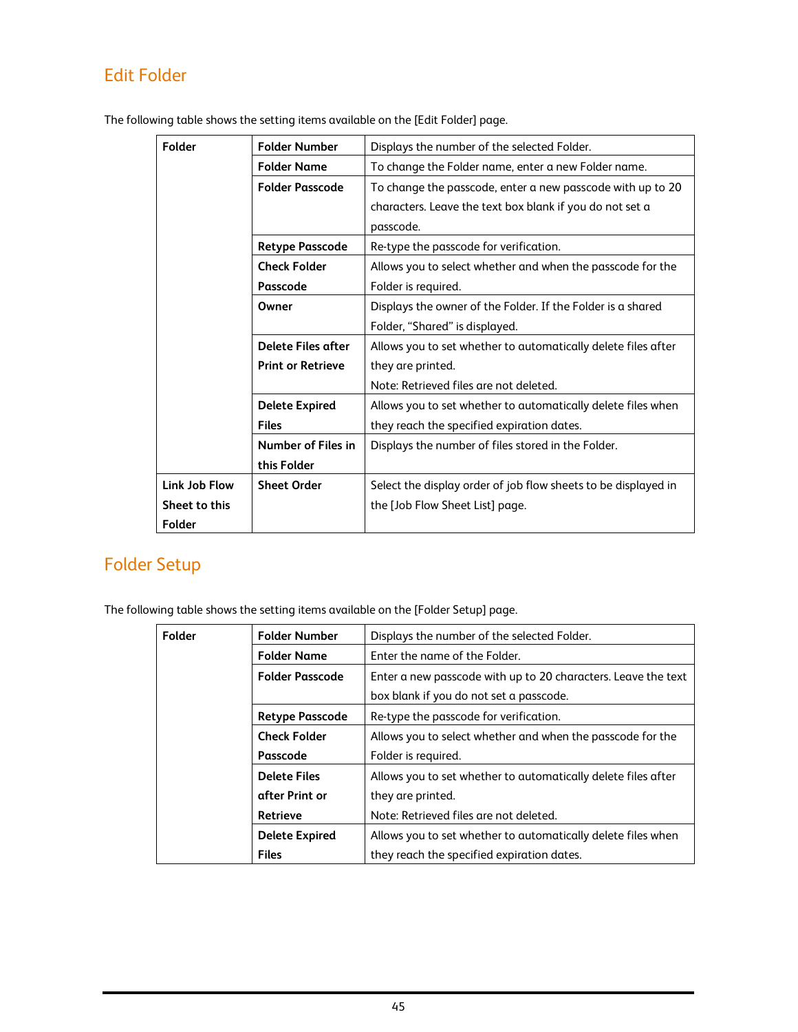## Edit Folder

The following table shows the setting items available on the [Edit Folder] page.

| | | |
|---|---|---|
| **Folder** | **Folder Number** | Displays the number of the selected Folder. |
| | **Folder Name** | To change the Folder name, enter a new Folder name. |
| | **Folder Passcode** | To change the passcode, enter a new passcode with up to 20 characters. Leave the text box blank if you do not set a passcode. |
| | **Retype Passcode** | Re-type the passcode for verification. |
| | **Check Folder Passcode** | Allows you to select whether and when the passcode for the Folder is required. |
| | **Owner** | Displays the owner of the Folder. If the Folder is a shared Folder, “Shared” is displayed. |
| | **Delete Files after Print or Retrieve** | Allows you to set whether to automatically delete files after they are printed.<br>Note: Retrieved files are not deleted. |
| | **Delete Expired Files** | Allows you to set whether to automatically delete files when they reach the specified expiration dates. |
| | **Number of Files in this Folder** | Displays the number of files stored in the Folder. |
| **Link Job Flow Sheet to this Folder** | **Sheet Order** | Select the display order of job flow sheets to be displayed in the [Job Flow Sheet List] page. |

## Folder Setup

The following table shows the setting items available on the [Folder Setup] page.

| | | |
|---|---|---|
| **Folder** | **Folder Number** | Displays the number of the selected Folder. |
| | **Folder Name** | Enter the name of the Folder. |
| | **Folder Passcode** | Enter a new passcode with up to 20 characters. Leave the text box blank if you do not set a passcode. |
| | **Retype Passcode** | Re-type the passcode for verification. |
| | **Check Folder Passcode** | Allows you to select whether and when the passcode for the Folder is required. |
| | **Delete Files after Print or Retrieve** | Allows you to set whether to automatically delete files after they are printed.<br>Note: Retrieved files are not deleted. |
| | **Delete Expired Files** | Allows you to set whether to automatically delete files when they reach the specified expiration dates. |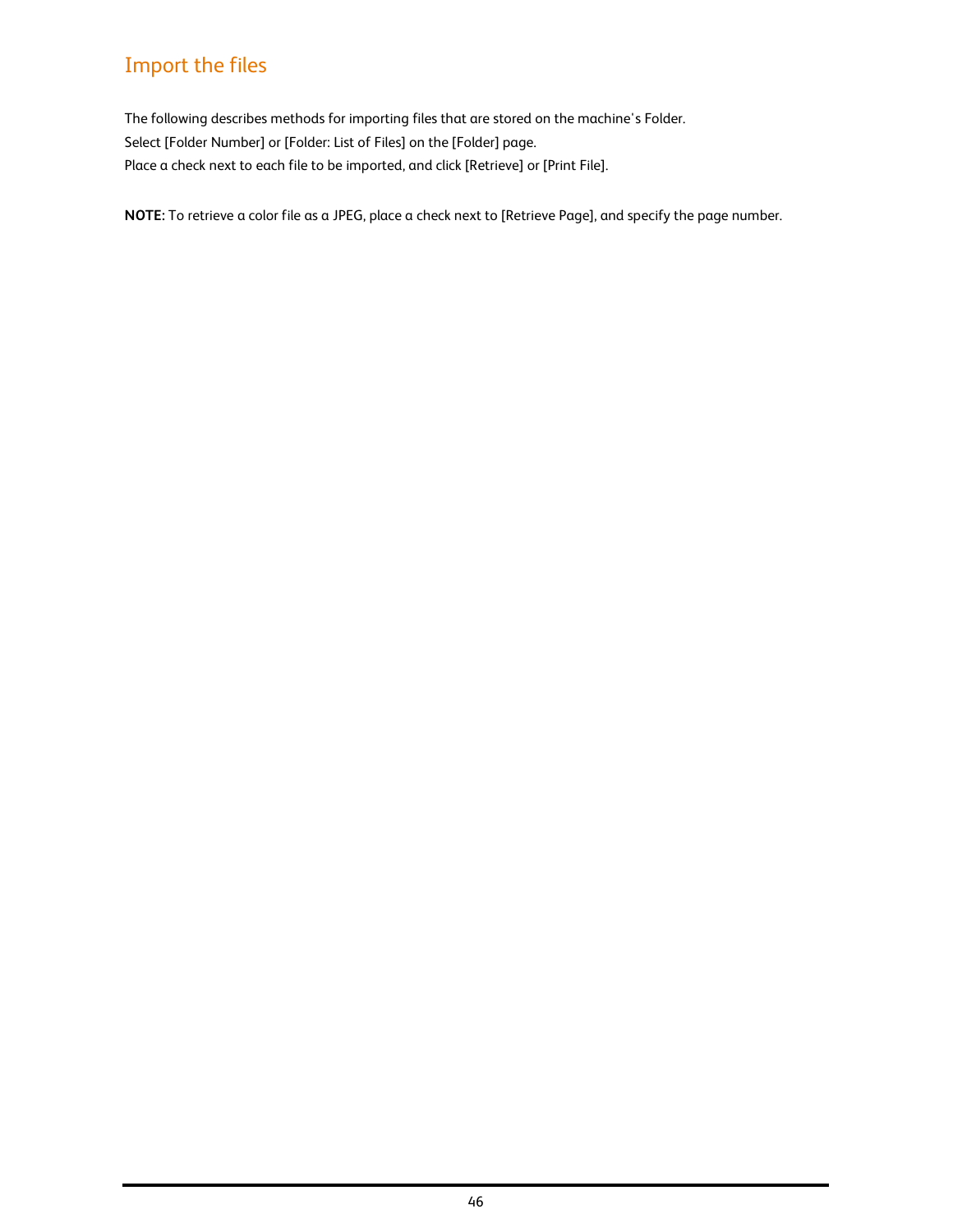## Import the files

The following describes methods for importing files that are stored on the machine's Folder.
Select [Folder Number] or [Folder: List of Files] on the [Folder] page.
Place a check next to each file to be imported, and click [Retrieve] or [Print File].

**NOTE:** To retrieve a color file as a JPEG, place a check next to [Retrieve Page], and specify the page number.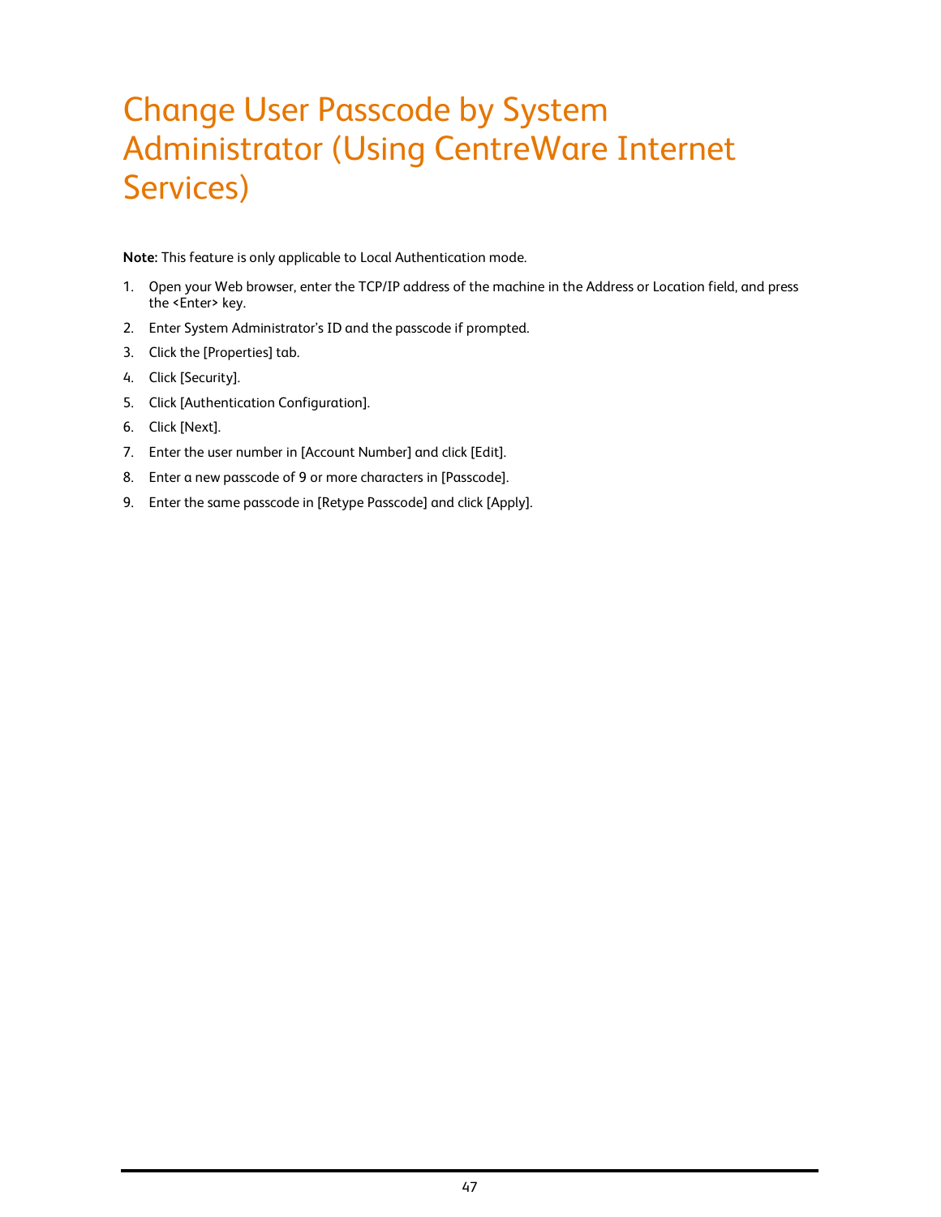# Change User Passcode by System Administrator (Using CentreWare Internet Services)

**Note:** This feature is only applicable to Local Authentication mode.

1. Open your Web browser, enter the TCP/IP address of the machine in the Address or Location field, and press the <Enter> key.
2. Enter System Administrator's ID and the passcode if prompted.
3. Click the [Properties] tab.
4. Click [Security].
5. Click [Authentication Configuration].
6. Click [Next].
7. Enter the user number in [Account Number] and click [Edit].
8. Enter a new passcode of 9 or more characters in [Passcode].
9. Enter the same passcode in [Retype Passcode] and click [Apply].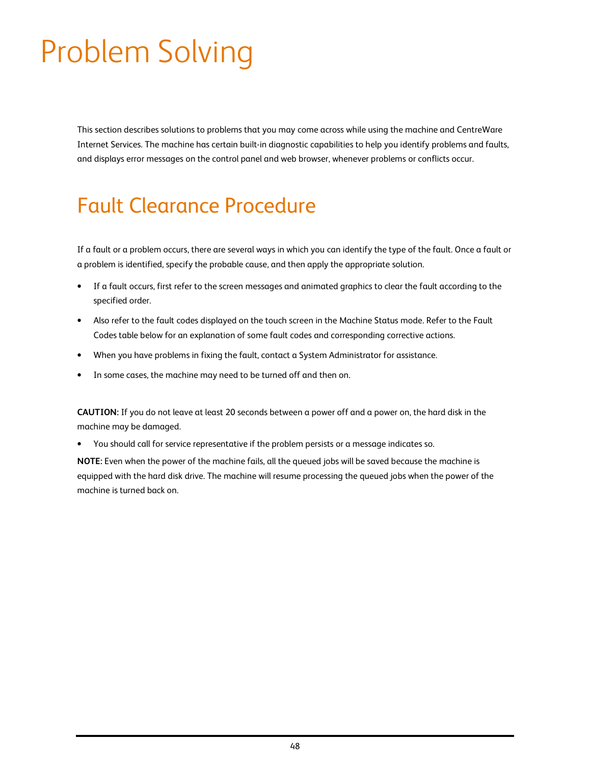# Problem Solving

This section describes solutions to problems that you may come across while using the machine and CentreWare Internet Services. The machine has certain built-in diagnostic capabilities to help you identify problems and faults, and displays error messages on the control panel and web browser, whenever problems or conflicts occur.

## Fault Clearance Procedure

If a fault or a problem occurs, there are several ways in which you can identify the type of the fault. Once a fault or a problem is identified, specify the probable cause, and then apply the appropriate solution.

- If a fault occurs, first refer to the screen messages and animated graphics to clear the fault according to the specified order.
- Also refer to the fault codes displayed on the touch screen in the Machine Status mode. Refer to the Fault Codes table below for an explanation of some fault codes and corresponding corrective actions.
- When you have problems in fixing the fault, contact a System Administrator for assistance.
- In some cases, the machine may need to be turned off and then on.

**CAUTION:** If you do not leave at least 20 seconds between a power off and a power on, the hard disk in the machine may be damaged.

- You should call for service representative if the problem persists or a message indicates so.

**NOTE:** Even when the power of the machine fails, all the queued jobs will be saved because the machine is equipped with the hard disk drive. The machine will resume processing the queued jobs when the power of the machine is turned back on.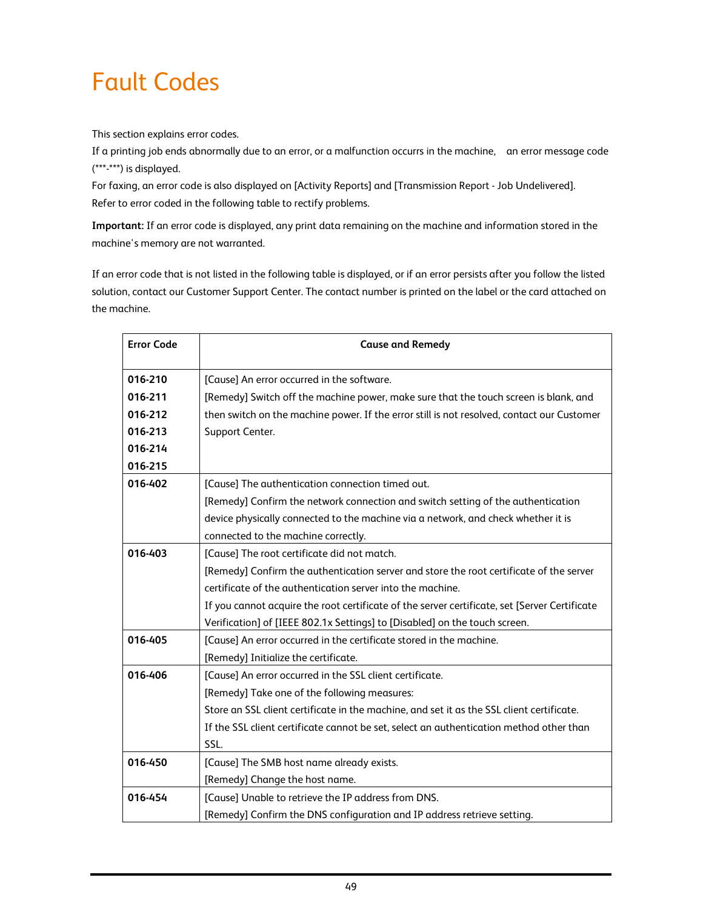# Fault Codes

This section explains error codes.
If a printing job ends abnormally due to an error, or a malfunction occurs in the machine, an error message code (***-***) is displayed.
For faxing, an error code is also displayed on [Activity Reports] and [Transmission Report - Job Undelivered].
Refer to error coded in the following table to rectify problems.

**Important:** If an error code is displayed, any print data remaining on the machine and information stored in the machine's memory are not warranted.

If an error code that is not listed in the following table is displayed, or if an error persists after you follow the listed solution, contact our Customer Support Center. The contact number is printed on the label or the card attached on the machine.

| Error Code | Cause and Remedy |
|---|---|
| **016-210**<br>**016-211**<br>**016-212**<br>**016-213**<br>**016-214**<br>**016-215** | [Cause] An error occurred in the software.<br>[Remedy] Switch off the machine power, make sure that the touch screen is blank, and then switch on the machine power. If the error still is not resolved, contact our Customer Support Center. |
| **016-402** | [Cause] The authentication connection timed out.<br>[Remedy] Confirm the network connection and switch setting of the authentication device physically connected to the machine via a network, and check whether it is connected to the machine correctly. |
| **016-403** | [Cause] The root certificate did not match.<br>[Remedy] Confirm the authentication server and store the root certificate of the server certificate of the authentication server into the machine.<br>If you cannot acquire the root certificate of the server certificate, set [Server Certificate Verification] of [IEEE 802.1x Settings] to [Disabled] on the touch screen. |
| **016-405** | [Cause] An error occurred in the certificate stored in the machine.<br>[Remedy] Initialize the certificate. |
| **016-406** | [Cause] An error occurred in the SSL client certificate.<br>[Remedy] Take one of the following measures:<br>Store an SSL client certificate in the machine, and set it as the SSL client certificate.<br>If the SSL client certificate cannot be set, select an authentication method other than SSL. |
| **016-450** | [Cause] The SMB host name already exists.<br>[Remedy] Change the host name. |
| **016-454** | [Cause] Unable to retrieve the IP address from DNS.<br>[Remedy] Confirm the DNS configuration and IP address retrieve setting. |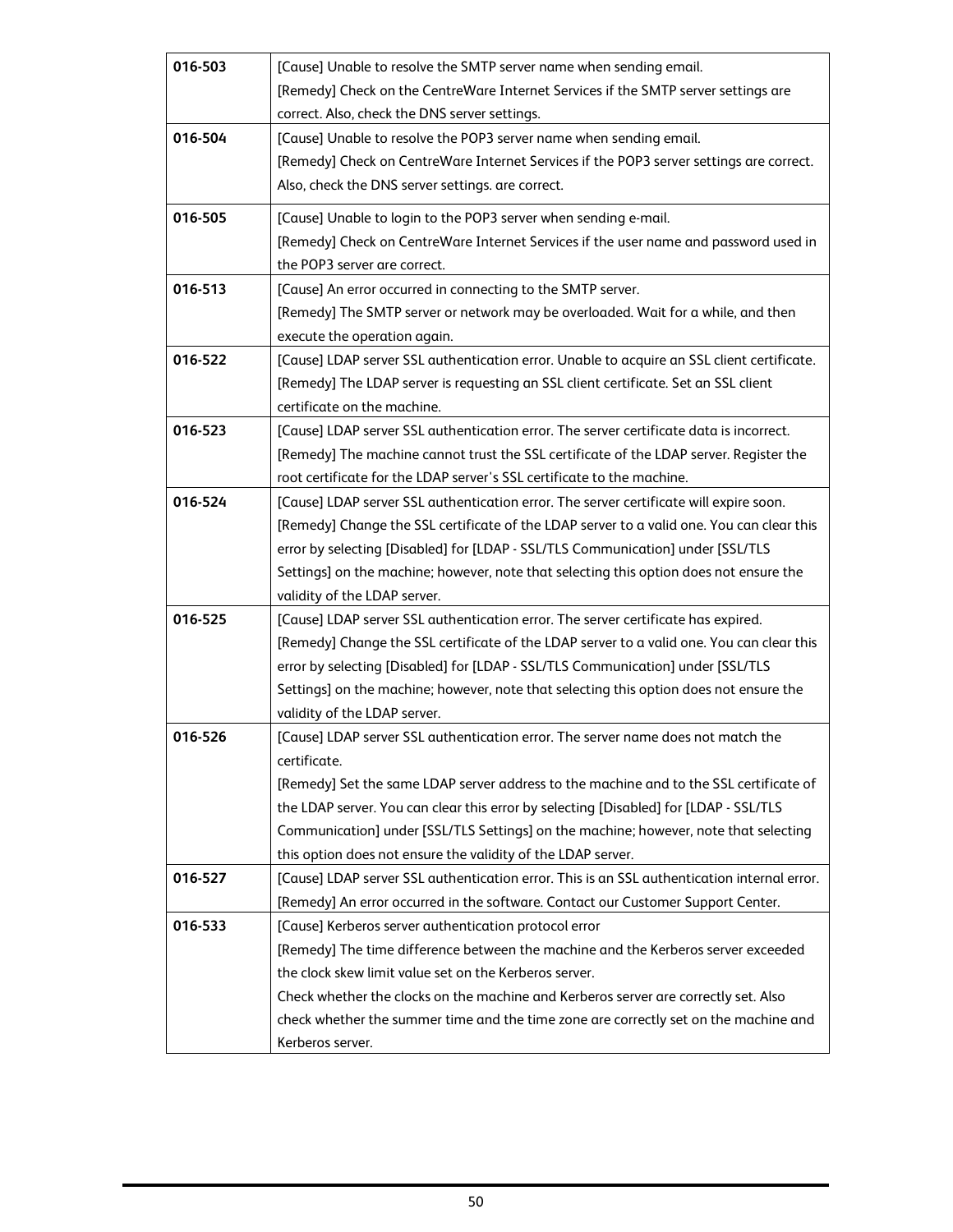| | |
|---|---|
| **016-503** | [Cause] Unable to resolve the SMTP server name when sending email.<br>[Remedy] Check on the CentreWare Internet Services if the SMTP server settings are correct. Also, check the DNS server settings. |
| **016-504** | [Cause] Unable to resolve the POP3 server name when sending email.<br>[Remedy] Check on CentreWare Internet Services if the POP3 server settings are correct. Also, check the DNS server settings. are correct. |
| **016-505** | [Cause] Unable to login to the POP3 server when sending e-mail.<br>[Remedy] Check on CentreWare Internet Services if the user name and password used in the POP3 server are correct. |
| **016-513** | [Cause] An error occurred in connecting to the SMTP server.<br>[Remedy] The SMTP server or network may be overloaded. Wait for a while, and then execute the operation again. |
| **016-522** | [Cause] LDAP server SSL authentication error. Unable to acquire an SSL client certificate.<br>[Remedy] The LDAP server is requesting an SSL client certificate. Set an SSL client certificate on the machine. |
| **016-523** | [Cause] LDAP server SSL authentication error. The server certificate data is incorrect.<br>[Remedy] The machine cannot trust the SSL certificate of the LDAP server. Register the root certificate for the LDAP server's SSL certificate to the machine. |
| **016-524** | [Cause] LDAP server SSL authentication error. The server certificate will expire soon.<br>[Remedy] Change the SSL certificate of the LDAP server to a valid one. You can clear this error by selecting [Disabled] for [LDAP - SSL/TLS Communication] under [SSL/TLS Settings] on the machine; however, note that selecting this option does not ensure the validity of the LDAP server. |
| **016-525** | [Cause] LDAP server SSL authentication error. The server certificate has expired.<br>[Remedy] Change the SSL certificate of the LDAP server to a valid one. You can clear this error by selecting [Disabled] for [LDAP - SSL/TLS Communication] under [SSL/TLS Settings] on the machine; however, note that selecting this option does not ensure the validity of the LDAP server. |
| **016-526** | [Cause] LDAP server SSL authentication error. The server name does not match the certificate.<br>[Remedy] Set the same LDAP server address to the machine and to the SSL certificate of the LDAP server. You can clear this error by selecting [Disabled] for [LDAP - SSL/TLS Communication] under [SSL/TLS Settings] on the machine; however, note that selecting this option does not ensure the validity of the LDAP server. |
| **016-527** | [Cause] LDAP server SSL authentication error. This is an SSL authentication internal error.<br>[Remedy] An error occurred in the software. Contact our Customer Support Center. |
| **016-533** | [Cause] Kerberos server authentication protocol error<br>[Remedy] The time difference between the machine and the Kerberos server exceeded the clock skew limit value set on the Kerberos server.<br>Check whether the clocks on the machine and Kerberos server are correctly set. Also check whether the summer time and the time zone are correctly set on the machine and Kerberos server. |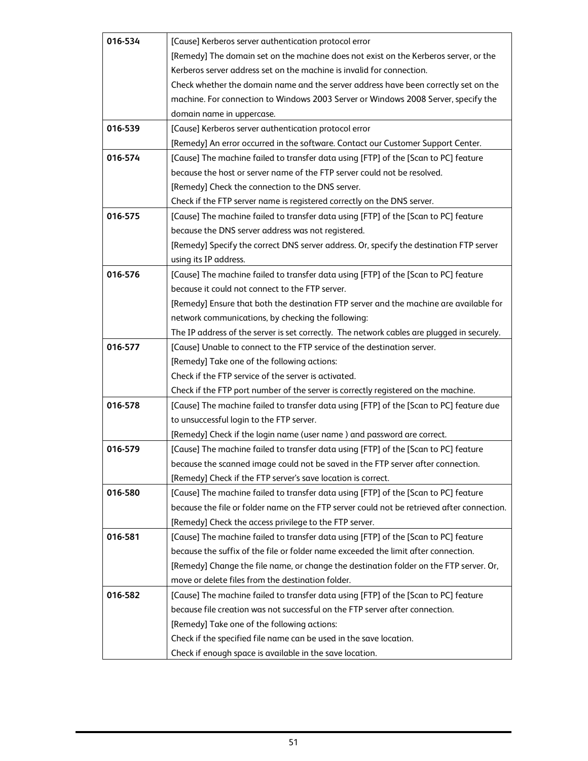| | |
|---|---|
| **016-534** | [Cause] Kerberos server authentication protocol error<br>[Remedy] The domain set on the machine does not exist on the Kerberos server, or the Kerberos server address set on the machine is invalid for connection.<br>Check whether the domain name and the server address have been correctly set on the machine. For connection to Windows 2003 Server or Windows 2008 Server, specify the domain name in uppercase. |
| **016-539** | [Cause] Kerberos server authentication protocol error<br>[Remedy] An error occurred in the software. Contact our Customer Support Center. |
| **016-574** | [Cause] The machine failed to transfer data using [FTP] of the [Scan to PC] feature because the host or server name of the FTP server could not be resolved.<br>[Remedy] Check the connection to the DNS server.<br>Check if the FTP server name is registered correctly on the DNS server. |
| **016-575** | [Cause] The machine failed to transfer data using [FTP] of the [Scan to PC] feature because the DNS server address was not registered.<br>[Remedy] Specify the correct DNS server address. Or, specify the destination FTP server using its IP address. |
| **016-576** | [Cause] The machine failed to transfer data using [FTP] of the [Scan to PC] feature because it could not connect to the FTP server.<br>[Remedy] Ensure that both the destination FTP server and the machine are available for network communications, by checking the following:<br>The IP address of the server is set correctly. The network cables are plugged in securely. |
| **016-577** | [Cause] Unable to connect to the FTP service of the destination server.<br>[Remedy] Take one of the following actions:<br>Check if the FTP service of the server is activated.<br>Check if the FTP port number of the server is correctly registered on the machine. |
| **016-578** | [Cause] The machine failed to transfer data using [FTP] of the [Scan to PC] feature due to unsuccessful login to the FTP server.<br>[Remedy] Check if the login name (user name ) and password are correct. |
| **016-579** | [Cause] The machine failed to transfer data using [FTP] of the [Scan to PC] feature because the scanned image could not be saved in the FTP server after connection.<br>[Remedy] Check if the FTP server's save location is correct. |
| **016-580** | [Cause] The machine failed to transfer data using [FTP] of the [Scan to PC] feature because the file or folder name on the FTP server could not be retrieved after connection.<br>[Remedy] Check the access privilege to the FTP server. |
| **016-581** | [Cause] The machine failed to transfer data using [FTP] of the [Scan to PC] feature because the suffix of the file or folder name exceeded the limit after connection.<br>[Remedy] Change the file name, or change the destination folder on the FTP server. Or, move or delete files from the destination folder. |
| **016-582** | [Cause] The machine failed to transfer data using [FTP] of the [Scan to PC] feature because file creation was not successful on the FTP server after connection.<br>[Remedy] Take one of the following actions:<br>Check if the specified file name can be used in the save location.<br>Check if enough space is available in the save location. |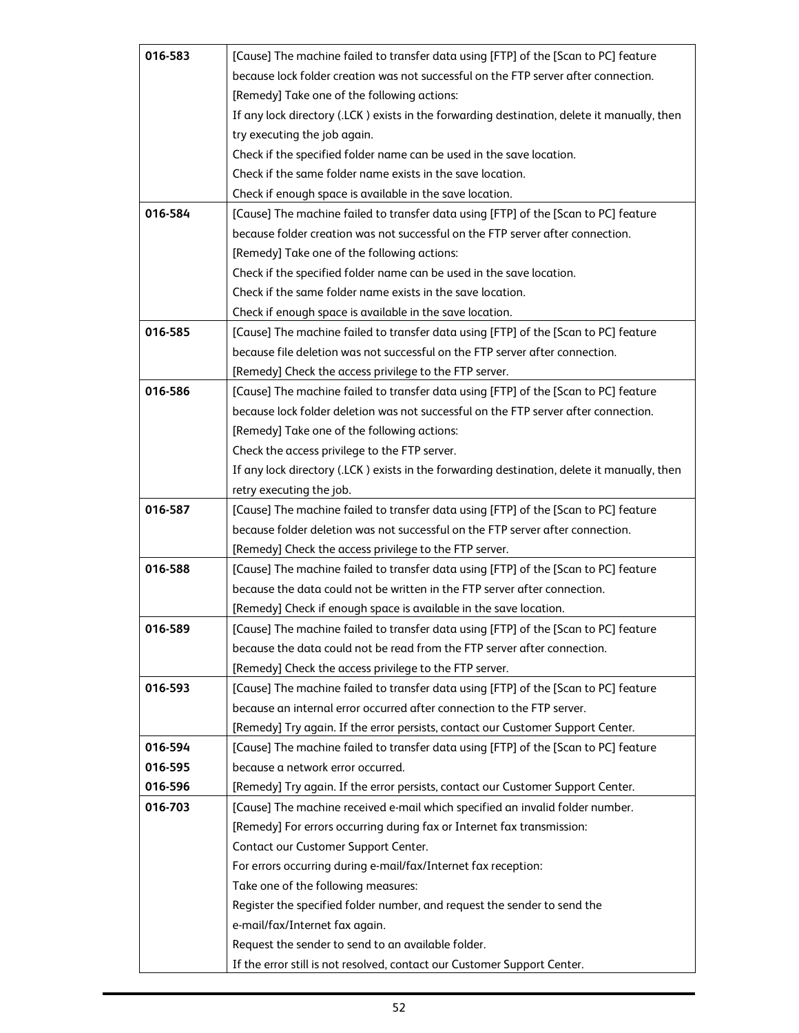| | |
|---|---|
| **016-583** | [Cause] The machine failed to transfer data using [FTP] of the [Scan to PC] feature because lock folder creation was not successful on the FTP server after connection.<br>[Remedy] Take one of the following actions:<br>If any lock directory (.LCK ) exists in the forwarding destination, delete it manually, then try executing the job again.<br>Check if the specified folder name can be used in the save location.<br>Check if the same folder name exists in the save location.<br>Check if enough space is available in the save location. |
| **016-584** | [Cause] The machine failed to transfer data using [FTP] of the [Scan to PC] feature because folder creation was not successful on the FTP server after connection.<br>[Remedy] Take one of the following actions:<br>Check if the specified folder name can be used in the save location.<br>Check if the same folder name exists in the save location.<br>Check if enough space is available in the save location. |
| **016-585** | [Cause] The machine failed to transfer data using [FTP] of the [Scan to PC] feature because file deletion was not successful on the FTP server after connection.<br>[Remedy] Check the access privilege to the FTP server. |
| **016-586** | [Cause] The machine failed to transfer data using [FTP] of the [Scan to PC] feature because lock folder deletion was not successful on the FTP server after connection.<br>[Remedy] Take one of the following actions:<br>Check the access privilege to the FTP server.<br>If any lock directory (.LCK ) exists in the forwarding destination, delete it manually, then retry executing the job. |
| **016-587** | [Cause] The machine failed to transfer data using [FTP] of the [Scan to PC] feature because folder deletion was not successful on the FTP server after connection.<br>[Remedy] Check the access privilege to the FTP server. |
| **016-588** | [Cause] The machine failed to transfer data using [FTP] of the [Scan to PC] feature because the data could not be written in the FTP server after connection.<br>[Remedy] Check if enough space is available in the save location. |
| **016-589** | [Cause] The machine failed to transfer data using [FTP] of the [Scan to PC] feature because the data could not be read from the FTP server after connection.<br>[Remedy] Check the access privilege to the FTP server. |
| **016-593** | [Cause] The machine failed to transfer data using [FTP] of the [Scan to PC] feature because an internal error occurred after connection to the FTP server.<br>[Remedy] Try again. If the error persists, contact our Customer Support Center. |
| **016-594**<br>**016-595**<br>**016-596** | [Cause] The machine failed to transfer data using [FTP] of the [Scan to PC] feature because a network error occurred.<br>[Remedy] Try again. If the error persists, contact our Customer Support Center. |
| **016-703** | [Cause] The machine received e-mail which specified an invalid folder number.<br>[Remedy] For errors occurring during fax or Internet fax transmission:<br>Contact our Customer Support Center.<br>For errors occurring during e-mail/fax/Internet fax reception:<br>Take one of the following measures:<br>Register the specified folder number, and request the sender to send the e-mail/fax/Internet fax again.<br>Request the sender to send to an available folder.<br>If the error still is not resolved, contact our Customer Support Center. |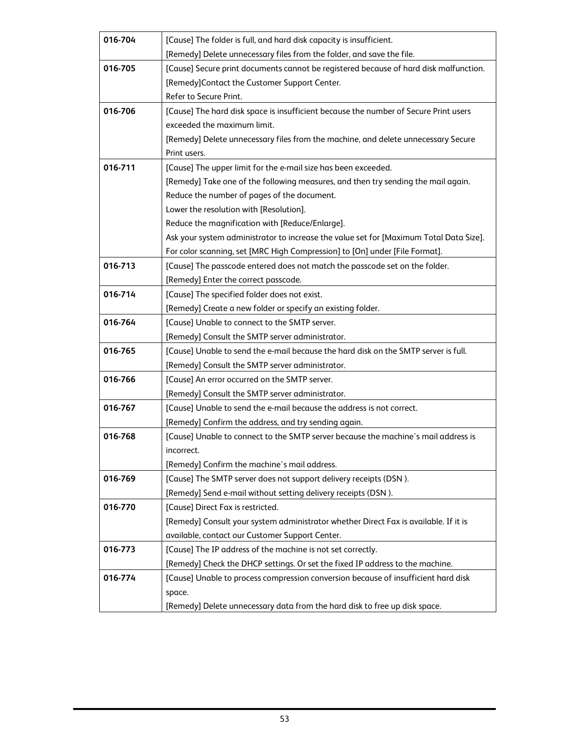| | |
|---|---|
| **016-704** | [Cause] The folder is full, and hard disk capacity is insufficient.<br>[Remedy] Delete unnecessary files from the folder, and save the file. |
| **016-705** | [Cause] Secure print documents cannot be registered because of hard disk malfunction.<br>[Remedy]Contact the Customer Support Center.<br>Refer to Secure Print. |
| **016-706** | [Cause] The hard disk space is insufficient because the number of Secure Print users exceeded the maximum limit.<br>[Remedy] Delete unnecessary files from the machine, and delete unnecessary Secure Print users. |
| **016-711** | [Cause] The upper limit for the e-mail size has been exceeded.<br>[Remedy] Take one of the following measures, and then try sending the mail again.<br>Reduce the number of pages of the document.<br>Lower the resolution with [Resolution].<br>Reduce the magnification with [Reduce/Enlarge].<br>Ask your system administrator to increase the value set for [Maximum Total Data Size].<br>For color scanning, set [MRC High Compression] to [On] under [File Format]. |
| **016-713** | [Cause] The passcode entered does not match the passcode set on the folder.<br>[Remedy] Enter the correct passcode. |
| **016-714** | [Cause] The specified folder does not exist.<br>[Remedy] Create a new folder or specify an existing folder. |
| **016-764** | [Cause] Unable to connect to the SMTP server.<br>[Remedy] Consult the SMTP server administrator. |
| **016-765** | [Cause] Unable to send the e-mail because the hard disk on the SMTP server is full.<br>[Remedy] Consult the SMTP server administrator. |
| **016-766** | [Cause] An error occurred on the SMTP server.<br>[Remedy] Consult the SMTP server administrator. |
| **016-767** | [Cause] Unable to send the e-mail because the address is not correct.<br>[Remedy] Confirm the address, and try sending again. |
| **016-768** | [Cause] Unable to connect to the SMTP server because the machine's mail address is incorrect.<br>[Remedy] Confirm the machine's mail address. |
| **016-769** | [Cause] The SMTP server does not support delivery receipts (DSN ).<br>[Remedy] Send e-mail without setting delivery receipts (DSN ). |
| **016-770** | [Cause] Direct Fax is restricted.<br>[Remedy] Consult your system administrator whether Direct Fax is available. If it is available, contact our Customer Support Center. |
| **016-773** | [Cause] The IP address of the machine is not set correctly.<br>[Remedy] Check the DHCP settings. Or set the fixed IP address to the machine. |
| **016-774** | [Cause] Unable to process compression conversion because of insufficient hard disk space.<br>[Remedy] Delete unnecessary data from the hard disk to free up disk space. |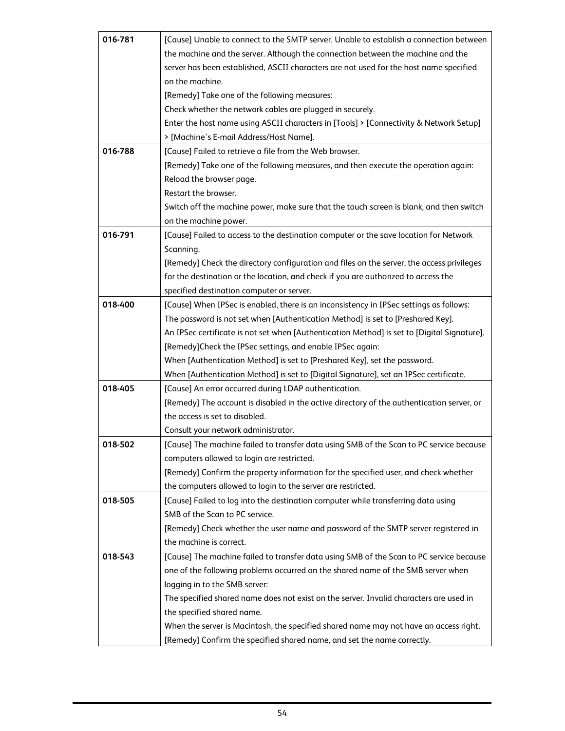| | |
|---|---|
| **016-781** | [Cause] Unable to connect to the SMTP server. Unable to establish a connection between the machine and the server. Although the connection between the machine and the server has been established, ASCII characters are not used for the host name specified on the machine.<br>[Remedy] Take one of the following measures:<br>Check whether the network cables are plugged in securely.<br>Enter the host name using ASCII characters in [Tools] > [Connectivity & Network Setup] > [Machine's E-mail Address/Host Name]. |
| **016-788** | [Cause] Failed to retrieve a file from the Web browser.<br>[Remedy] Take one of the following measures, and then execute the operation again:<br>Reload the browser page.<br>Restart the browser.<br>Switch off the machine power, make sure that the touch screen is blank, and then switch on the machine power. |
| **016-791** | [Cause] Failed to access to the destination computer or the save location for Network Scanning.<br>[Remedy] Check the directory configuration and files on the server, the access privileges for the destination or the location, and check if you are authorized to access the specified destination computer or server. |
| **018-400** | [Cause] When IPSec is enabled, there is an inconsistency in IPSec settings as follows:<br>The password is not set when [Authentication Method] is set to [Preshared Key].<br>An IPSec certificate is not set when [Authentication Method] is set to [Digital Signature].<br>[Remedy]Check the IPSec settings, and enable IPSec again:<br>When [Authentication Method] is set to [Preshared Key], set the password.<br>When [Authentication Method] is set to [Digital Signature], set an IPSec certificate. |
| **018-405** | [Cause] An error occurred during LDAP authentication.<br>[Remedy] The account is disabled in the active directory of the authentication server, or the access is set to disabled.<br>Consult your network administrator. |
| **018-502** | [Cause] The machine failed to transfer data using SMB of the Scan to PC service because computers allowed to login are restricted.<br>[Remedy] Confirm the property information for the specified user, and check whether the computers allowed to login to the server are restricted. |
| **018-505** | [Cause] Failed to log into the destination computer while transferring data using SMB of the Scan to PC service.<br>[Remedy] Check whether the user name and password of the SMTP server registered in the machine is correct. |
| **018-543** | [Cause] The machine failed to transfer data using SMB of the Scan to PC service because one of the following problems occurred on the shared name of the SMB server when logging in to the SMB server:<br>The specified shared name does not exist on the server. Invalid characters are used in the specified shared name.<br>When the server is Macintosh, the specified shared name may not have an access right.<br>[Remedy] Confirm the specified shared name, and set the name correctly. |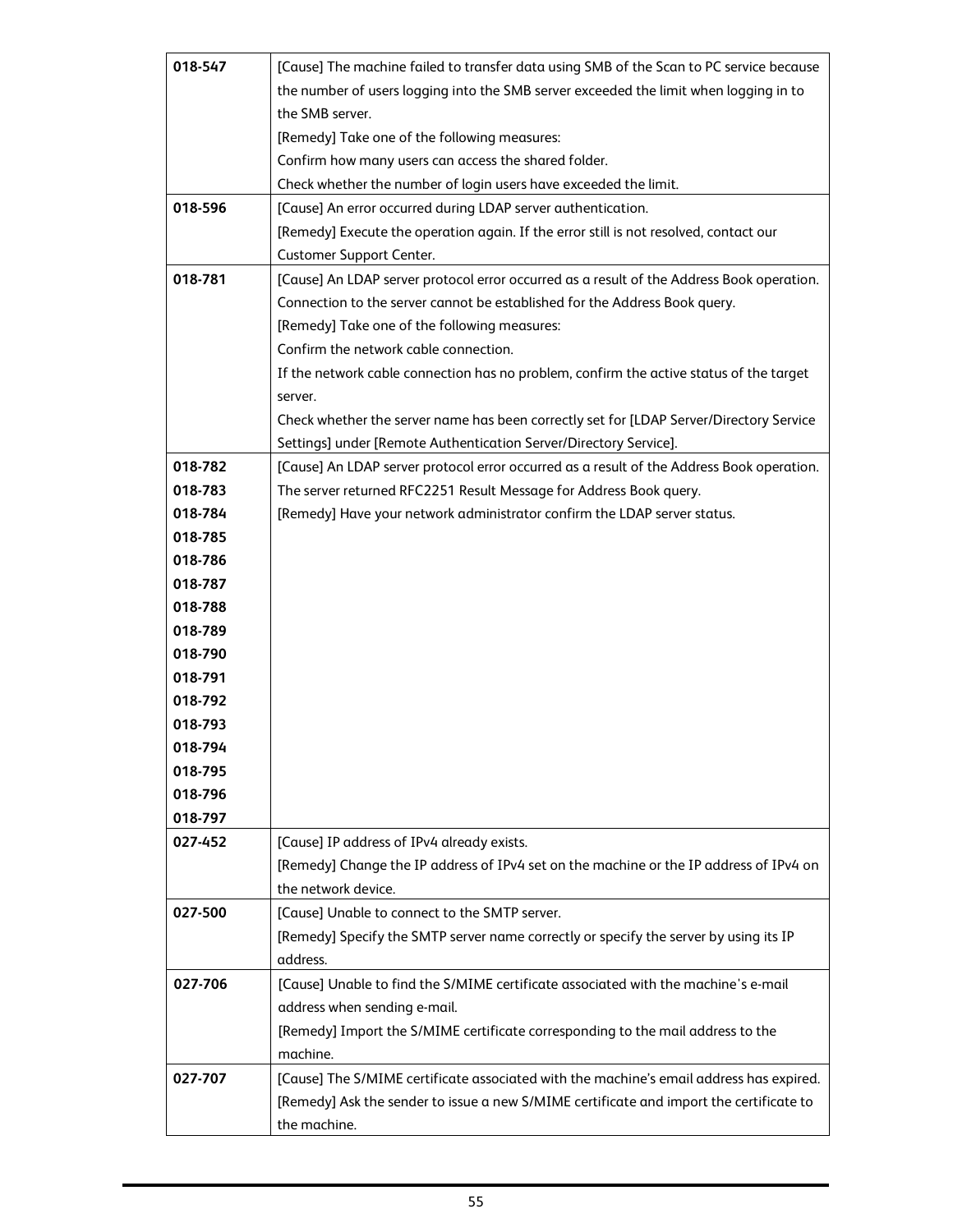| | |
|---|---|
| **018-547** | [Cause] The machine failed to transfer data using SMB of the Scan to PC service because the number of users logging into the SMB server exceeded the limit when logging in to the SMB server.<br>[Remedy] Take one of the following measures:<br>Confirm how many users can access the shared folder.<br>Check whether the number of login users have exceeded the limit. |
| **018-596** | [Cause] An error occurred during LDAP server authentication.<br>[Remedy] Execute the operation again. If the error still is not resolved, contact our Customer Support Center. |
| **018-781** | [Cause] An LDAP server protocol error occurred as a result of the Address Book operation. Connection to the server cannot be established for the Address Book query.<br>[Remedy] Take one of the following measures:<br>Confirm the network cable connection.<br>If the network cable connection has no problem, confirm the active status of the target server.<br>Check whether the server name has been correctly set for [LDAP Server/Directory Service Settings] under [Remote Authentication Server/Directory Service]. |
| **018-782**<br>**018-783**<br>**018-784**<br>**018-785**<br>**018-786**<br>**018-787**<br>**018-788**<br>**018-789**<br>**018-790**<br>**018-791**<br>**018-792**<br>**018-793**<br>**018-794**<br>**018-795**<br>**018-796**<br>**018-797** | [Cause] An LDAP server protocol error occurred as a result of the Address Book operation. The server returned RFC2251 Result Message for Address Book query.<br>[Remedy] Have your network administrator confirm the LDAP server status. |
| **027-452** | [Cause] IP address of IPv4 already exists.<br>[Remedy] Change the IP address of IPv4 set on the machine or the IP address of IPv4 on the network device. |
| **027-500** | [Cause] Unable to connect to the SMTP server.<br>[Remedy] Specify the SMTP server name correctly or specify the server by using its IP address. |
| **027-706** | [Cause] Unable to find the S/MIME certificate associated with the machine's e-mail address when sending e-mail.<br>[Remedy] Import the S/MIME certificate corresponding to the mail address to the machine. |
| **027-707** | [Cause] The S/MIME certificate associated with the machine's email address has expired.<br>[Remedy] Ask the sender to issue a new S/MIME certificate and import the certificate to the machine. |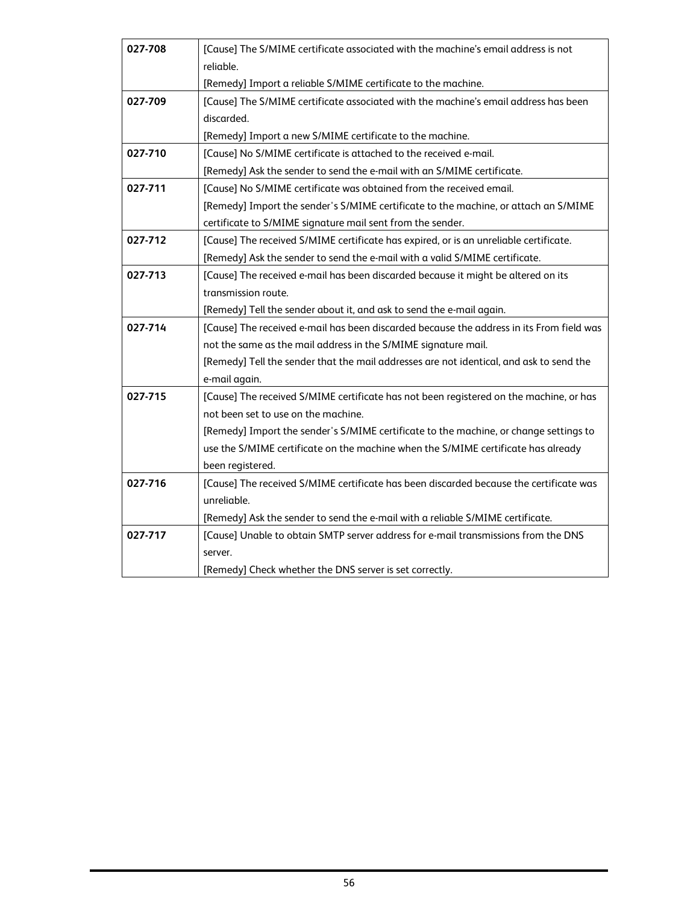| | |
|---|---|
| **027-708** | [Cause] The S/MIME certificate associated with the machine's email address is not reliable.<br>[Remedy] Import a reliable S/MIME certificate to the machine. |
| **027-709** | [Cause] The S/MIME certificate associated with the machine's email address has been discarded.<br>[Remedy] Import a new S/MIME certificate to the machine. |
| **027-710** | [Cause] No S/MIME certificate is attached to the received e-mail.<br>[Remedy] Ask the sender to send the e-mail with an S/MIME certificate. |
| **027-711** | [Cause] No S/MIME certificate was obtained from the received email.<br>[Remedy] Import the sender's S/MIME certificate to the machine, or attach an S/MIME certificate to S/MIME signature mail sent from the sender. |
| **027-712** | [Cause] The received S/MIME certificate has expired, or is an unreliable certificate.<br>[Remedy] Ask the sender to send the e-mail with a valid S/MIME certificate. |
| **027-713** | [Cause] The received e-mail has been discarded because it might be altered on its transmission route.<br>[Remedy] Tell the sender about it, and ask to send the e-mail again. |
| **027-714** | [Cause] The received e-mail has been discarded because the address in its From field was not the same as the mail address in the S/MIME signature mail.<br>[Remedy] Tell the sender that the mail addresses are not identical, and ask to send the e-mail again. |
| **027-715** | [Cause] The received S/MIME certificate has not been registered on the machine, or has not been set to use on the machine.<br>[Remedy] Import the sender's S/MIME certificate to the machine, or change settings to use the S/MIME certificate on the machine when the S/MIME certificate has already been registered. |
| **027-716** | [Cause] The received S/MIME certificate has been discarded because the certificate was unreliable.<br>[Remedy] Ask the sender to send the e-mail with a reliable S/MIME certificate. |
| **027-717** | [Cause] Unable to obtain SMTP server address for e-mail transmissions from the DNS server.<br>[Remedy] Check whether the DNS server is set correctly. |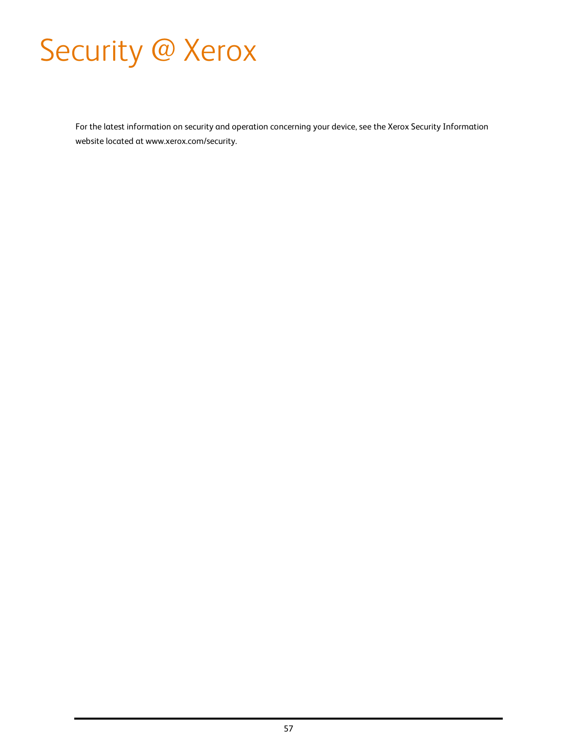# Security @ Xerox

For the latest information on security and operation concerning your device, see the Xerox Security Information website located at www.xerox.com/security.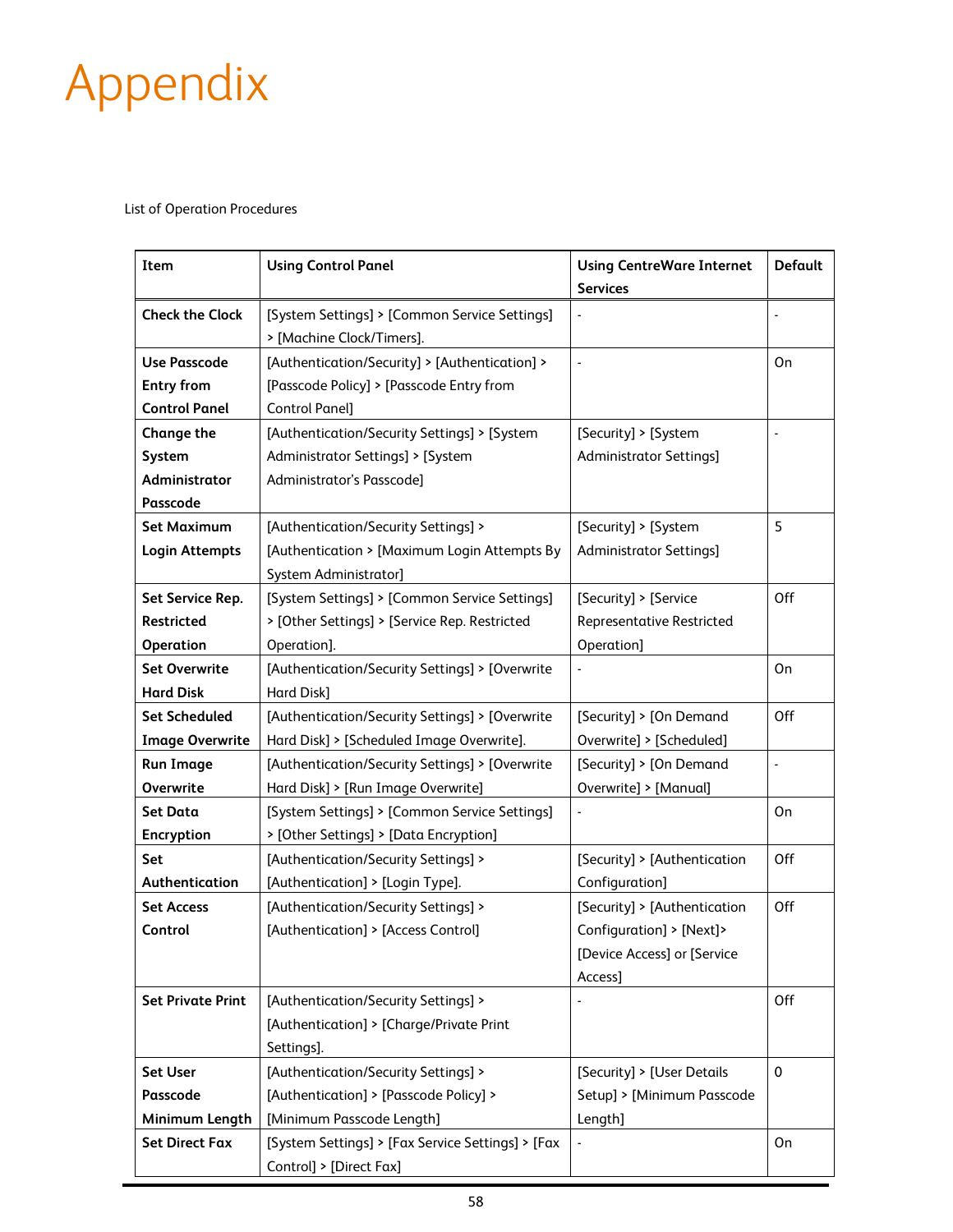# Appendix

List of Operation Procedures

| Item | Using Control Panel | Using CentreWare Internet Services | Default |
|---|---|---|---|
| **Check the Clock** | [System Settings] > [Common Service Settings] > [Machine Clock/Timers]. | - | - |
| **Use Passcode Entry from Control Panel** | [Authentication/Security] > [Authentication] > [Passcode Policy] > [Passcode Entry from Control Panel] | - | On |
| **Change the System Administrator Passcode** | [Authentication/Security Settings] > [System Administrator Settings] > [System Administrator's Passcode] | [Security] > [System Administrator Settings] | - |
| **Set Maximum Login Attempts** | [Authentication/Security Settings] > [Authentication > [Maximum Login Attempts By System Administrator] | [Security] > [System Administrator Settings] | 5 |
| **Set Service Rep. Restricted Operation** | [System Settings] > [Common Service Settings] > [Other Settings] > [Service Rep. Restricted Operation]. | [Security] > [Service Representative Restricted Operation] | Off |
| **Set Overwrite Hard Disk** | [Authentication/Security Settings] > [Overwrite Hard Disk] | - | On |
| **Set Scheduled Image Overwrite** | [Authentication/Security Settings] > [Overwrite Hard Disk] > [Scheduled Image Overwrite]. | [Security] > [On Demand Overwrite] > [Scheduled] | Off |
| **Run Image Overwrite** | [Authentication/Security Settings] > [Overwrite Hard Disk] > [Run Image Overwrite] | [Security] > [On Demand Overwrite] > [Manual] | - |
| **Set Data Encryption** | [System Settings] > [Common Service Settings] > [Other Settings] > [Data Encryption] | - | On |
| **Set Authentication** | [Authentication/Security Settings] > [Authentication] > [Login Type]. | [Security] > [Authentication Configuration] | Off |
| **Set Access Control** | [Authentication/Security Settings] > [Authentication] > [Access Control] | [Security] > [Authentication Configuration] > [Next]> [Device Access] or [Service Access] | Off |
| **Set Private Print** | [Authentication/Security Settings] > [Authentication] > [Charge/Private Print Settings]. | - | Off |
| **Set User Passcode Minimum Length** | [Authentication/Security Settings] > [Authentication] > [Passcode Policy] > [Minimum Passcode Length] | [Security] > [User Details Setup] > [Minimum Passcode Length] | 0 |
| **Set Direct Fax** | [System Settings] > [Fax Service Settings] > [Fax Control] > [Direct Fax] | - | On |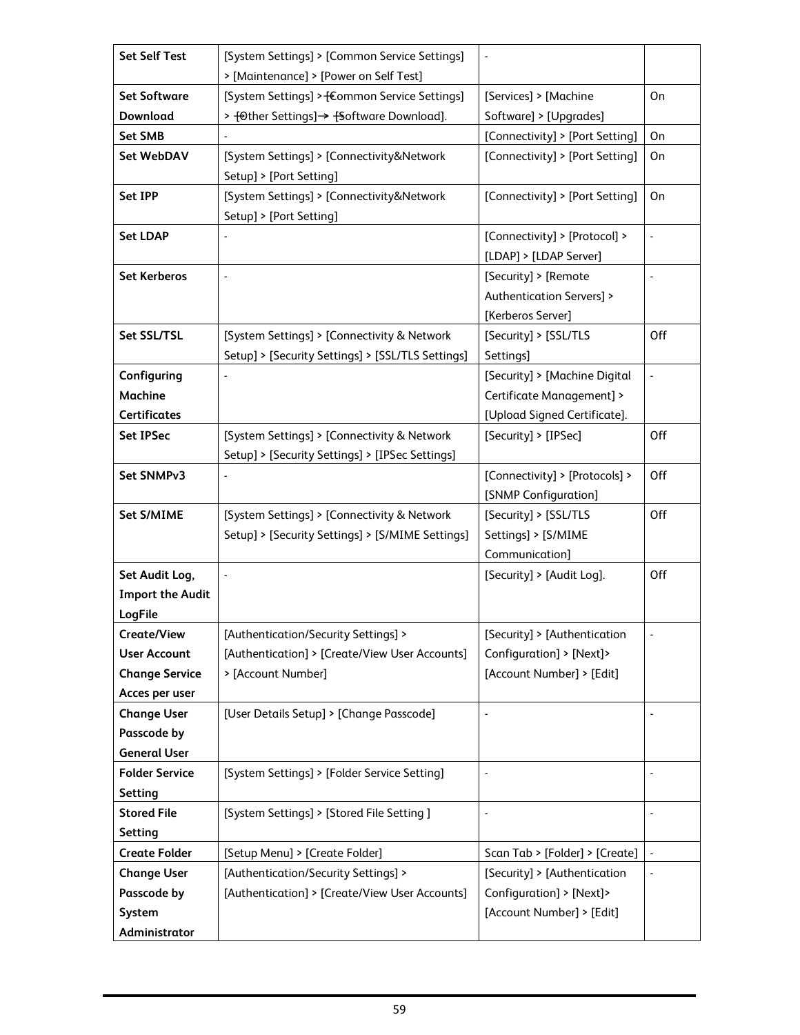| | | | |
|---|---|---|---|
| **Set Self Test** | [System Settings] > [Common Service Settings] > [Maintenance] > [Power on Self Test] | - | |
| **Set Software Download** | [System Settings] > [Common Service Settings] > [Other Settings] > [Software Download]. | [Services] > [Machine Software] > [Upgrades] | On |
| **Set SMB** | - | [Connectivity] > [Port Setting] | On |
| **Set WebDAV** | [System Settings] > [Connectivity&Network Setup] > [Port Setting] | [Connectivity] > [Port Setting] | On |
| **Set IPP** | [System Settings] > [Connectivity&Network Setup] > [Port Setting] | [Connectivity] > [Port Setting] | On |
| **Set LDAP** | - | [Connectivity] > [Protocol] > [LDAP] > [LDAP Server] | - |
| **Set Kerberos** | - | [Security] > [Remote Authentication Servers] > [Kerberos Server] | - |
| **Set SSL/TSL** | [System Settings] > [Connectivity & Network Setup] > [Security Settings] > [SSL/TLS Settings] | [Security] > [SSL/TLS Settings] | Off |
| **Configuring Machine Certificates** | - | [Security] > [Machine Digital Certificate Management] > [Upload Signed Certificate]. | - |
| **Set IPSec** | [System Settings] > [Connectivity & Network Setup] > [Security Settings] > [IPSec Settings] | [Security] > [IPSec] | Off |
| **Set SNMPv3** | - | [Connectivity] > [Protocols] > [SNMP Configuration] | Off |
| **Set S/MIME** | [System Settings] > [Connectivity & Network Setup] > [Security Settings] > [S/MIME Settings] | [Security] > [SSL/TLS Settings] > [S/MIME Communication] | Off |
| **Set Audit Log, Import the Audit LogFile** | - | [Security] > [Audit Log]. | Off |
| **Create/View User Account Change Service Acces per user** | [Authentication/Security Settings] > [Authentication] > [Create/View User Accounts] > [Account Number] | [Security] > [Authentication Configuration] > [Next]> [Account Number] > [Edit] | - |
| **Change User Passcode by General User** | [User Details Setup] > [Change Passcode] | - | - |
| **Folder Service Setting** | [System Settings] > [Folder Service Setting] | - | - |
| **Stored File Setting** | [System Settings] > [Stored File Setting ] | - | - |
| **Create Folder** | [Setup Menu] > [Create Folder] | Scan Tab > [Folder] > [Create] | - |
| **Change User Passcode by System Administrator** | [Authentication/Security Settings] > [Authentication] > [Create/View User Accounts] | [Security] > [Authentication Configuration] > [Next]> [Account Number] > [Edit] | - |